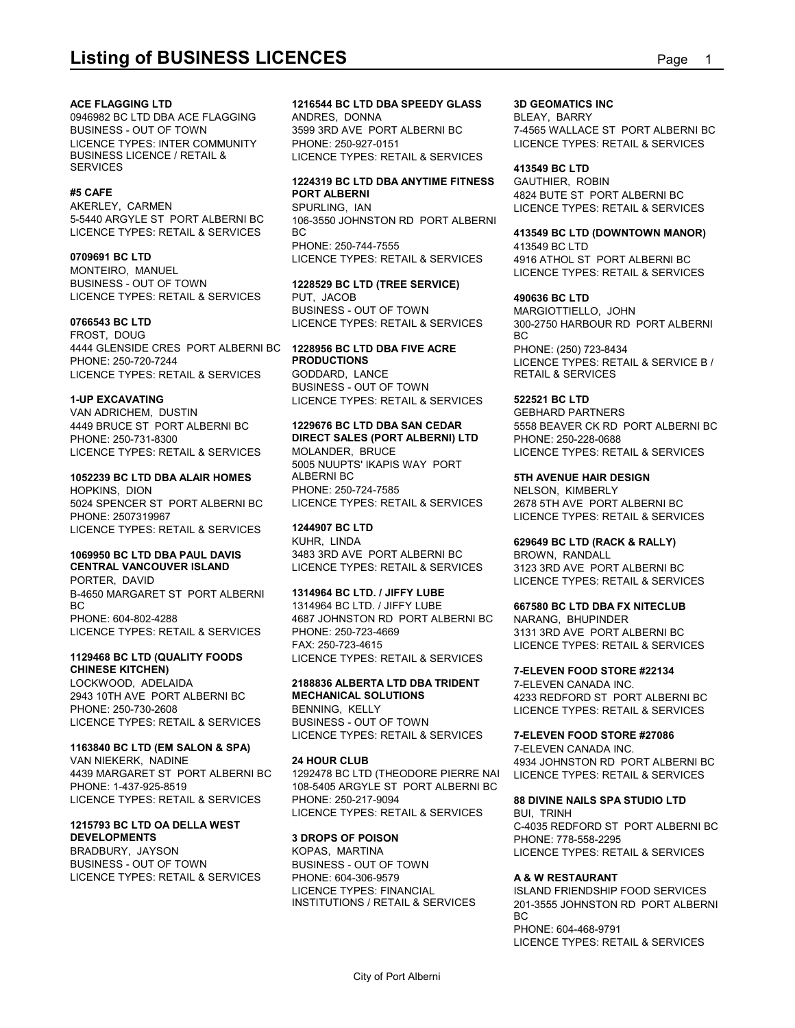# Listing of BUSINESS LICENCES

**ACE FLAGGING LTD**
0946982 BC LTD DBA ACE FLAGGING
BUSINESS - OUT OF TOWN
LICENCE TYPES: INTER COMMUNITY BUSINESS LICENCE / RETAIL & SERVICES

**#5 CAFE**
AKERLEY, CARMEN
5-5440 ARGYLE ST PORT ALBERNI BC
LICENCE TYPES: RETAIL & SERVICES

**0709691 BC LTD**
MONTEIRO, MANUEL
BUSINESS - OUT OF TOWN
LICENCE TYPES: RETAIL & SERVICES

**0766543 BC LTD**
FROST, DOUG
4444 GLENSIDE CRES PORT ALBERNI BC
PHONE: 250-720-7244
LICENCE TYPES: RETAIL & SERVICES

**1-UP EXCAVATING**
VAN ADRICHEM, DUSTIN
4449 BRUCE ST PORT ALBERNI BC
PHONE: 250-731-8300
LICENCE TYPES: RETAIL & SERVICES

**1052239 BC LTD DBA ALAIR HOMES**
HOPKINS, DION
5024 SPENCER ST PORT ALBERNI BC
PHONE: 2507319967
LICENCE TYPES: RETAIL & SERVICES

**1069950 BC LTD DBA PAUL DAVIS CENTRAL VANCOUVER ISLAND**
PORTER, DAVID
B-4650 MARGARET ST PORT ALBERNI BC
PHONE: 604-802-4288
LICENCE TYPES: RETAIL & SERVICES

**1129468 BC LTD (QUALITY FOODS CHINESE KITCHEN)**
LOCKWOOD, ADELAIDA
2943 10TH AVE PORT ALBERNI BC
PHONE: 250-730-2608
LICENCE TYPES: RETAIL & SERVICES

**1163840 BC LTD (EM SALON & SPA)**
VAN NIEKERK, NADINE
4439 MARGARET ST PORT ALBERNI BC
PHONE: 1-437-925-8519
LICENCE TYPES: RETAIL & SERVICES

**1215793 BC LTD OA DELLA WEST DEVELOPMENTS**
BRADBURY, JAYSON
BUSINESS - OUT OF TOWN
LICENCE TYPES: RETAIL & SERVICES

**1216544 BC LTD DBA SPEEDY GLASS**
ANDRES, DONNA
3599 3RD AVE PORT ALBERNI BC
PHONE: 250-927-0151
LICENCE TYPES: RETAIL & SERVICES

**1224319 BC LTD DBA ANYTIME FITNESS PORT ALBERNI**
SPURLING, IAN
106-3550 JOHNSTON RD PORT ALBERNI BC
PHONE: 250-744-7555
LICENCE TYPES: RETAIL & SERVICES

**1228529 BC LTD (TREE SERVICE)**
PUT, JACOB
BUSINESS - OUT OF TOWN
LICENCE TYPES: RETAIL & SERVICES

**1228956 BC LTD DBA FIVE ACRE PRODUCTIONS**
GODDARD, LANCE
BUSINESS - OUT OF TOWN
LICENCE TYPES: RETAIL & SERVICES

**1229676 BC LTD DBA SAN CEDAR DIRECT SALES (PORT ALBERNI) LTD**
MOLANDER, BRUCE
5005 NUUPTS' IKAPIS WAY PORT ALBERNI BC
PHONE: 250-724-7585
LICENCE TYPES: RETAIL & SERVICES

**1244907 BC LTD**
KUHR, LINDA
3483 3RD AVE PORT ALBERNI BC
LICENCE TYPES: RETAIL & SERVICES

**1314964 BC LTD. / JIFFY LUBE**
1314964 BC LTD. / JIFFY LUBE
4687 JOHNSTON RD PORT ALBERNI BC
PHONE: 250-723-4669
FAX: 250-723-4615
LICENCE TYPES: RETAIL & SERVICES

**2188836 ALBERTA LTD DBA TRIDENT MECHANICAL SOLUTIONS**
BENNING, KELLY
BUSINESS - OUT OF TOWN
LICENCE TYPES: RETAIL & SERVICES

**24 HOUR CLUB**
1292478 BC LTD (THEODORE PIERRE NAI
108-5405 ARGYLE ST PORT ALBERNI BC
PHONE: 250-217-9094
LICENCE TYPES: RETAIL & SERVICES

**3 DROPS OF POISON**
KOPAS, MARTINA
BUSINESS - OUT OF TOWN
PHONE: 604-306-9579
LICENCE TYPES: FINANCIAL INSTITUTIONS / RETAIL & SERVICES

**3D GEOMATICS INC**
BLEAY, BARRY
7-4565 WALLACE ST PORT ALBERNI BC
LICENCE TYPES: RETAIL & SERVICES

**413549 BC LTD**
GAUTHIER, ROBIN
4824 BUTE ST PORT ALBERNI BC
LICENCE TYPES: RETAIL & SERVICES

**413549 BC LTD (DOWNTOWN MANOR)**
413549 BC LTD
4916 ATHOL ST PORT ALBERNI BC
LICENCE TYPES: RETAIL & SERVICES

**490636 BC LTD**
MARGIOTTIELLO, JOHN
300-2750 HARBOUR RD PORT ALBERNI BC
PHONE: (250) 723-8434
LICENCE TYPES: RETAIL & SERVICE B / RETAIL & SERVICES

**522521 BC LTD**
GEBHARD PARTNERS
5558 BEAVER CK RD PORT ALBERNI BC
PHONE: 250-228-0688
LICENCE TYPES: RETAIL & SERVICES

**5TH AVENUE HAIR DESIGN**
NELSON, KIMBERLY
2678 5TH AVE PORT ALBERNI BC
LICENCE TYPES: RETAIL & SERVICES

**629649 BC LTD (RACK & RALLY)**
BROWN, RANDALL
3123 3RD AVE PORT ALBERNI BC
LICENCE TYPES: RETAIL & SERVICES

**667580 BC LTD DBA FX NITECLUB**
NARANG, BHUPINDER
3131 3RD AVE PORT ALBERNI BC
LICENCE TYPES: RETAIL & SERVICES

**7-ELEVEN FOOD STORE #22134**
7-ELEVEN CANADA INC.
4233 REDFORD ST PORT ALBERNI BC
LICENCE TYPES: RETAIL & SERVICES

**7-ELEVEN FOOD STORE #27086**
7-ELEVEN CANADA INC.
4934 JOHNSTON RD PORT ALBERNI BC
LICENCE TYPES: RETAIL & SERVICES

**88 DIVINE NAILS SPA STUDIO LTD**
BUI, TRINH
C-4035 REDFORD ST PORT ALBERNI BC
PHONE: 778-558-2295
LICENCE TYPES: RETAIL & SERVICES

**A & W RESTAURANT**
ISLAND FRIENDSHIP FOOD SERVICES
201-3555 JOHNSTON RD PORT ALBERNI BC
PHONE: 604-468-9791
LICENCE TYPES: RETAIL & SERVICES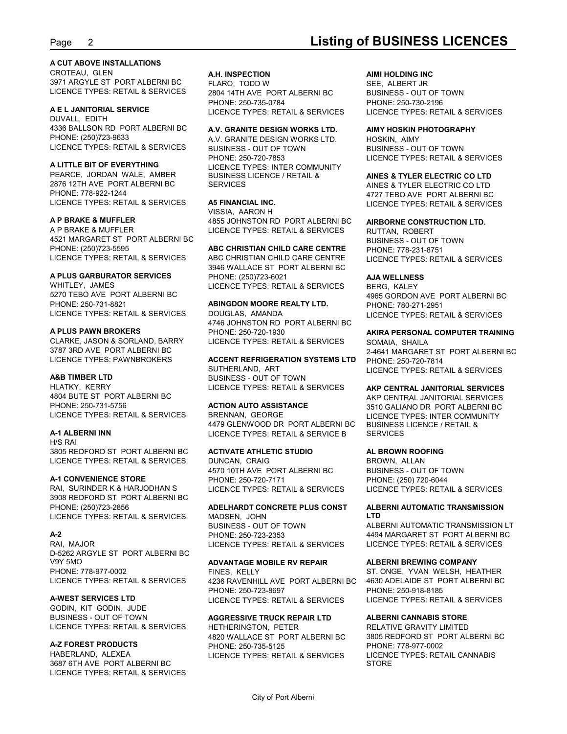**A CUT ABOVE INSTALLATIONS**
CROTEAU, GLEN
3971 ARGYLE ST PORT ALBERNI BC
LICENCE TYPES: RETAIL & SERVICES

**A E L JANITORIAL SERVICE**
DUVALL, EDITH
4336 BALLSON RD PORT ALBERNI BC
PHONE: (250)723-9633
LICENCE TYPES: RETAIL & SERVICES

**A LITTLE BIT OF EVERYTHING**
PEARCE, JORDAN WALE, AMBER
2876 12TH AVE PORT ALBERNI BC
PHONE: 778-922-1244
LICENCE TYPES: RETAIL & SERVICES

**A P BRAKE & MUFFLER**
A P BRAKE & MUFFLER
4521 MARGARET ST PORT ALBERNI BC
PHONE: (250)723-5595
LICENCE TYPES: RETAIL & SERVICES

**A PLUS GARBURATOR SERVICES**
WHITLEY, JAMES
5270 TEBO AVE PORT ALBERNI BC
PHONE: 250-731-8821
LICENCE TYPES: RETAIL & SERVICES

**A PLUS PAWN BROKERS**
CLARKE, JASON & SORLAND, BARRY
3787 3RD AVE PORT ALBERNI BC
LICENCE TYPES: PAWNBROKERS

**A&B TIMBER LTD**
HLATKY, KERRY
4804 BUTE ST PORT ALBERNI BC
PHONE: 250-731-5756
LICENCE TYPES: RETAIL & SERVICES

**A-1 ALBERNI INN**
H/S RAI
3805 REDFORD ST PORT ALBERNI BC
LICENCE TYPES: RETAIL & SERVICES

**A-1 CONVENIENCE STORE**
RAI, SURINDER K & HARJODHAN S
3908 REDFORD ST PORT ALBERNI BC
PHONE: (250)723-2856
LICENCE TYPES: RETAIL & SERVICES

**A-2**
RAI, MAJOR
D-5262 ARGYLE ST PORT ALBERNI BC
V9Y 5MO
PHONE: 778-977-0002
LICENCE TYPES: RETAIL & SERVICES

**A-WEST SERVICES LTD**
GODIN, KIT GODIN, JUDE
BUSINESS - OUT OF TOWN
LICENCE TYPES: RETAIL & SERVICES

**A-Z FOREST PRODUCTS**
HABERLAND, ALEXEA
3687 6TH AVE PORT ALBERNI BC
LICENCE TYPES: RETAIL & SERVICES

**A.H. INSPECTION**
FLARO, TODD W
2804 14TH AVE PORT ALBERNI BC
PHONE: 250-735-0784
LICENCE TYPES: RETAIL & SERVICES

**A.V. GRANITE DESIGN WORKS LTD.**
A.V. GRANITE DESIGN WORKS LTD.
BUSINESS - OUT OF TOWN
PHONE: 250-720-7853
LICENCE TYPES: INTER COMMUNITY BUSINESS LICENCE / RETAIL & SERVICES

**A5 FINANCIAL INC.**
VISSIA, AARON H
4855 JOHNSTON RD PORT ALBERNI BC
LICENCE TYPES: RETAIL & SERVICES

**ABC CHRISTIAN CHILD CARE CENTRE**
ABC CHRISTIAN CHILD CARE CENTRE
3946 WALLACE ST PORT ALBERNI BC
PHONE: (250)723-6021
LICENCE TYPES: RETAIL & SERVICES

**ABINGDON MOORE REALTY LTD.**
DOUGLAS, AMANDA
4746 JOHNSTON RD PORT ALBERNI BC
PHONE: 250-720-1930
LICENCE TYPES: RETAIL & SERVICES

**ACCENT REFRIGERATION SYSTEMS LTD**
SUTHERLAND, ART
BUSINESS - OUT OF TOWN
LICENCE TYPES: RETAIL & SERVICES

**ACTION AUTO ASSISTANCE**
BRENNAN, GEORGE
4479 GLENWOOD DR PORT ALBERNI BC
LICENCE TYPES: RETAIL & SERVICE B

**ACTIVATE ATHLETIC STUDIO**
DUNCAN, CRAIG
4570 10TH AVE PORT ALBERNI BC
PHONE: 250-720-7171
LICENCE TYPES: RETAIL & SERVICES

**ADELHARDT CONCRETE PLUS CONST**
MADSEN, JOHN
BUSINESS - OUT OF TOWN
PHONE: 250-723-2353
LICENCE TYPES: RETAIL & SERVICES

**ADVANTAGE MOBILE RV REPAIR**
FINES, KELLY
4236 RAVENHILL AVE PORT ALBERNI BC
PHONE: 250-723-8697
LICENCE TYPES: RETAIL & SERVICES

**AGGRESSIVE TRUCK REPAIR LTD**
HETHERINGTON, PETER
4820 WALLACE ST PORT ALBERNI BC
PHONE: 250-735-5125
LICENCE TYPES: RETAIL & SERVICES

**AIMI HOLDING INC**
SEE, ALBERT JR
BUSINESS - OUT OF TOWN
PHONE: 250-730-2196
LICENCE TYPES: RETAIL & SERVICES

**AIMY HOSKIN PHOTOGRAPHY**
HOSKIN, AIMY
BUSINESS - OUT OF TOWN
LICENCE TYPES: RETAIL & SERVICES

**AINES & TYLER ELECTRIC CO LTD**
AINES & TYLER ELECTRIC CO LTD
4727 TEBO AVE PORT ALBERNI BC
LICENCE TYPES: RETAIL & SERVICES

**AIRBORNE CONSTRUCTION LTD.**
RUTTAN, ROBERT
BUSINESS - OUT OF TOWN
PHONE: 778-231-8751
LICENCE TYPES: RETAIL & SERVICES

**AJA WELLNESS**
BERG, KALEY
4965 GORDON AVE PORT ALBERNI BC
PHONE: 780-271-2951
LICENCE TYPES: RETAIL & SERVICES

**AKIRA PERSONAL COMPUTER TRAINING**
SOMAIA, SHAILA
2-4641 MARGARET ST PORT ALBERNI BC
PHONE: 250-720-7814
LICENCE TYPES: RETAIL & SERVICES

**AKP CENTRAL JANITORIAL SERVICES**
AKP CENTRAL JANITORIAL SERVICES
3510 GALIANO DR PORT ALBERNI BC
LICENCE TYPES: INTER COMMUNITY BUSINESS LICENCE / RETAIL & SERVICES

**AL BROWN ROOFING**
BROWN, ALLAN
BUSINESS - OUT OF TOWN
PHONE: (250) 720-6044
LICENCE TYPES: RETAIL & SERVICES

**ALBERNI AUTOMATIC TRANSMISSION LTD**
ALBERNI AUTOMATIC TRANSMISSION LT
4494 MARGARET ST PORT ALBERNI BC
LICENCE TYPES: RETAIL & SERVICES

**ALBERNI BREWING COMPANY**
ST. ONGE, YVAN WELSH, HEATHER
4630 ADELAIDE ST PORT ALBERNI BC
PHONE: 250-918-8185
LICENCE TYPES: RETAIL & SERVICES

**ALBERNI CANNABIS STORE**
RELATIVE GRAVITY LIMITED
3805 REDFORD ST PORT ALBERNI BC
PHONE: 778-977-0002
LICENCE TYPES: RETAIL CANNABIS STORE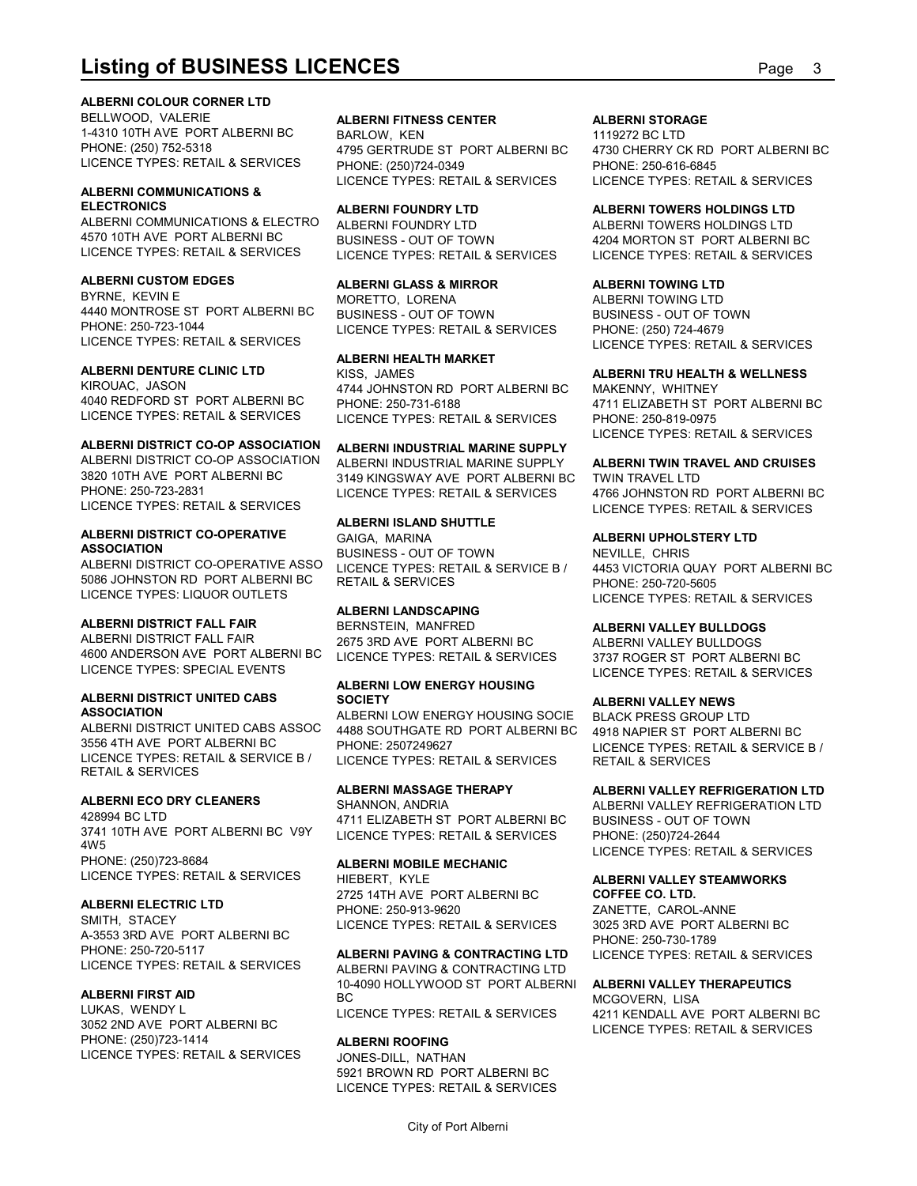# Listing of BUSINESS LICENCES

**ALBERNI COLOUR CORNER LTD**
BELLWOOD, VALERIE
1-4310 10TH AVE PORT ALBERNI BC
PHONE: (250) 752-5318
LICENCE TYPES: RETAIL & SERVICES

**ALBERNI COMMUNICATIONS & ELECTRONICS**
ALBERNI COMMUNICATIONS & ELECTRO
4570 10TH AVE PORT ALBERNI BC
LICENCE TYPES: RETAIL & SERVICES

**ALBERNI CUSTOM EDGES**
BYRNE, KEVIN E
4440 MONTROSE ST PORT ALBERNI BC
PHONE: 250-723-1044
LICENCE TYPES: RETAIL & SERVICES

**ALBERNI DENTURE CLINIC LTD**
KIROUAC, JASON
4040 REDFORD ST PORT ALBERNI BC
LICENCE TYPES: RETAIL & SERVICES

**ALBERNI DISTRICT CO-OP ASSOCIATION**
ALBERNI DISTRICT CO-OP ASSOCIATION
3820 10TH AVE PORT ALBERNI BC
PHONE: 250-723-2831
LICENCE TYPES: RETAIL & SERVICES

**ALBERNI DISTRICT CO-OPERATIVE ASSOCIATION**
ALBERNI DISTRICT CO-OPERATIVE ASSO
5086 JOHNSTON RD PORT ALBERNI BC
LICENCE TYPES: LIQUOR OUTLETS

**ALBERNI DISTRICT FALL FAIR**
ALBERNI DISTRICT FALL FAIR
4600 ANDERSON AVE PORT ALBERNI BC
LICENCE TYPES: SPECIAL EVENTS

**ALBERNI DISTRICT UNITED CABS ASSOCIATION**
ALBERNI DISTRICT UNITED CABS ASSOC
3556 4TH AVE PORT ALBERNI BC
LICENCE TYPES: RETAIL & SERVICE B / RETAIL & SERVICES

**ALBERNI ECO DRY CLEANERS**
428994 BC LTD
3741 10TH AVE PORT ALBERNI BC V9Y 4W5
PHONE: (250)723-8684
LICENCE TYPES: RETAIL & SERVICES

**ALBERNI ELECTRIC LTD**
SMITH, STACEY
A-3553 3RD AVE PORT ALBERNI BC
PHONE: 250-720-5117
LICENCE TYPES: RETAIL & SERVICES

**ALBERNI FIRST AID**
LUKAS, WENDY L
3052 2ND AVE PORT ALBERNI BC
PHONE: (250)723-1414
LICENCE TYPES: RETAIL & SERVICES

**ALBERNI FITNESS CENTER**
BARLOW, KEN
4795 GERTRUDE ST PORT ALBERNI BC
PHONE: (250)724-0349
LICENCE TYPES: RETAIL & SERVICES

**ALBERNI FOUNDRY LTD**
ALBERNI FOUNDRY LTD
BUSINESS - OUT OF TOWN
LICENCE TYPES: RETAIL & SERVICES

**ALBERNI GLASS & MIRROR**
MORETTO, LORENA
BUSINESS - OUT OF TOWN
LICENCE TYPES: RETAIL & SERVICES

**ALBERNI HEALTH MARKET**
KISS, JAMES
4744 JOHNSTON RD PORT ALBERNI BC
PHONE: 250-731-6188
LICENCE TYPES: RETAIL & SERVICES

**ALBERNI INDUSTRIAL MARINE SUPPLY**
ALBERNI INDUSTRIAL MARINE SUPPLY
3149 KINGSWAY AVE PORT ALBERNI BC
LICENCE TYPES: RETAIL & SERVICES

**ALBERNI ISLAND SHUTTLE**
GAIGA, MARINA
BUSINESS - OUT OF TOWN
LICENCE TYPES: RETAIL & SERVICE B / RETAIL & SERVICES

**ALBERNI LANDSCAPING**
BERNSTEIN, MANFRED
2675 3RD AVE PORT ALBERNI BC
LICENCE TYPES: RETAIL & SERVICES

**ALBERNI LOW ENERGY HOUSING SOCIETY**
ALBERNI LOW ENERGY HOUSING SOCIE
4488 SOUTHGATE RD PORT ALBERNI BC
PHONE: 2507249627
LICENCE TYPES: RETAIL & SERVICES

**ALBERNI MASSAGE THERAPY**
SHANNON, ANDRIA
4711 ELIZABETH ST PORT ALBERNI BC
LICENCE TYPES: RETAIL & SERVICES

**ALBERNI MOBILE MECHANIC**
HIEBERT, KYLE
2725 14TH AVE PORT ALBERNI BC
PHONE: 250-913-9620
LICENCE TYPES: RETAIL & SERVICES

**ALBERNI PAVING & CONTRACTING LTD**
ALBERNI PAVING & CONTRACTING LTD
10-4090 HOLLYWOOD ST PORT ALBERNI BC
LICENCE TYPES: RETAIL & SERVICES

**ALBERNI ROOFING**
JONES-DILL, NATHAN
5921 BROWN RD PORT ALBERNI BC
LICENCE TYPES: RETAIL & SERVICES

**ALBERNI STORAGE**
1119272 BC LTD
4730 CHERRY CK RD PORT ALBERNI BC
PHONE: 250-616-6845
LICENCE TYPES: RETAIL & SERVICES

**ALBERNI TOWERS HOLDINGS LTD**
ALBERNI TOWERS HOLDINGS LTD
4204 MORTON ST PORT ALBERNI BC
LICENCE TYPES: RETAIL & SERVICES

**ALBERNI TOWING LTD**
ALBERNI TOWING LTD
BUSINESS - OUT OF TOWN
PHONE: (250) 724-4679
LICENCE TYPES: RETAIL & SERVICES

**ALBERNI TRU HEALTH & WELLNESS**
MAKENNY, WHITNEY
4711 ELIZABETH ST PORT ALBERNI BC
PHONE: 250-819-0975
LICENCE TYPES: RETAIL & SERVICES

**ALBERNI TWIN TRAVEL AND CRUISES**
TWIN TRAVEL LTD
4766 JOHNSTON RD PORT ALBERNI BC
LICENCE TYPES: RETAIL & SERVICES

**ALBERNI UPHOLSTERY LTD**
NEVILLE, CHRIS
4453 VICTORIA QUAY PORT ALBERNI BC
PHONE: 250-720-5605
LICENCE TYPES: RETAIL & SERVICES

**ALBERNI VALLEY BULLDOGS**
ALBERNI VALLEY BULLDOGS
3737 ROGER ST PORT ALBERNI BC
LICENCE TYPES: RETAIL & SERVICES

**ALBERNI VALLEY NEWS**
BLACK PRESS GROUP LTD
4918 NAPIER ST PORT ALBERNI BC
LICENCE TYPES: RETAIL & SERVICE B / RETAIL & SERVICES

**ALBERNI VALLEY REFRIGERATION LTD**
ALBERNI VALLEY REFRIGERATION LTD
BUSINESS - OUT OF TOWN
PHONE: (250)724-2644
LICENCE TYPES: RETAIL & SERVICES

**ALBERNI VALLEY STEAMWORKS COFFEE CO. LTD.**
ZANETTE, CAROL-ANNE
3025 3RD AVE PORT ALBERNI BC
PHONE: 250-730-1789
LICENCE TYPES: RETAIL & SERVICES

**ALBERNI VALLEY THERAPEUTICS**
MCGOVERN, LISA
4211 KENDALL AVE PORT ALBERNI BC
LICENCE TYPES: RETAIL & SERVICES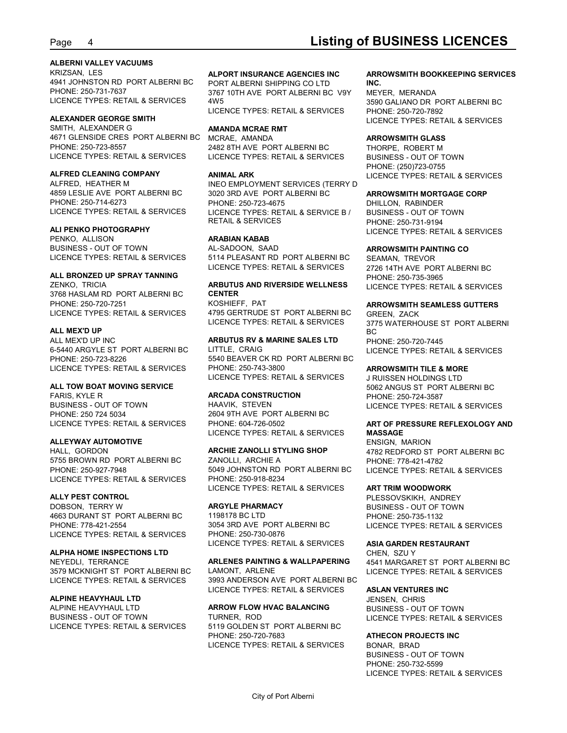**ALBERNI VALLEY VACUUMS**
KRIZSAN, LES
4941 JOHNSTON RD PORT ALBERNI BC
PHONE: 250-731-7637
LICENCE TYPES: RETAIL & SERVICES

**ALEXANDER GEORGE SMITH**
SMITH, ALEXANDER G
4671 GLENSIDE CRES PORT ALBERNI BC
PHONE: 250-723-8557
LICENCE TYPES: RETAIL & SERVICES

**ALFRED CLEANING COMPANY**
ALFRED, HEATHER M
4859 LESLIE AVE PORT ALBERNI BC
PHONE: 250-714-6273
LICENCE TYPES: RETAIL & SERVICES

**ALI PENKO PHOTOGRAPHY**
PENKO, ALLISON
BUSINESS - OUT OF TOWN
LICENCE TYPES: RETAIL & SERVICES

**ALL BRONZED UP SPRAY TANNING**
ZENKO, TRICIA
3768 HASLAM RD PORT ALBERNI BC
PHONE: 250-720-7251
LICENCE TYPES: RETAIL & SERVICES

**ALL MEX'D UP**
ALL MEX'D UP INC
6-5440 ARGYLE ST PORT ALBERNI BC
PHONE: 250-723-8226
LICENCE TYPES: RETAIL & SERVICES

**ALL TOW BOAT MOVING SERVICE**
FARIS, KYLE R
BUSINESS - OUT OF TOWN
PHONE: 250 724 5034
LICENCE TYPES: RETAIL & SERVICES

**ALLEYWAY AUTOMOTIVE**
HALL, GORDON
5755 BROWN RD PORT ALBERNI BC
PHONE: 250-927-7948
LICENCE TYPES: RETAIL & SERVICES

**ALLY PEST CONTROL**
DOBSON, TERRY W
4663 DURANT ST PORT ALBERNI BC
PHONE: 778-421-2554
LICENCE TYPES: RETAIL & SERVICES

**ALPHA HOME INSPECTIONS LTD**
NEYEDLI, TERRANCE
3579 MCKNIGHT ST PORT ALBERNI BC
LICENCE TYPES: RETAIL & SERVICES

**ALPINE HEAVYHAUL LTD**
ALPINE HEAVYHAUL LTD
BUSINESS - OUT OF TOWN
LICENCE TYPES: RETAIL & SERVICES

**ALPORT INSURANCE AGENCIES INC**
PORT ALBERNI SHIPPING CO LTD
3767 10TH AVE PORT ALBERNI BC V9Y 4W5
LICENCE TYPES: RETAIL & SERVICES

**AMANDA MCRAE RMT**
MCRAE, AMANDA
2482 8TH AVE PORT ALBERNI BC
LICENCE TYPES: RETAIL & SERVICES

**ANIMAL ARK**
INEO EMPLOYMENT SERVICES (TERRY D
3020 3RD AVE PORT ALBERNI BC
PHONE: 250-723-4675
LICENCE TYPES: RETAIL & SERVICE B / RETAIL & SERVICES

**ARABIAN KABAB**
AL-SADOON, SAAD
5114 PLEASANT RD PORT ALBERNI BC
LICENCE TYPES: RETAIL & SERVICES

**ARBUTUS AND RIVERSIDE WELLNESS CENTER**
KOSHIEFF, PAT
4795 GERTRUDE ST PORT ALBERNI BC
LICENCE TYPES: RETAIL & SERVICES

**ARBUTUS RV & MARINE SALES LTD**
LITTLE, CRAIG
5540 BEAVER CK RD PORT ALBERNI BC
PHONE: 250-743-3800
LICENCE TYPES: RETAIL & SERVICES

**ARCADA CONSTRUCTION**
HAAVIK, STEVEN
2604 9TH AVE PORT ALBERNI BC
PHONE: 604-726-0502
LICENCE TYPES: RETAIL & SERVICES

**ARCHIE ZANOLLI STYLING SHOP**
ZANOLLI, ARCHIE A
5049 JOHNSTON RD PORT ALBERNI BC
PHONE: 250-918-8234
LICENCE TYPES: RETAIL & SERVICES

**ARGYLE PHARMACY**
1198178 BC LTD
3054 3RD AVE PORT ALBERNI BC
PHONE: 250-730-0876
LICENCE TYPES: RETAIL & SERVICES

**ARLENES PAINTING & WALLPAPERING**
LAMONT, ARLENE
3993 ANDERSON AVE PORT ALBERNI BC
LICENCE TYPES: RETAIL & SERVICES

**ARROW FLOW HVAC BALANCING**
TURNER, ROD
5119 GOLDEN ST PORT ALBERNI BC
PHONE: 250-720-7683
LICENCE TYPES: RETAIL & SERVICES

**ARROWSMITH BOOKKEEPING SERVICES INC.**
MEYER, MERANDA
3590 GALIANO DR PORT ALBERNI BC
PHONE: 250-720-7892
LICENCE TYPES: RETAIL & SERVICES

**ARROWSMITH GLASS**
THORPE, ROBERT M
BUSINESS - OUT OF TOWN
PHONE: (250)723-0755
LICENCE TYPES: RETAIL & SERVICES

**ARROWSMITH MORTGAGE CORP**
DHILLON, RABINDER
BUSINESS - OUT OF TOWN
PHONE: 250-731-9194
LICENCE TYPES: RETAIL & SERVICES

**ARROWSMITH PAINTING CO**
SEAMAN, TREVOR
2726 14TH AVE PORT ALBERNI BC
PHONE: 250-735-3965
LICENCE TYPES: RETAIL & SERVICES

**ARROWSMITH SEAMLESS GUTTERS**
GREEN, ZACK
3775 WATERHOUSE ST PORT ALBERNI BC
PHONE: 250-720-7445
LICENCE TYPES: RETAIL & SERVICES

**ARROWSMITH TILE & MORE**
J RUISSEN HOLDINGS LTD
5062 ANGUS ST PORT ALBERNI BC
PHONE: 250-724-3587
LICENCE TYPES: RETAIL & SERVICES

**ART OF PRESSURE REFLEXOLOGY AND MASSAGE**
ENSIGN, MARION
4782 REDFORD ST PORT ALBERNI BC
PHONE: 778-421-4782
LICENCE TYPES: RETAIL & SERVICES

**ART TRIM WOODWORK**
PLESSOVSKIKH, ANDREY
BUSINESS - OUT OF TOWN
PHONE: 250-735-1132
LICENCE TYPES: RETAIL & SERVICES

**ASIA GARDEN RESTAURANT**
CHEN, SZU Y
4541 MARGARET ST PORT ALBERNI BC
LICENCE TYPES: RETAIL & SERVICES

**ASLAN VENTURES INC**
JENSEN, CHRIS
BUSINESS - OUT OF TOWN
LICENCE TYPES: RETAIL & SERVICES

**ATHECON PROJECTS INC**
BONAR, BRAD
BUSINESS - OUT OF TOWN
PHONE: 250-732-5599
LICENCE TYPES: RETAIL & SERVICES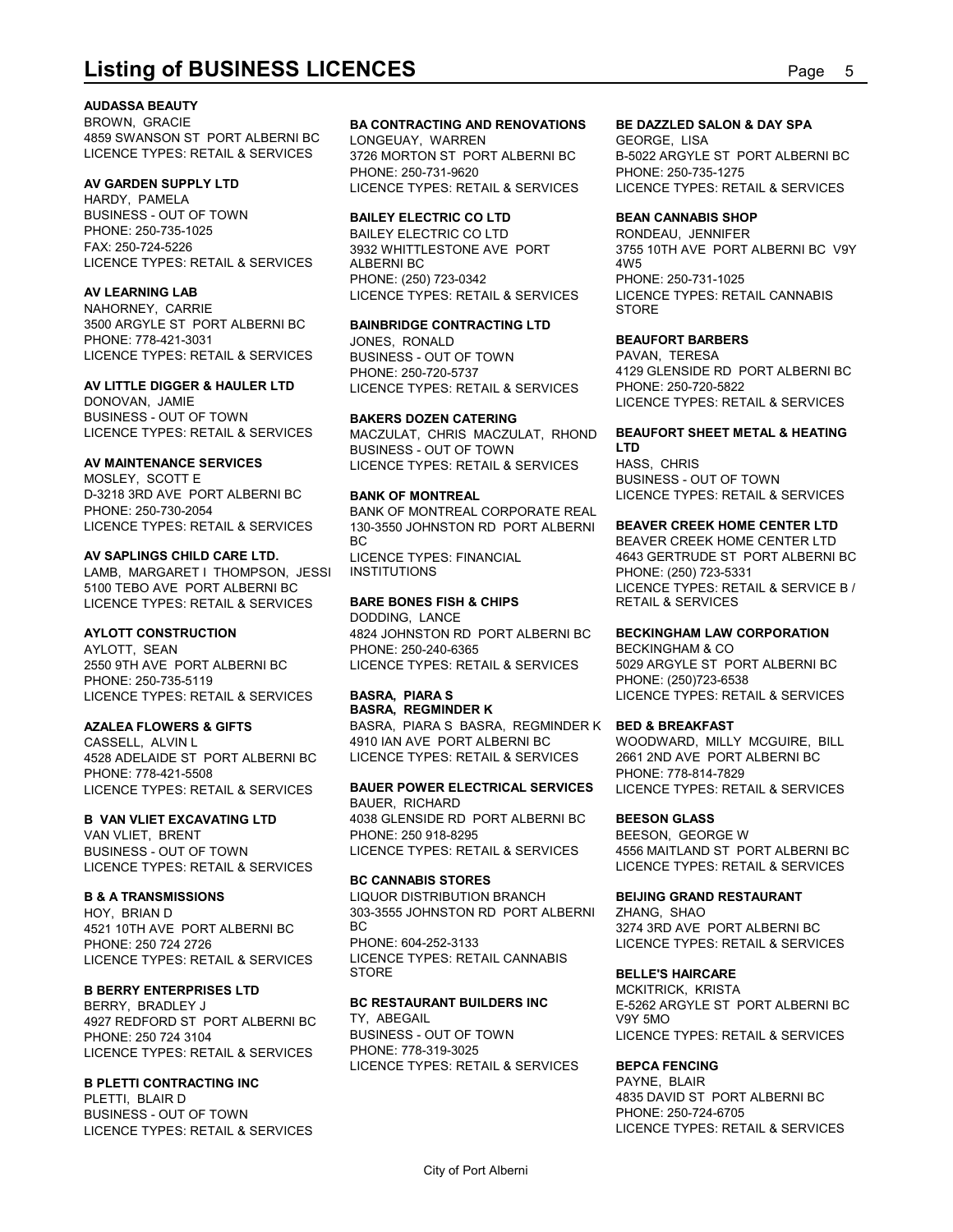# Listing of BUSINESS LICENCES

**AUDASSA BEAUTY**
BROWN, GRACIE
4859 SWANSON ST PORT ALBERNI BC
LICENCE TYPES: RETAIL & SERVICES

**AV GARDEN SUPPLY LTD**
HARDY, PAMELA
BUSINESS - OUT OF TOWN
PHONE: 250-735-1025
FAX: 250-724-5226
LICENCE TYPES: RETAIL & SERVICES

**AV LEARNING LAB**
NAHORNEY, CARRIE
3500 ARGYLE ST PORT ALBERNI BC
PHONE: 778-421-3031
LICENCE TYPES: RETAIL & SERVICES

**AV LITTLE DIGGER & HAULER LTD**
DONOVAN, JAMIE
BUSINESS - OUT OF TOWN
LICENCE TYPES: RETAIL & SERVICES

**AV MAINTENANCE SERVICES**
MOSLEY, SCOTT E
D-3218 3RD AVE PORT ALBERNI BC
PHONE: 250-730-2054
LICENCE TYPES: RETAIL & SERVICES

**AV SAPLINGS CHILD CARE LTD.**
LAMB, MARGARET I THOMPSON, JESSI
5100 TEBO AVE PORT ALBERNI BC
LICENCE TYPES: RETAIL & SERVICES

**AYLOTT CONSTRUCTION**
AYLOTT, SEAN
2550 9TH AVE PORT ALBERNI BC
PHONE: 250-735-5119
LICENCE TYPES: RETAIL & SERVICES

**AZALEA FLOWERS & GIFTS**
CASSELL, ALVIN L
4528 ADELAIDE ST PORT ALBERNI BC
PHONE: 778-421-5508
LICENCE TYPES: RETAIL & SERVICES

**B VAN VLIET EXCAVATING LTD**
VAN VLIET, BRENT
BUSINESS - OUT OF TOWN
LICENCE TYPES: RETAIL & SERVICES

**B & A TRANSMISSIONS**
HOY, BRIAN D
4521 10TH AVE PORT ALBERNI BC
PHONE: 250 724 2726
LICENCE TYPES: RETAIL & SERVICES

**B BERRY ENTERPRISES LTD**
BERRY, BRADLEY J
4927 REDFORD ST PORT ALBERNI BC
PHONE: 250 724 3104
LICENCE TYPES: RETAIL & SERVICES

**B PLETTI CONTRACTING INC**
PLETTI, BLAIR D
BUSINESS - OUT OF TOWN
LICENCE TYPES: RETAIL & SERVICES

**BA CONTRACTING AND RENOVATIONS**
LONGEUAY, WARREN
3726 MORTON ST PORT ALBERNI BC
PHONE: 250-731-9620
LICENCE TYPES: RETAIL & SERVICES

**BAILEY ELECTRIC CO LTD**
BAILEY ELECTRIC CO LTD
3932 WHITTLESTONE AVE PORT ALBERNI BC
PHONE: (250) 723-0342
LICENCE TYPES: RETAIL & SERVICES

**BAINBRIDGE CONTRACTING LTD**
JONES, RONALD
BUSINESS - OUT OF TOWN
PHONE: 250-720-5737
LICENCE TYPES: RETAIL & SERVICES

**BAKERS DOZEN CATERING**
MACZULAT, CHRIS MACZULAT, RHOND
BUSINESS - OUT OF TOWN
LICENCE TYPES: RETAIL & SERVICES

**BANK OF MONTREAL**
BANK OF MONTREAL CORPORATE REAL
130-3550 JOHNSTON RD PORT ALBERNI BC
LICENCE TYPES: FINANCIAL INSTITUTIONS

**BARE BONES FISH & CHIPS**
DODDING, LANCE
4824 JOHNSTON RD PORT ALBERNI BC
PHONE: 250-240-6365
LICENCE TYPES: RETAIL & SERVICES

**BASRA, PIARA S**
**BASRA, REGMINDER K**
BASRA, PIARA S BASRA, REGMINDER K
4910 IAN AVE PORT ALBERNI BC
LICENCE TYPES: RETAIL & SERVICES

**BAUER POWER ELECTRICAL SERVICES**
BAUER, RICHARD
4038 GLENSIDE RD PORT ALBERNI BC
PHONE: 250 918-8295
LICENCE TYPES: RETAIL & SERVICES

**BC CANNABIS STORES**
LIQUOR DISTRIBUTION BRANCH
303-3555 JOHNSTON RD PORT ALBERNI BC
PHONE: 604-252-3133
LICENCE TYPES: RETAIL CANNABIS STORE

**BC RESTAURANT BUILDERS INC**
TY, ABEGAIL
BUSINESS - OUT OF TOWN
PHONE: 778-319-3025
LICENCE TYPES: RETAIL & SERVICES

**BE DAZZLED SALON & DAY SPA**
GEORGE, LISA
B-5022 ARGYLE ST PORT ALBERNI BC
PHONE: 250-735-1275
LICENCE TYPES: RETAIL & SERVICES

**BEAN CANNABIS SHOP**
RONDEAU, JENNIFER
3755 10TH AVE PORT ALBERNI BC V9Y 4W5
PHONE: 250-731-1025
LICENCE TYPES: RETAIL CANNABIS STORE

**BEAUFORT BARBERS**
PAVAN, TERESA
4129 GLENSIDE RD PORT ALBERNI BC
PHONE: 250-720-5822
LICENCE TYPES: RETAIL & SERVICES

**BEAUFORT SHEET METAL & HEATING LTD**
HASS, CHRIS
BUSINESS - OUT OF TOWN
LICENCE TYPES: RETAIL & SERVICES

**BEAVER CREEK HOME CENTER LTD**
BEAVER CREEK HOME CENTER LTD
4643 GERTRUDE ST PORT ALBERNI BC
PHONE: (250) 723-5331
LICENCE TYPES: RETAIL & SERVICE B / RETAIL & SERVICES

**BECKINGHAM LAW CORPORATION**
BECKINGHAM & CO
5029 ARGYLE ST PORT ALBERNI BC
PHONE: (250)723-6538
LICENCE TYPES: RETAIL & SERVICES

**BED & BREAKFAST**
WOODWARD, MILLY MCGUIRE, BILL
2661 2ND AVE PORT ALBERNI BC
PHONE: 778-814-7829
LICENCE TYPES: RETAIL & SERVICES

**BEESON GLASS**
BEESON, GEORGE W
4556 MAITLAND ST PORT ALBERNI BC
LICENCE TYPES: RETAIL & SERVICES

**BEIJING GRAND RESTAURANT**
ZHANG, SHAO
3274 3RD AVE PORT ALBERNI BC
LICENCE TYPES: RETAIL & SERVICES

**BELLE'S HAIRCARE**
MCKITRICK, KRISTA
E-5262 ARGYLE ST PORT ALBERNI BC V9Y 5MO
LICENCE TYPES: RETAIL & SERVICES

**BEPCA FENCING**
PAYNE, BLAIR
4835 DAVID ST PORT ALBERNI BC
PHONE: 250-724-6705
LICENCE TYPES: RETAIL & SERVICES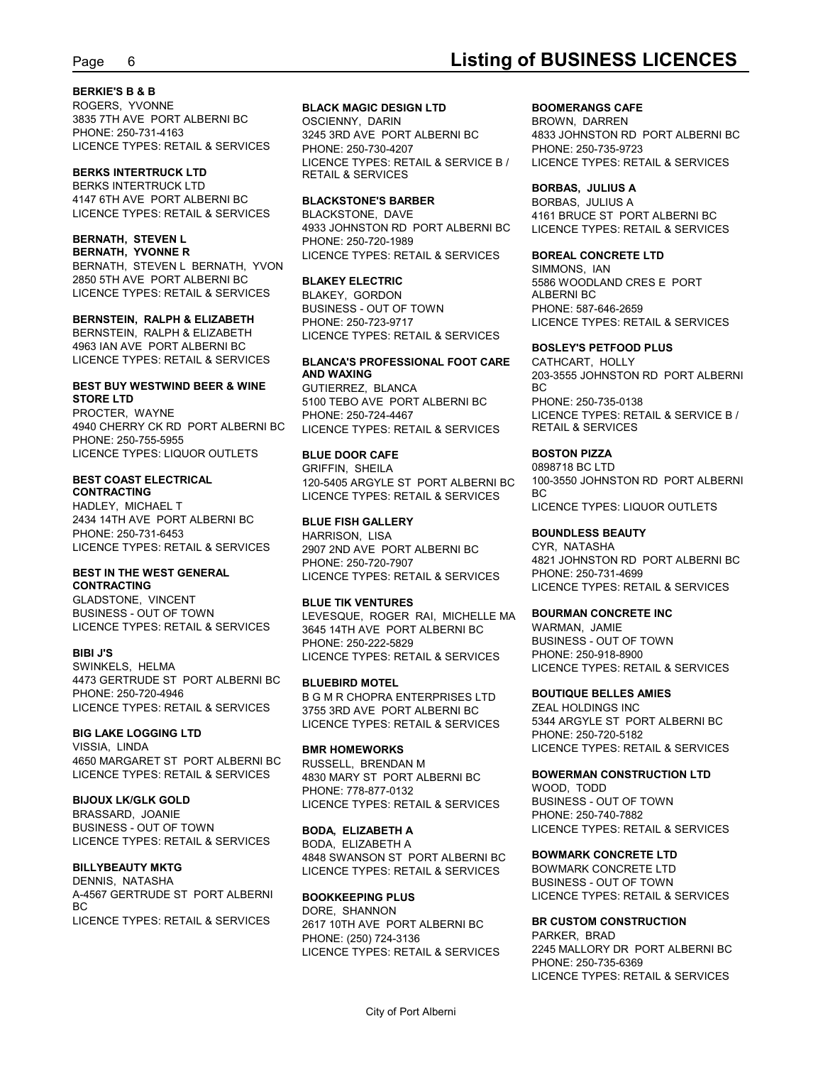**BERKIE'S B & B**
ROGERS, YVONNE
3835 7TH AVE PORT ALBERNI BC
PHONE: 250-731-4163
LICENCE TYPES: RETAIL & SERVICES

**BERKS INTERTRUCK LTD**
BERKS INTERTRUCK LTD
4147 6TH AVE PORT ALBERNI BC
LICENCE TYPES: RETAIL & SERVICES

**BERNATH, STEVEN L**
**BERNATH, YVONNE R**
BERNATH, STEVEN L BERNATH, YVON
2850 5TH AVE PORT ALBERNI BC
LICENCE TYPES: RETAIL & SERVICES

**BERNSTEIN, RALPH & ELIZABETH**
BERNSTEIN, RALPH & ELIZABETH
4963 IAN AVE PORT ALBERNI BC
LICENCE TYPES: RETAIL & SERVICES

**BEST BUY WESTWIND BEER & WINE STORE LTD**
PROCTER, WAYNE
4940 CHERRY CK RD PORT ALBERNI BC
PHONE: 250-755-5955
LICENCE TYPES: LIQUOR OUTLETS

**BEST COAST ELECTRICAL CONTRACTING**
HADLEY, MICHAEL T
2434 14TH AVE PORT ALBERNI BC
PHONE: 250-731-6453
LICENCE TYPES: RETAIL & SERVICES

**BEST IN THE WEST GENERAL CONTRACTING**
GLADSTONE, VINCENT
BUSINESS - OUT OF TOWN
LICENCE TYPES: RETAIL & SERVICES

**BIBI J'S**
SWINKELS, HELMA
4473 GERTRUDE ST PORT ALBERNI BC
PHONE: 250-720-4946
LICENCE TYPES: RETAIL & SERVICES

**BIG LAKE LOGGING LTD**
VISSIA, LINDA
4650 MARGARET ST PORT ALBERNI BC
LICENCE TYPES: RETAIL & SERVICES

**BIJOUX LK/GLK GOLD**
BRASSARD, JOANIE
BUSINESS - OUT OF TOWN
LICENCE TYPES: RETAIL & SERVICES

**BILLYBEAUTY MKTG**
DENNIS, NATASHA
A-4567 GERTRUDE ST PORT ALBERNI BC
LICENCE TYPES: RETAIL & SERVICES

**BLACK MAGIC DESIGN LTD**
OSCIENNY, DARIN
3245 3RD AVE PORT ALBERNI BC
PHONE: 250-730-4207
LICENCE TYPES: RETAIL & SERVICE B / RETAIL & SERVICES

**BLACKSTONE'S BARBER**
BLACKSTONE, DAVE
4933 JOHNSTON RD PORT ALBERNI BC
PHONE: 250-720-1989
LICENCE TYPES: RETAIL & SERVICES

**BLAKEY ELECTRIC**
BLAKEY, GORDON
BUSINESS - OUT OF TOWN
PHONE: 250-723-9717
LICENCE TYPES: RETAIL & SERVICES

**BLANCA'S PROFESSIONAL FOOT CARE AND WAXING**
GUTIERREZ, BLANCA
5100 TEBO AVE PORT ALBERNI BC
PHONE: 250-724-4467
LICENCE TYPES: RETAIL & SERVICES

**BLUE DOOR CAFE**
GRIFFIN, SHEILA
120-5405 ARGYLE ST PORT ALBERNI BC
LICENCE TYPES: RETAIL & SERVICES

**BLUE FISH GALLERY**
HARRISON, LISA
2907 2ND AVE PORT ALBERNI BC
PHONE: 250-720-7907
LICENCE TYPES: RETAIL & SERVICES

**BLUE TIK VENTURES**
LEVESQUE, ROGER RAI, MICHELLE MA
3645 14TH AVE PORT ALBERNI BC
PHONE: 250-222-5829
LICENCE TYPES: RETAIL & SERVICES

**BLUEBIRD MOTEL**
B G M R CHOPRA ENTERPRISES LTD
3755 3RD AVE PORT ALBERNI BC
LICENCE TYPES: RETAIL & SERVICES

**BMR HOMEWORKS**
RUSSELL, BRENDAN M
4830 MARY ST PORT ALBERNI BC
PHONE: 778-877-0132
LICENCE TYPES: RETAIL & SERVICES

**BODA, ELIZABETH A**
BODA, ELIZABETH A
4848 SWANSON ST PORT ALBERNI BC
LICENCE TYPES: RETAIL & SERVICES

**BOOKKEEPING PLUS**
DORE, SHANNON
2617 10TH AVE PORT ALBERNI BC
PHONE: (250) 724-3136
LICENCE TYPES: RETAIL & SERVICES

**BOOMERANGS CAFE**
BROWN, DARREN
4833 JOHNSTON RD PORT ALBERNI BC
PHONE: 250-735-9723
LICENCE TYPES: RETAIL & SERVICES

**BORBAS, JULIUS A**
BORBAS, JULIUS A
4161 BRUCE ST PORT ALBERNI BC
LICENCE TYPES: RETAIL & SERVICES

**BOREAL CONCRETE LTD**
SIMMONS, IAN
5586 WOODLAND CRES E PORT ALBERNI BC
PHONE: 587-646-2659
LICENCE TYPES: RETAIL & SERVICES

**BOSLEY'S PETFOOD PLUS**
CATHCART, HOLLY
203-3555 JOHNSTON RD PORT ALBERNI BC
PHONE: 250-735-0138
LICENCE TYPES: RETAIL & SERVICE B / RETAIL & SERVICES

**BOSTON PIZZA**
0898718 BC LTD
100-3550 JOHNSTON RD PORT ALBERNI BC
LICENCE TYPES: LIQUOR OUTLETS

**BOUNDLESS BEAUTY**
CYR, NATASHA
4821 JOHNSTON RD PORT ALBERNI BC
PHONE: 250-731-4699
LICENCE TYPES: RETAIL & SERVICES

**BOURMAN CONCRETE INC**
WARMAN, JAMIE
BUSINESS - OUT OF TOWN
PHONE: 250-918-8900
LICENCE TYPES: RETAIL & SERVICES

**BOUTIQUE BELLES AMIES**
ZEAL HOLDINGS INC
5344 ARGYLE ST PORT ALBERNI BC
PHONE: 250-720-5182
LICENCE TYPES: RETAIL & SERVICES

**BOWERMAN CONSTRUCTION LTD**
WOOD, TODD
BUSINESS - OUT OF TOWN
PHONE: 250-740-7882
LICENCE TYPES: RETAIL & SERVICES

**BOWMARK CONCRETE LTD**
BOWMARK CONCRETE LTD
BUSINESS - OUT OF TOWN
LICENCE TYPES: RETAIL & SERVICES

**BR CUSTOM CONSTRUCTION**
PARKER, BRAD
2245 MALLORY DR PORT ALBERNI BC
PHONE: 250-735-6369
LICENCE TYPES: RETAIL & SERVICES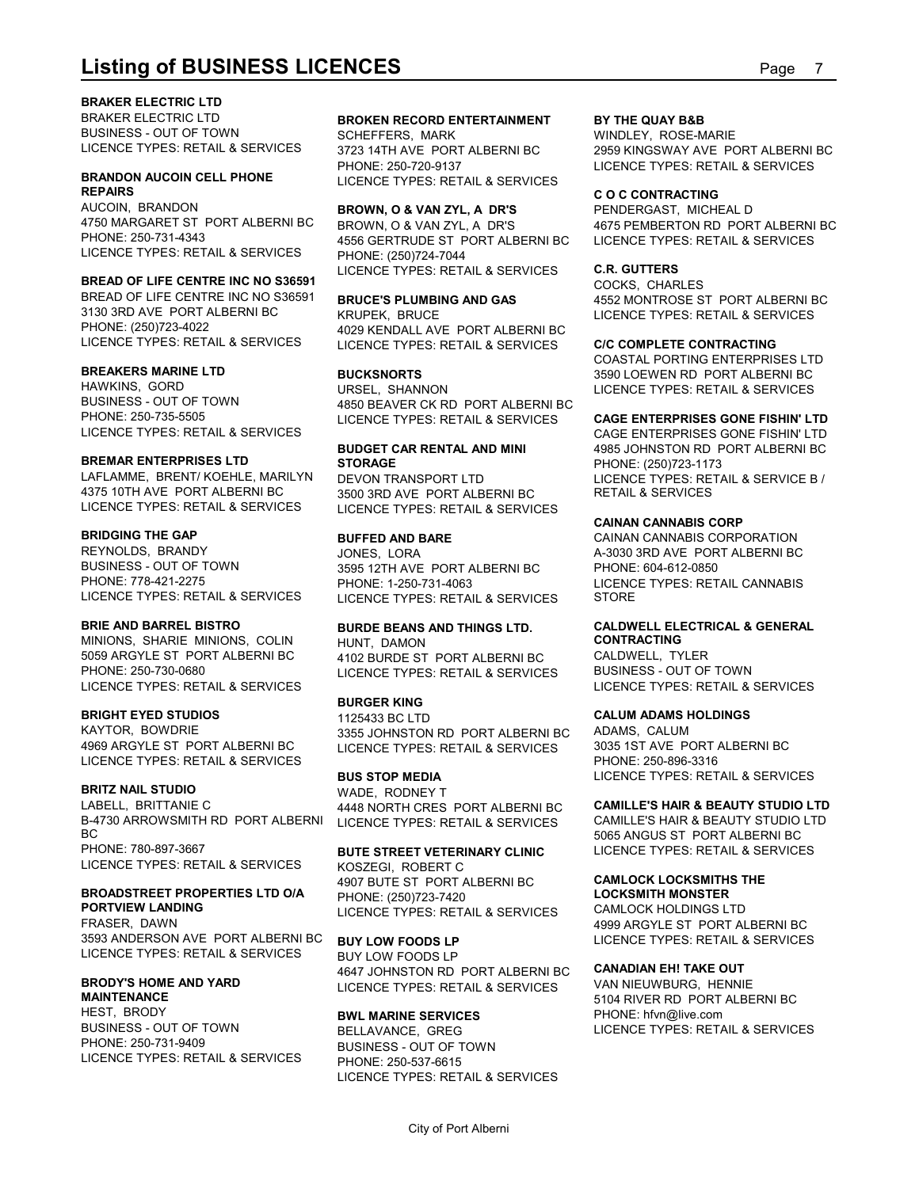# Listing of BUSINESS LICENCES

**BRAKER ELECTRIC LTD**
BRAKER ELECTRIC LTD
BUSINESS - OUT OF TOWN
LICENCE TYPES: RETAIL & SERVICES

**BRANDON AUCOIN CELL PHONE REPAIRS**
AUCOIN, BRANDON
4750 MARGARET ST PORT ALBERNI BC
PHONE: 250-731-4343
LICENCE TYPES: RETAIL & SERVICES

**BREAD OF LIFE CENTRE INC NO S36591**
BREAD OF LIFE CENTRE INC NO S36591
3130 3RD AVE PORT ALBERNI BC
PHONE: (250)723-4022
LICENCE TYPES: RETAIL & SERVICES

**BREAKERS MARINE LTD**
HAWKINS, GORD
BUSINESS - OUT OF TOWN
PHONE: 250-735-5505
LICENCE TYPES: RETAIL & SERVICES

**BREMAR ENTERPRISES LTD**
LAFLAMME, BRENT/ KOEHLE, MARILYN
4375 10TH AVE PORT ALBERNI BC
LICENCE TYPES: RETAIL & SERVICES

**BRIDGING THE GAP**
REYNOLDS, BRANDY
BUSINESS - OUT OF TOWN
PHONE: 778-421-2275
LICENCE TYPES: RETAIL & SERVICES

**BRIE AND BARREL BISTRO**
MINIONS, SHARIE MINIONS, COLIN
5059 ARGYLE ST PORT ALBERNI BC
PHONE: 250-730-0680
LICENCE TYPES: RETAIL & SERVICES

**BRIGHT EYED STUDIOS**
KAYTOR, BOWDRIE
4969 ARGYLE ST PORT ALBERNI BC
LICENCE TYPES: RETAIL & SERVICES

**BRITZ NAIL STUDIO**
LABELL, BRITTANIE C
B-4730 ARROWSMITH RD PORT ALBERNI BC
PHONE: 780-897-3667
LICENCE TYPES: RETAIL & SERVICES

**BROADSTREET PROPERTIES LTD O/A PORTVIEW LANDING**
FRASER, DAWN
3593 ANDERSON AVE PORT ALBERNI BC
LICENCE TYPES: RETAIL & SERVICES

**BRODY'S HOME AND YARD MAINTENANCE**
HEST, BRODY
BUSINESS - OUT OF TOWN
PHONE: 250-731-9409
LICENCE TYPES: RETAIL & SERVICES

**BROKEN RECORD ENTERTAINMENT**
SCHEFFERS, MARK
3723 14TH AVE PORT ALBERNI BC
PHONE: 250-720-9137
LICENCE TYPES: RETAIL & SERVICES

**BROWN, O & VAN ZYL, A DR'S**
BROWN, O & VAN ZYL, A DR'S
4556 GERTRUDE ST PORT ALBERNI BC
PHONE: (250)724-7044
LICENCE TYPES: RETAIL & SERVICES

**BRUCE'S PLUMBING AND GAS**
KRUPEK, BRUCE
4029 KENDALL AVE PORT ALBERNI BC
LICENCE TYPES: RETAIL & SERVICES

**BUCKSNORTS**
URSEL, SHANNON
4850 BEAVER CK RD PORT ALBERNI BC
LICENCE TYPES: RETAIL & SERVICES

**BUDGET CAR RENTAL AND MINI STORAGE**
DEVON TRANSPORT LTD
3500 3RD AVE PORT ALBERNI BC
LICENCE TYPES: RETAIL & SERVICES

**BUFFED AND BARE**
JONES, LORA
3595 12TH AVE PORT ALBERNI BC
PHONE: 1-250-731-4063
LICENCE TYPES: RETAIL & SERVICES

**BURDE BEANS AND THINGS LTD.**
HUNT, DAMON
4102 BURDE ST PORT ALBERNI BC
LICENCE TYPES: RETAIL & SERVICES

**BURGER KING**
1125433 BC LTD
3355 JOHNSTON RD PORT ALBERNI BC
LICENCE TYPES: RETAIL & SERVICES

**BUS STOP MEDIA**
WADE, RODNEY T
4448 NORTH CRES PORT ALBERNI BC
LICENCE TYPES: RETAIL & SERVICES

**BUTE STREET VETERINARY CLINIC**
KOSZEGI, ROBERT C
4907 BUTE ST PORT ALBERNI BC
PHONE: (250)723-7420
LICENCE TYPES: RETAIL & SERVICES

**BUY LOW FOODS LP**
BUY LOW FOODS LP
4647 JOHNSTON RD PORT ALBERNI BC
LICENCE TYPES: RETAIL & SERVICES

**BWL MARINE SERVICES**
BELLAVANCE, GREG
BUSINESS - OUT OF TOWN
PHONE: 250-537-6615
LICENCE TYPES: RETAIL & SERVICES

**BY THE QUAY B&B**
WINDLEY, ROSE-MARIE
2959 KINGSWAY AVE PORT ALBERNI BC
LICENCE TYPES: RETAIL & SERVICES

**C O C CONTRACTING**
PENDERGAST, MICHEAL D
4675 PEMBERTON RD PORT ALBERNI BC
LICENCE TYPES: RETAIL & SERVICES

**C.R. GUTTERS**
COCKS, CHARLES
4552 MONTROSE ST PORT ALBERNI BC
LICENCE TYPES: RETAIL & SERVICES

**C/C COMPLETE CONTRACTING**
COASTAL PORTING ENTERPRISES LTD
3590 LOEWEN RD PORT ALBERNI BC
LICENCE TYPES: RETAIL & SERVICES

**CAGE ENTERPRISES GONE FISHIN' LTD**
CAGE ENTERPRISES GONE FISHIN' LTD
4985 JOHNSTON RD PORT ALBERNI BC
PHONE: (250)723-1173
LICENCE TYPES: RETAIL & SERVICE B / RETAIL & SERVICES

**CAINAN CANNABIS CORP**
CAINAN CANNABIS CORPORATION
A-3030 3RD AVE PORT ALBERNI BC
PHONE: 604-612-0850
LICENCE TYPES: RETAIL CANNABIS STORE

**CALDWELL ELECTRICAL & GENERAL CONTRACTING**
CALDWELL, TYLER
BUSINESS - OUT OF TOWN
LICENCE TYPES: RETAIL & SERVICES

**CALUM ADAMS HOLDINGS**
ADAMS, CALUM
3035 1ST AVE PORT ALBERNI BC
PHONE: 250-896-3316
LICENCE TYPES: RETAIL & SERVICES

**CAMILLE'S HAIR & BEAUTY STUDIO LTD**
CAMILLE'S HAIR & BEAUTY STUDIO LTD
5065 ANGUS ST PORT ALBERNI BC
LICENCE TYPES: RETAIL & SERVICES

**CAMLOCK LOCKSMITHS THE LOCKSMITH MONSTER**
CAMLOCK HOLDINGS LTD
4999 ARGYLE ST PORT ALBERNI BC
LICENCE TYPES: RETAIL & SERVICES

**CANADIAN EH! TAKE OUT**
VAN NIEUWBURG, HENNIE
5104 RIVER RD PORT ALBERNI BC
PHONE: hfvn@live.com
LICENCE TYPES: RETAIL & SERVICES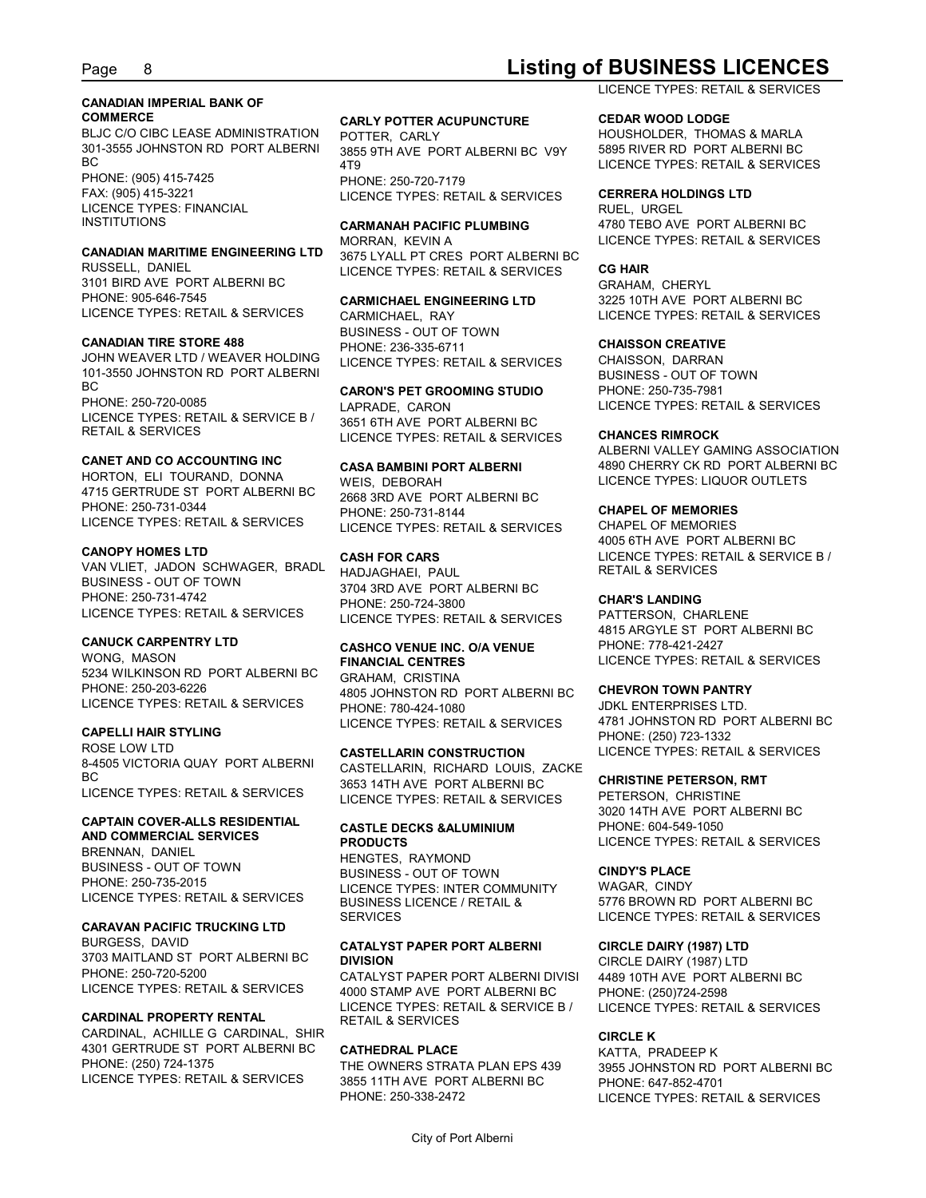LICENCE TYPES: RETAIL & SERVICES

**CANADIAN IMPERIAL BANK OF COMMERCE**
BLJC C/O CIBC LEASE ADMINISTRATION
301-3555 JOHNSTON RD PORT ALBERNI BC
PHONE: (905) 415-7425
FAX: (905) 415-3221
LICENCE TYPES: FINANCIAL INSTITUTIONS

**CANADIAN MARITIME ENGINEERING LTD**
RUSSELL, DANIEL
3101 BIRD AVE PORT ALBERNI BC
PHONE: 905-646-7545
LICENCE TYPES: RETAIL & SERVICES

**CANADIAN TIRE STORE 488**
JOHN WEAVER LTD / WEAVER HOLDING
101-3550 JOHNSTON RD PORT ALBERNI BC
PHONE: 250-720-0085
LICENCE TYPES: RETAIL & SERVICE B / RETAIL & SERVICES

**CANET AND CO ACCOUNTING INC**
HORTON, ELI TOURAND, DONNA
4715 GERTRUDE ST PORT ALBERNI BC
PHONE: 250-731-0344
LICENCE TYPES: RETAIL & SERVICES

**CANOPY HOMES LTD**
VAN VLIET, JADON SCHWAGER, BRADL
BUSINESS - OUT OF TOWN
PHONE: 250-731-4742
LICENCE TYPES: RETAIL & SERVICES

**CANUCK CARPENTRY LTD**
WONG, MASON
5234 WILKINSON RD PORT ALBERNI BC
PHONE: 250-203-6226
LICENCE TYPES: RETAIL & SERVICES

**CAPELLI HAIR STYLING**
ROSE LOW LTD
8-4505 VICTORIA QUAY PORT ALBERNI BC
LICENCE TYPES: RETAIL & SERVICES

**CAPTAIN COVER-ALLS RESIDENTIAL AND COMMERCIAL SERVICES**
BRENNAN, DANIEL
BUSINESS - OUT OF TOWN
PHONE: 250-735-2015
LICENCE TYPES: RETAIL & SERVICES

**CARAVAN PACIFIC TRUCKING LTD**
BURGESS, DAVID
3703 MAITLAND ST PORT ALBERNI BC
PHONE: 250-720-5200
LICENCE TYPES: RETAIL & SERVICES

**CARDINAL PROPERTY RENTAL**
CARDINAL, ACHILLE G CARDINAL, SHIR
4301 GERTRUDE ST PORT ALBERNI BC
PHONE: (250) 724-1375
LICENCE TYPES: RETAIL & SERVICES

**CARLY POTTER ACUPUNCTURE**
POTTER, CARLY
3855 9TH AVE PORT ALBERNI BC V9Y 4T9
PHONE: 250-720-7179
LICENCE TYPES: RETAIL & SERVICES

**CARMANAH PACIFIC PLUMBING**
MORRAN, KEVIN A
3675 LYALL PT CRES PORT ALBERNI BC
LICENCE TYPES: RETAIL & SERVICES

**CARMICHAEL ENGINEERING LTD**
CARMICHAEL, RAY
BUSINESS - OUT OF TOWN
PHONE: 236-335-6711
LICENCE TYPES: RETAIL & SERVICES

**CARON'S PET GROOMING STUDIO**
LAPRADE, CARON
3651 6TH AVE PORT ALBERNI BC
LICENCE TYPES: RETAIL & SERVICES

**CASA BAMBINI PORT ALBERNI**
WEIS, DEBORAH
2668 3RD AVE PORT ALBERNI BC
PHONE: 250-731-8144
LICENCE TYPES: RETAIL & SERVICES

**CASH FOR CARS**
HADJAGHAEI, PAUL
3704 3RD AVE PORT ALBERNI BC
PHONE: 250-724-3800
LICENCE TYPES: RETAIL & SERVICES

**CASHCO VENUE INC. O/A VENUE FINANCIAL CENTRES**
GRAHAM, CRISTINA
4805 JOHNSTON RD PORT ALBERNI BC
PHONE: 780-424-1080
LICENCE TYPES: RETAIL & SERVICES

**CASTELLARIN CONSTRUCTION**
CASTELLARIN, RICHARD LOUIS, ZACKE
3653 14TH AVE PORT ALBERNI BC
LICENCE TYPES: RETAIL & SERVICES

**CASTLE DECKS &ALUMINIUM PRODUCTS**
HENGTES, RAYMOND
BUSINESS - OUT OF TOWN
LICENCE TYPES: INTER COMMUNITY BUSINESS LICENCE / RETAIL & SERVICES

**CATALYST PAPER PORT ALBERNI DIVISION**
CATALYST PAPER PORT ALBERNI DIVISI
4000 STAMP AVE PORT ALBERNI BC
LICENCE TYPES: RETAIL & SERVICE B / RETAIL & SERVICES

**CATHEDRAL PLACE**
THE OWNERS STRATA PLAN EPS 439
3855 11TH AVE PORT ALBERNI BC
PHONE: 250-338-2472

**CEDAR WOOD LODGE**
HOUSHOLDER, THOMAS & MARLA
5895 RIVER RD PORT ALBERNI BC
LICENCE TYPES: RETAIL & SERVICES

**CERRERA HOLDINGS LTD**
RUEL, URGEL
4780 TEBO AVE PORT ALBERNI BC
LICENCE TYPES: RETAIL & SERVICES

**CG HAIR**
GRAHAM, CHERYL
3225 10TH AVE PORT ALBERNI BC
LICENCE TYPES: RETAIL & SERVICES

**CHAISSON CREATIVE**
CHAISSON, DARRAN
BUSINESS - OUT OF TOWN
PHONE: 250-735-7981
LICENCE TYPES: RETAIL & SERVICES

**CHANCES RIMROCK**
ALBERNI VALLEY GAMING ASSOCIATION
4890 CHERRY CK RD PORT ALBERNI BC
LICENCE TYPES: LIQUOR OUTLETS

**CHAPEL OF MEMORIES**
CHAPEL OF MEMORIES
4005 6TH AVE PORT ALBERNI BC
LICENCE TYPES: RETAIL & SERVICE B / RETAIL & SERVICES

**CHAR'S LANDING**
PATTERSON, CHARLENE
4815 ARGYLE ST PORT ALBERNI BC
PHONE: 778-421-2427
LICENCE TYPES: RETAIL & SERVICES

**CHEVRON TOWN PANTRY**
JDKL ENTERPRISES LTD.
4781 JOHNSTON RD PORT ALBERNI BC
PHONE: (250) 723-1332
LICENCE TYPES: RETAIL & SERVICES

**CHRISTINE PETERSON, RMT**
PETERSON, CHRISTINE
3020 14TH AVE PORT ALBERNI BC
PHONE: 604-549-1050
LICENCE TYPES: RETAIL & SERVICES

**CINDY'S PLACE**
WAGAR, CINDY
5776 BROWN RD PORT ALBERNI BC
LICENCE TYPES: RETAIL & SERVICES

**CIRCLE DAIRY (1987) LTD**
CIRCLE DAIRY (1987) LTD
4489 10TH AVE PORT ALBERNI BC
PHONE: (250)724-2598
LICENCE TYPES: RETAIL & SERVICES

**CIRCLE K**
KATTA, PRADEEP K
3955 JOHNSTON RD PORT ALBERNI BC
PHONE: 647-852-4701
LICENCE TYPES: RETAIL & SERVICES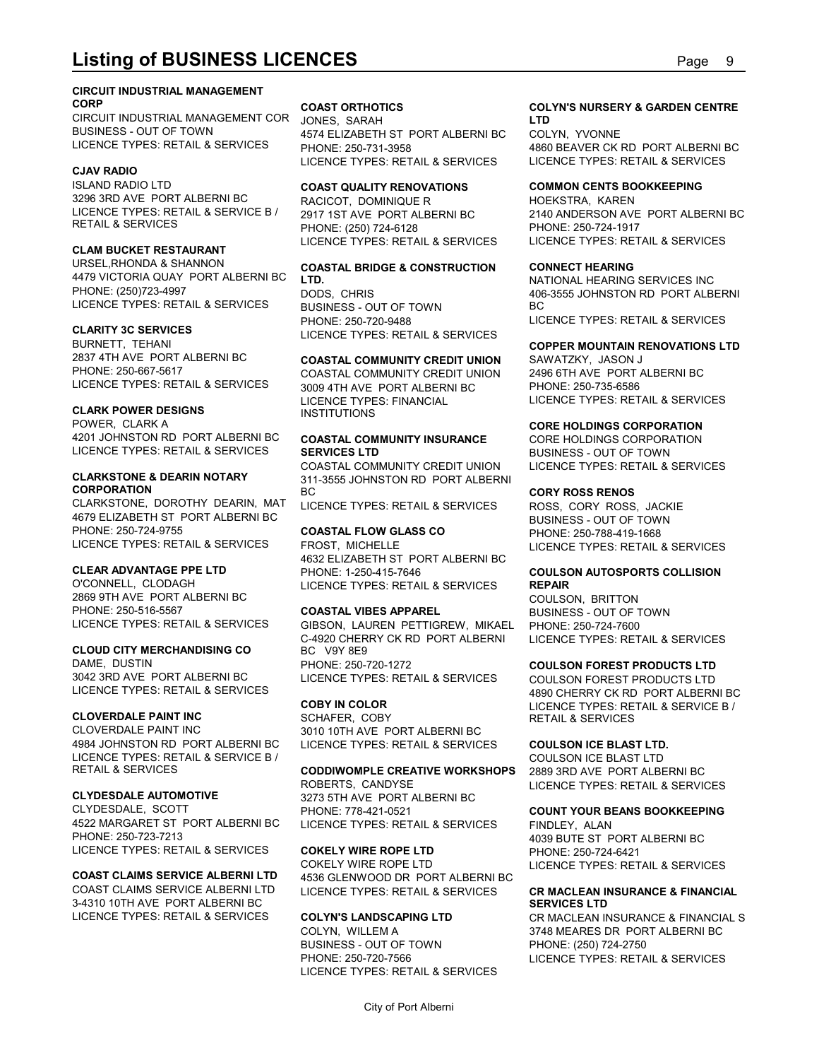# Listing of BUSINESS LICENCES

**CIRCUIT INDUSTRIAL MANAGEMENT CORP**
CIRCUIT INDUSTRIAL MANAGEMENT COR
BUSINESS - OUT OF TOWN
LICENCE TYPES: RETAIL & SERVICES

**CJAV RADIO**
ISLAND RADIO LTD
3296 3RD AVE PORT ALBERNI BC
LICENCE TYPES: RETAIL & SERVICE B / RETAIL & SERVICES

**CLAM BUCKET RESTAURANT**
URSEL,RHONDA & SHANNON
4479 VICTORIA QUAY PORT ALBERNI BC
PHONE: (250)723-4997
LICENCE TYPES: RETAIL & SERVICES

**CLARITY 3C SERVICES**
BURNETT, TEHANI
2837 4TH AVE PORT ALBERNI BC
PHONE: 250-667-5617
LICENCE TYPES: RETAIL & SERVICES

**CLARK POWER DESIGNS**
POWER, CLARK A
4201 JOHNSTON RD PORT ALBERNI BC
LICENCE TYPES: RETAIL & SERVICES

**CLARKSTONE & DEARIN NOTARY CORPORATION**
CLARKSTONE, DOROTHY DEARIN, MAT
4679 ELIZABETH ST PORT ALBERNI BC
PHONE: 250-724-9755
LICENCE TYPES: RETAIL & SERVICES

**CLEAR ADVANTAGE PPE LTD**
O'CONNELL, CLODAGH
2869 9TH AVE PORT ALBERNI BC
PHONE: 250-516-5567
LICENCE TYPES: RETAIL & SERVICES

**CLOUD CITY MERCHANDISING CO**
DAME, DUSTIN
3042 3RD AVE PORT ALBERNI BC
LICENCE TYPES: RETAIL & SERVICES

**CLOVERDALE PAINT INC**
CLOVERDALE PAINT INC
4984 JOHNSTON RD PORT ALBERNI BC
LICENCE TYPES: RETAIL & SERVICE B / RETAIL & SERVICES

**CLYDESDALE AUTOMOTIVE**
CLYDESDALE, SCOTT
4522 MARGARET ST PORT ALBERNI BC
PHONE: 250-723-7213
LICENCE TYPES: RETAIL & SERVICES

**COAST CLAIMS SERVICE ALBERNI LTD**
COAST CLAIMS SERVICE ALBERNI LTD
3-4310 10TH AVE PORT ALBERNI BC
LICENCE TYPES: RETAIL & SERVICES

**COAST ORTHOTICS**
JONES, SARAH
4574 ELIZABETH ST PORT ALBERNI BC
PHONE: 250-731-3958
LICENCE TYPES: RETAIL & SERVICES

**COAST QUALITY RENOVATIONS**
RACICOT, DOMINIQUE R
2917 1ST AVE PORT ALBERNI BC
PHONE: (250) 724-6128
LICENCE TYPES: RETAIL & SERVICES

**COASTAL BRIDGE & CONSTRUCTION LTD.**
DODS, CHRIS
BUSINESS - OUT OF TOWN
PHONE: 250-720-9488
LICENCE TYPES: RETAIL & SERVICES

**COASTAL COMMUNITY CREDIT UNION**
COASTAL COMMUNITY CREDIT UNION
3009 4TH AVE PORT ALBERNI BC
LICENCE TYPES: FINANCIAL INSTITUTIONS

**COASTAL COMMUNITY INSURANCE SERVICES LTD**
COASTAL COMMUNITY CREDIT UNION
311-3555 JOHNSTON RD PORT ALBERNI BC
LICENCE TYPES: RETAIL & SERVICES

**COASTAL FLOW GLASS CO**
FROST, MICHELLE
4632 ELIZABETH ST PORT ALBERNI BC
PHONE: 1-250-415-7646
LICENCE TYPES: RETAIL & SERVICES

**COASTAL VIBES APPAREL**
GIBSON, LAUREN PETTIGREW, MIKAEL
C-4920 CHERRY CK RD PORT ALBERNI BC V9Y 8E9
PHONE: 250-720-1272
LICENCE TYPES: RETAIL & SERVICES

**COBY IN COLOR**
SCHAFER, COBY
3010 10TH AVE PORT ALBERNI BC
LICENCE TYPES: RETAIL & SERVICES

**CODDIWOMPLE CREATIVE WORKSHOPS**
ROBERTS, CANDYSE
3273 5TH AVE PORT ALBERNI BC
PHONE: 778-421-0521
LICENCE TYPES: RETAIL & SERVICES

**COKELY WIRE ROPE LTD**
COKELY WIRE ROPE LTD
4536 GLENWOOD DR PORT ALBERNI BC
LICENCE TYPES: RETAIL & SERVICES

**COLYN'S LANDSCAPING LTD**
COLYN, WILLEM A
BUSINESS - OUT OF TOWN
PHONE: 250-720-7566
LICENCE TYPES: RETAIL & SERVICES

**COLYN'S NURSERY & GARDEN CENTRE LTD**
COLYN, YVONNE
4860 BEAVER CK RD PORT ALBERNI BC
LICENCE TYPES: RETAIL & SERVICES

**COMMON CENTS BOOKKEEPING**
HOEKSTRA, KAREN
2140 ANDERSON AVE PORT ALBERNI BC
PHONE: 250-724-1917
LICENCE TYPES: RETAIL & SERVICES

**CONNECT HEARING**
NATIONAL HEARING SERVICES INC
406-3555 JOHNSTON RD PORT ALBERNI BC
LICENCE TYPES: RETAIL & SERVICES

**COPPER MOUNTAIN RENOVATIONS LTD**
SAWATZKY, JASON J
2496 6TH AVE PORT ALBERNI BC
PHONE: 250-735-6586
LICENCE TYPES: RETAIL & SERVICES

**CORE HOLDINGS CORPORATION**
CORE HOLDINGS CORPORATION
BUSINESS - OUT OF TOWN
LICENCE TYPES: RETAIL & SERVICES

**CORY ROSS RENOS**
ROSS, CORY ROSS, JACKIE
BUSINESS - OUT OF TOWN
PHONE: 250-788-419-1668
LICENCE TYPES: RETAIL & SERVICES

**COULSON AUTOSPORTS COLLISION REPAIR**
COULSON, BRITTON
BUSINESS - OUT OF TOWN
PHONE: 250-724-7600
LICENCE TYPES: RETAIL & SERVICES

**COULSON FOREST PRODUCTS LTD**
COULSON FOREST PRODUCTS LTD
4890 CHERRY CK RD PORT ALBERNI BC
LICENCE TYPES: RETAIL & SERVICE B / RETAIL & SERVICES

**COULSON ICE BLAST LTD.**
COULSON ICE BLAST LTD
2889 3RD AVE PORT ALBERNI BC
LICENCE TYPES: RETAIL & SERVICES

**COUNT YOUR BEANS BOOKKEEPING**
FINDLEY, ALAN
4039 BUTE ST PORT ALBERNI BC
PHONE: 250-724-6421
LICENCE TYPES: RETAIL & SERVICES

**CR MACLEAN INSURANCE & FINANCIAL SERVICES LTD**
CR MACLEAN INSURANCE & FINANCIAL S
3748 MEARES DR PORT ALBERNI BC
PHONE: (250) 724-2750
LICENCE TYPES: RETAIL & SERVICES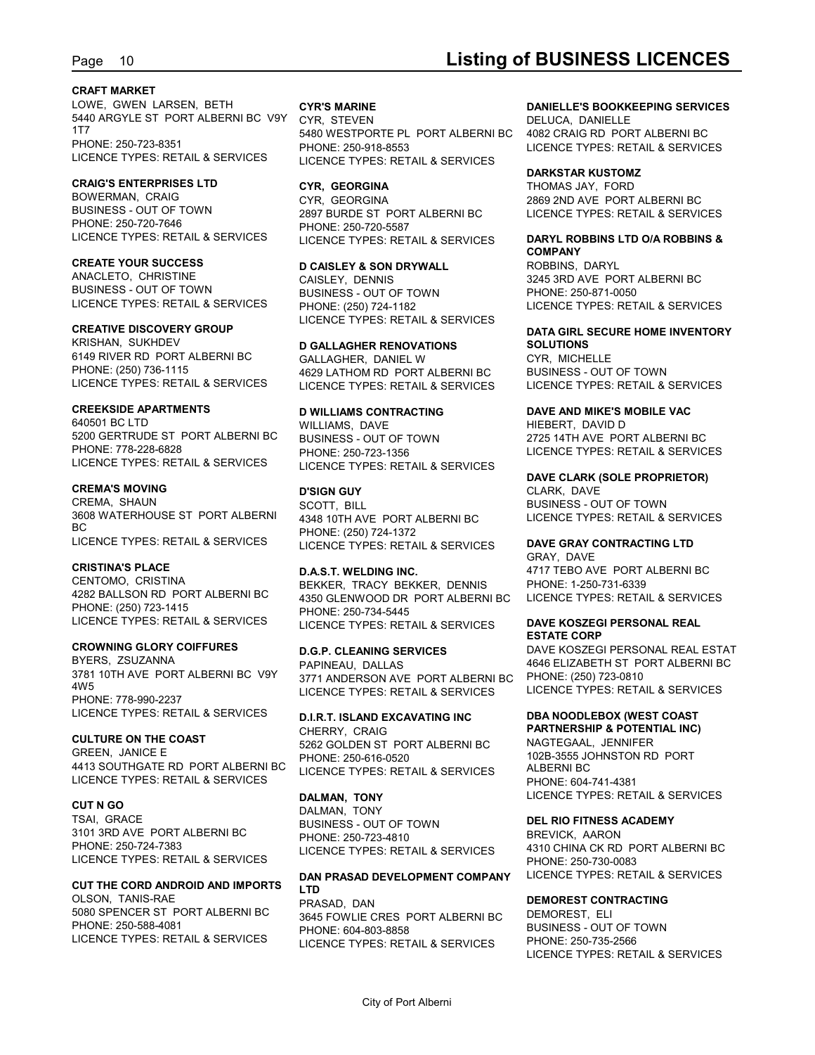**CRAFT MARKET**
LOWE, GWEN LARSEN, BETH
5440 ARGYLE ST PORT ALBERNI BC V9Y 1T7
PHONE: 250-723-8351
LICENCE TYPES: RETAIL & SERVICES

**CRAIG'S ENTERPRISES LTD**
BOWERMAN, CRAIG
BUSINESS - OUT OF TOWN
PHONE: 250-720-7646
LICENCE TYPES: RETAIL & SERVICES

**CREATE YOUR SUCCESS**
ANACLETO, CHRISTINE
BUSINESS - OUT OF TOWN
LICENCE TYPES: RETAIL & SERVICES

**CREATIVE DISCOVERY GROUP**
KRISHAN, SUKHDEV
6149 RIVER RD PORT ALBERNI BC
PHONE: (250) 736-1115
LICENCE TYPES: RETAIL & SERVICES

**CREEKSIDE APARTMENTS**
640501 BC LTD
5200 GERTRUDE ST PORT ALBERNI BC
PHONE: 778-228-6828
LICENCE TYPES: RETAIL & SERVICES

**CREMA'S MOVING**
CREMA, SHAUN
3608 WATERHOUSE ST PORT ALBERNI BC
LICENCE TYPES: RETAIL & SERVICES

**CRISTINA'S PLACE**
CENTOMO, CRISTINA
4282 BALLSON RD PORT ALBERNI BC
PHONE: (250) 723-1415
LICENCE TYPES: RETAIL & SERVICES

**CROWNING GLORY COIFFURES**
BYERS, ZSUZANNA
3781 10TH AVE PORT ALBERNI BC V9Y 4W5
PHONE: 778-990-2237
LICENCE TYPES: RETAIL & SERVICES

**CULTURE ON THE COAST**
GREEN, JANICE E
4413 SOUTHGATE RD PORT ALBERNI BC
LICENCE TYPES: RETAIL & SERVICES

**CUT N GO**
TSAI, GRACE
3101 3RD AVE PORT ALBERNI BC
PHONE: 250-724-7383
LICENCE TYPES: RETAIL & SERVICES

**CUT THE CORD ANDROID AND IMPORTS**
OLSON, TANIS-RAE
5080 SPENCER ST PORT ALBERNI BC
PHONE: 250-588-4081
LICENCE TYPES: RETAIL & SERVICES

**CYR'S MARINE**
CYR, STEVEN
5480 WESTPORTE PL PORT ALBERNI BC
PHONE: 250-918-8553
LICENCE TYPES: RETAIL & SERVICES

**CYR, GEORGINA**
CYR, GEORGINA
2897 BURDE ST PORT ALBERNI BC
PHONE: 250-720-5587
LICENCE TYPES: RETAIL & SERVICES

**D CAISLEY & SON DRYWALL**
CAISLEY, DENNIS
BUSINESS - OUT OF TOWN
PHONE: (250) 724-1182
LICENCE TYPES: RETAIL & SERVICES

**D GALLAGHER RENOVATIONS**
GALLAGHER, DANIEL W
4629 LATHOM RD PORT ALBERNI BC
LICENCE TYPES: RETAIL & SERVICES

**D WILLIAMS CONTRACTING**
WILLIAMS, DAVE
BUSINESS - OUT OF TOWN
PHONE: 250-723-1356
LICENCE TYPES: RETAIL & SERVICES

**D'SIGN GUY**
SCOTT, BILL
4348 10TH AVE PORT ALBERNI BC
PHONE: (250) 724-1372
LICENCE TYPES: RETAIL & SERVICES

**D.A.S.T. WELDING INC.**
BEKKER, TRACY BEKKER, DENNIS
4350 GLENWOOD DR PORT ALBERNI BC
PHONE: 250-734-5445
LICENCE TYPES: RETAIL & SERVICES

**D.G.P. CLEANING SERVICES**
PAPINEAU, DALLAS
3771 ANDERSON AVE PORT ALBERNI BC
LICENCE TYPES: RETAIL & SERVICES

**D.I.R.T. ISLAND EXCAVATING INC**
CHERRY, CRAIG
5262 GOLDEN ST PORT ALBERNI BC
PHONE: 250-616-0520
LICENCE TYPES: RETAIL & SERVICES

**DALMAN, TONY**
DALMAN, TONY
BUSINESS - OUT OF TOWN
PHONE: 250-723-4810
LICENCE TYPES: RETAIL & SERVICES

**DAN PRASAD DEVELOPMENT COMPANY LTD**
PRASAD, DAN
3645 FOWLIE CRES PORT ALBERNI BC
PHONE: 604-803-8858
LICENCE TYPES: RETAIL & SERVICES

**DANIELLE'S BOOKKEEPING SERVICES**
DELUCA, DANIELLE
4082 CRAIG RD PORT ALBERNI BC
LICENCE TYPES: RETAIL & SERVICES

**DARKSTAR KUSTOMZ**
THOMAS JAY, FORD
2869 2ND AVE PORT ALBERNI BC
LICENCE TYPES: RETAIL & SERVICES

**DARYL ROBBINS LTD O/A ROBBINS & COMPANY**
ROBBINS, DARYL
3245 3RD AVE PORT ALBERNI BC
PHONE: 250-871-0050
LICENCE TYPES: RETAIL & SERVICES

**DATA GIRL SECURE HOME INVENTORY SOLUTIONS**
CYR, MICHELLE
BUSINESS - OUT OF TOWN
LICENCE TYPES: RETAIL & SERVICES

**DAVE AND MIKE'S MOBILE VAC**
HIEBERT, DAVID D
2725 14TH AVE PORT ALBERNI BC
LICENCE TYPES: RETAIL & SERVICES

**DAVE CLARK (SOLE PROPRIETOR)**
CLARK, DAVE
BUSINESS - OUT OF TOWN
LICENCE TYPES: RETAIL & SERVICES

**DAVE GRAY CONTRACTING LTD**
GRAY, DAVE
4717 TEBO AVE PORT ALBERNI BC
PHONE: 1-250-731-6339
LICENCE TYPES: RETAIL & SERVICES

**DAVE KOSZEGI PERSONAL REAL ESTATE CORP**
DAVE KOSZEGI PERSONAL REAL ESTAT
4646 ELIZABETH ST PORT ALBERNI BC
PHONE: (250) 723-0810
LICENCE TYPES: RETAIL & SERVICES

**DBA NOODLEBOX (WEST COAST PARTNERSHIP & POTENTIAL INC)**
NAGTEGAAL, JENNIFER
102B-3555 JOHNSTON RD PORT ALBERNI BC
PHONE: 604-741-4381
LICENCE TYPES: RETAIL & SERVICES

**DEL RIO FITNESS ACADEMY**
BREVICK, AARON
4310 CHINA CK RD PORT ALBERNI BC
PHONE: 250-730-0083
LICENCE TYPES: RETAIL & SERVICES

**DEMOREST CONTRACTING**
DEMOREST, ELI
BUSINESS - OUT OF TOWN
PHONE: 250-735-2566
LICENCE TYPES: RETAIL & SERVICES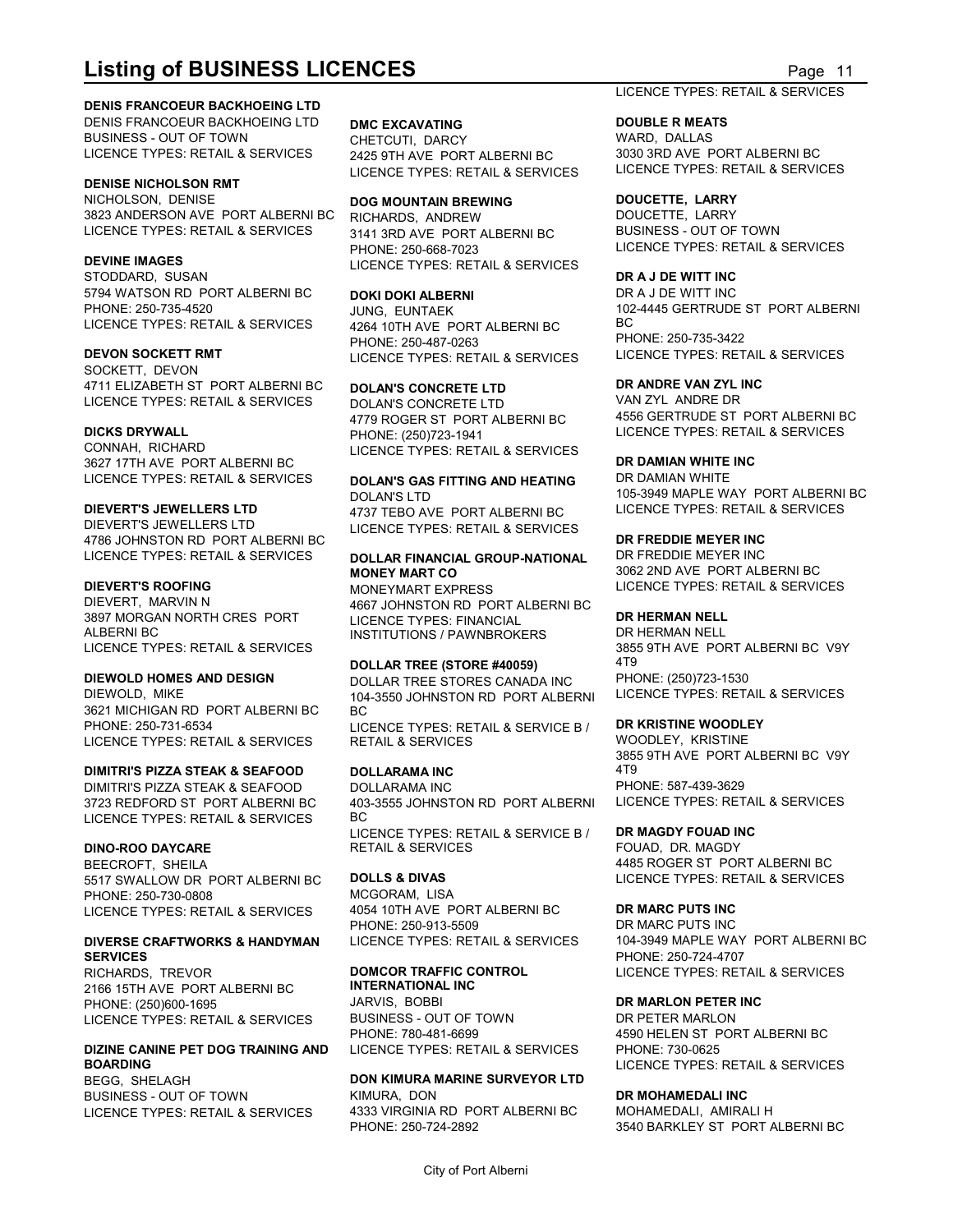# Listing of BUSINESS LICENCES

**DENIS FRANCOEUR BACKHOEING LTD**
DENIS FRANCOEUR BACKHOEING LTD
BUSINESS - OUT OF TOWN
LICENCE TYPES: RETAIL & SERVICES

**DENISE NICHOLSON RMT**
NICHOLSON, DENISE
3823 ANDERSON AVE PORT ALBERNI BC
LICENCE TYPES: RETAIL & SERVICES

**DEVINE IMAGES**
STODDARD, SUSAN
5794 WATSON RD PORT ALBERNI BC
PHONE: 250-735-4520
LICENCE TYPES: RETAIL & SERVICES

**DEVON SOCKETT RMT**
SOCKETT, DEVON
4711 ELIZABETH ST PORT ALBERNI BC
LICENCE TYPES: RETAIL & SERVICES

**DICKS DRYWALL**
CONNAH, RICHARD
3627 17TH AVE PORT ALBERNI BC
LICENCE TYPES: RETAIL & SERVICES

**DIEVERT'S JEWELLERS LTD**
DIEVERT'S JEWELLERS LTD
4786 JOHNSTON RD PORT ALBERNI BC
LICENCE TYPES: RETAIL & SERVICES

**DIEVERT'S ROOFING**
DIEVERT, MARVIN N
3897 MORGAN NORTH CRES PORT ALBERNI BC
LICENCE TYPES: RETAIL & SERVICES

**DIEWOLD HOMES AND DESIGN**
DIEWOLD, MIKE
3621 MICHIGAN RD PORT ALBERNI BC
PHONE: 250-731-6534
LICENCE TYPES: RETAIL & SERVICES

**DIMITRI'S PIZZA STEAK & SEAFOOD**
DIMITRI'S PIZZA STEAK & SEAFOOD
3723 REDFORD ST PORT ALBERNI BC
LICENCE TYPES: RETAIL & SERVICES

**DINO-ROO DAYCARE**
BEECROFT, SHEILA
5517 SWALLOW DR PORT ALBERNI BC
PHONE: 250-730-0808
LICENCE TYPES: RETAIL & SERVICES

**DIVERSE CRAFTWORKS & HANDYMAN SERVICES**
RICHARDS, TREVOR
2166 15TH AVE PORT ALBERNI BC
PHONE: (250)600-1695
LICENCE TYPES: RETAIL & SERVICES

**DIZINE CANINE PET DOG TRAINING AND BOARDING**
BEGG, SHELAGH
BUSINESS - OUT OF TOWN
LICENCE TYPES: RETAIL & SERVICES

**DMC EXCAVATING**
CHETCUTI, DARCY
2425 9TH AVE PORT ALBERNI BC
LICENCE TYPES: RETAIL & SERVICES

**DOG MOUNTAIN BREWING**
RICHARDS, ANDREW
3141 3RD AVE PORT ALBERNI BC
PHONE: 250-668-7023
LICENCE TYPES: RETAIL & SERVICES

**DOKI DOKI ALBERNI**
JUNG, EUNTAEK
4264 10TH AVE PORT ALBERNI BC
PHONE: 250-487-0263
LICENCE TYPES: RETAIL & SERVICES

**DOLAN'S CONCRETE LTD**
DOLAN'S CONCRETE LTD
4779 ROGER ST PORT ALBERNI BC
PHONE: (250)723-1941
LICENCE TYPES: RETAIL & SERVICES

**DOLAN'S GAS FITTING AND HEATING**
DOLAN'S LTD
4737 TEBO AVE PORT ALBERNI BC
LICENCE TYPES: RETAIL & SERVICES

**DOLLAR FINANCIAL GROUP-NATIONAL MONEY MART CO**
MONEYMART EXPRESS
4667 JOHNSTON RD PORT ALBERNI BC
LICENCE TYPES: FINANCIAL INSTITUTIONS / PAWNBROKERS

**DOLLAR TREE (STORE #40059)**
DOLLAR TREE STORES CANADA INC
104-3550 JOHNSTON RD PORT ALBERNI BC
LICENCE TYPES: RETAIL & SERVICE B / RETAIL & SERVICES

**DOLLARAMA INC**
DOLLARAMA INC
403-3555 JOHNSTON RD PORT ALBERNI BC
LICENCE TYPES: RETAIL & SERVICE B / RETAIL & SERVICES

**DOLLS & DIVAS**
MCGORAM, LISA
4054 10TH AVE PORT ALBERNI BC
PHONE: 250-913-5509
LICENCE TYPES: RETAIL & SERVICES

**DOMCOR TRAFFIC CONTROL INTERNATIONAL INC**
JARVIS, BOBBI
BUSINESS - OUT OF TOWN
PHONE: 780-481-6699
LICENCE TYPES: RETAIL & SERVICES

**DON KIMURA MARINE SURVEYOR LTD**
KIMURA, DON
4333 VIRGINIA RD PORT ALBERNI BC
PHONE: 250-724-2892
LICENCE TYPES: RETAIL & SERVICES

**DOUBLE R MEATS**
WARD, DALLAS
3030 3RD AVE PORT ALBERNI BC
LICENCE TYPES: RETAIL & SERVICES

**DOUCETTE, LARRY**
DOUCETTE, LARRY
BUSINESS - OUT OF TOWN
LICENCE TYPES: RETAIL & SERVICES

**DR A J DE WITT INC**
DR A J DE WITT INC
102-4445 GERTRUDE ST PORT ALBERNI BC
PHONE: 250-735-3422
LICENCE TYPES: RETAIL & SERVICES

**DR ANDRE VAN ZYL INC**
VAN ZYL ANDRE DR
4556 GERTRUDE ST PORT ALBERNI BC
LICENCE TYPES: RETAIL & SERVICES

**DR DAMIAN WHITE INC**
DR DAMIAN WHITE
105-3949 MAPLE WAY PORT ALBERNI BC
LICENCE TYPES: RETAIL & SERVICES

**DR FREDDIE MEYER INC**
DR FREDDIE MEYER INC
3062 2ND AVE PORT ALBERNI BC
LICENCE TYPES: RETAIL & SERVICES

**DR HERMAN NELL**
DR HERMAN NELL
3855 9TH AVE PORT ALBERNI BC V9Y 4T9
PHONE: (250)723-1530
LICENCE TYPES: RETAIL & SERVICES

**DR KRISTINE WOODLEY**
WOODLEY, KRISTINE
3855 9TH AVE PORT ALBERNI BC V9Y 4T9
PHONE: 587-439-3629
LICENCE TYPES: RETAIL & SERVICES

**DR MAGDY FOUAD INC**
FOUAD, DR. MAGDY
4485 ROGER ST PORT ALBERNI BC
LICENCE TYPES: RETAIL & SERVICES

**DR MARC PUTS INC**
DR MARC PUTS INC
104-3949 MAPLE WAY PORT ALBERNI BC
PHONE: 250-724-4707
LICENCE TYPES: RETAIL & SERVICES

**DR MARLON PETER INC**
DR PETER MARLON
4590 HELEN ST PORT ALBERNI BC
PHONE: 730-0625
LICENCE TYPES: RETAIL & SERVICES

**DR MOHAMEDALI INC**
MOHAMEDALI, AMIRALI H
3540 BARKLEY ST PORT ALBERNI BC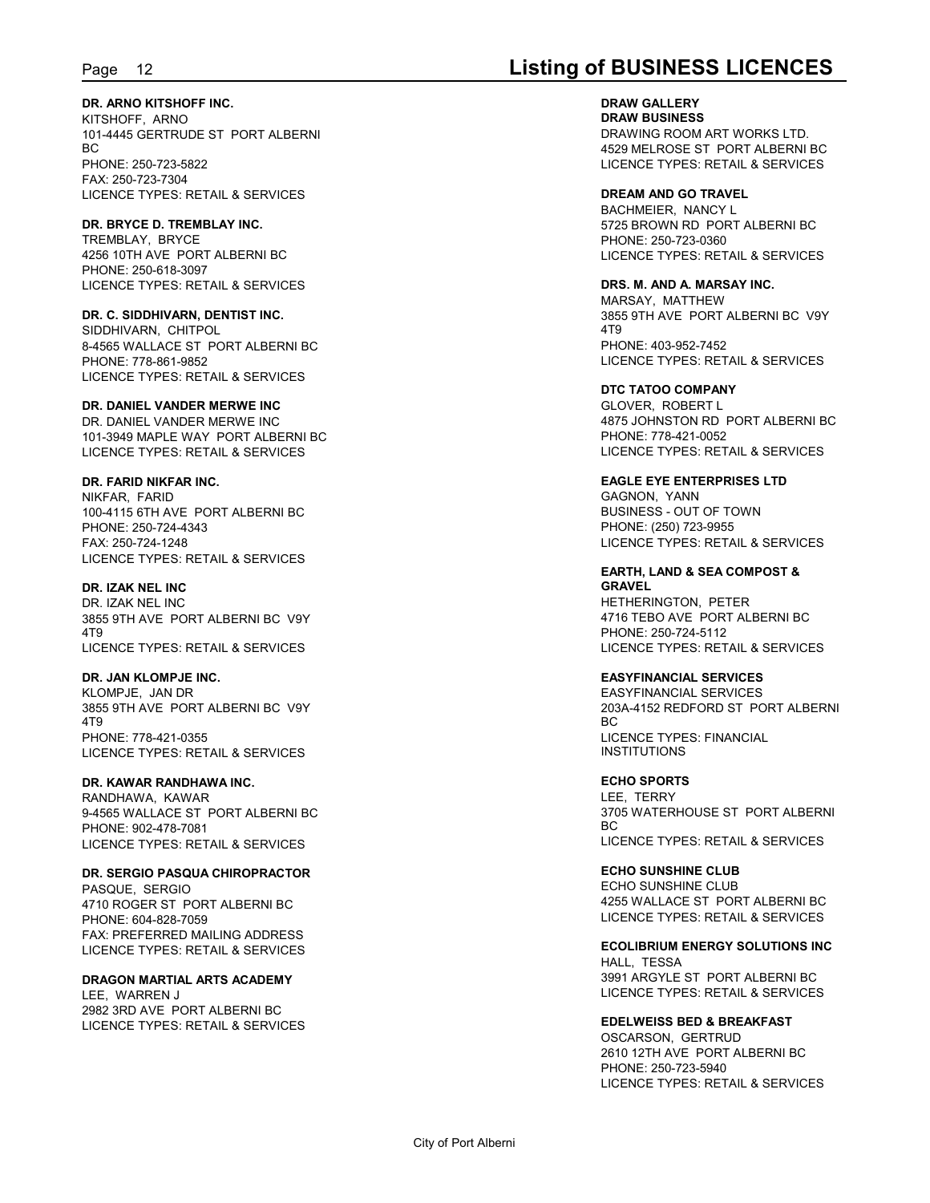**DR. ARNO KITSHOFF INC.**
KITSHOFF, ARNO
101-4445 GERTRUDE ST PORT ALBERNI BC
PHONE: 250-723-5822
FAX: 250-723-7304
LICENCE TYPES: RETAIL & SERVICES

**DR. BRYCE D. TREMBLAY INC.**
TREMBLAY, BRYCE
4256 10TH AVE PORT ALBERNI BC
PHONE: 250-618-3097
LICENCE TYPES: RETAIL & SERVICES

**DR. C. SIDDHIVARN, DENTIST INC.**
SIDDHIVARN, CHITPOL
8-4565 WALLACE ST PORT ALBERNI BC
PHONE: 778-861-9852
LICENCE TYPES: RETAIL & SERVICES

**DR. DANIEL VANDER MERWE INC**
DR. DANIEL VANDER MERWE INC
101-3949 MAPLE WAY PORT ALBERNI BC
LICENCE TYPES: RETAIL & SERVICES

**DR. FARID NIKFAR INC.**
NIKFAR, FARID
100-4115 6TH AVE PORT ALBERNI BC
PHONE: 250-724-4343
FAX: 250-724-1248
LICENCE TYPES: RETAIL & SERVICES

**DR. IZAK NEL INC**
DR. IZAK NEL INC
3855 9TH AVE PORT ALBERNI BC V9Y 4T9
LICENCE TYPES: RETAIL & SERVICES

**DR. JAN KLOMPJE INC.**
KLOMPJE, JAN DR
3855 9TH AVE PORT ALBERNI BC V9Y 4T9
PHONE: 778-421-0355
LICENCE TYPES: RETAIL & SERVICES

**DR. KAWAR RANDHAWA INC.**
RANDHAWA, KAWAR
9-4565 WALLACE ST PORT ALBERNI BC
PHONE: 902-478-7081
LICENCE TYPES: RETAIL & SERVICES

**DR. SERGIO PASQUA CHIROPRACTOR**
PASQUE, SERGIO
4710 ROGER ST PORT ALBERNI BC
PHONE: 604-828-7059
FAX: PREFERRED MAILING ADDRESS
LICENCE TYPES: RETAIL & SERVICES

**DRAGON MARTIAL ARTS ACADEMY**
LEE, WARREN J
2982 3RD AVE PORT ALBERNI BC
LICENCE TYPES: RETAIL & SERVICES

**DRAW GALLERY**
**DRAW BUSINESS**
DRAWING ROOM ART WORKS LTD.
4529 MELROSE ST PORT ALBERNI BC
LICENCE TYPES: RETAIL & SERVICES

**DREAM AND GO TRAVEL**
BACHMEIER, NANCY L
5725 BROWN RD PORT ALBERNI BC
PHONE: 250-723-0360
LICENCE TYPES: RETAIL & SERVICES

**DRS. M. AND A. MARSAY INC.**
MARSAY, MATTHEW
3855 9TH AVE PORT ALBERNI BC V9Y 4T9
PHONE: 403-952-7452
LICENCE TYPES: RETAIL & SERVICES

**DTC TATOO COMPANY**
GLOVER, ROBERT L
4875 JOHNSTON RD PORT ALBERNI BC
PHONE: 778-421-0052
LICENCE TYPES: RETAIL & SERVICES

**EAGLE EYE ENTERPRISES LTD**
GAGNON, YANN
BUSINESS - OUT OF TOWN
PHONE: (250) 723-9955
LICENCE TYPES: RETAIL & SERVICES

**EARTH, LAND & SEA COMPOST & GRAVEL**
HETHERINGTON, PETER
4716 TEBO AVE PORT ALBERNI BC
PHONE: 250-724-5112
LICENCE TYPES: RETAIL & SERVICES

**EASYFINANCIAL SERVICES**
EASYFINANCIAL SERVICES
203A-4152 REDFORD ST PORT ALBERNI BC
LICENCE TYPES: FINANCIAL INSTITUTIONS

**ECHO SPORTS**
LEE, TERRY
3705 WATERHOUSE ST PORT ALBERNI BC
LICENCE TYPES: RETAIL & SERVICES

**ECHO SUNSHINE CLUB**
ECHO SUNSHINE CLUB
4255 WALLACE ST PORT ALBERNI BC
LICENCE TYPES: RETAIL & SERVICES

**ECOLIBRIUM ENERGY SOLUTIONS INC**
HALL, TESSA
3991 ARGYLE ST PORT ALBERNI BC
LICENCE TYPES: RETAIL & SERVICES

**EDELWEISS BED & BREAKFAST**
OSCARSON, GERTRUD
2610 12TH AVE PORT ALBERNI BC
PHONE: 250-723-5940
LICENCE TYPES: RETAIL & SERVICES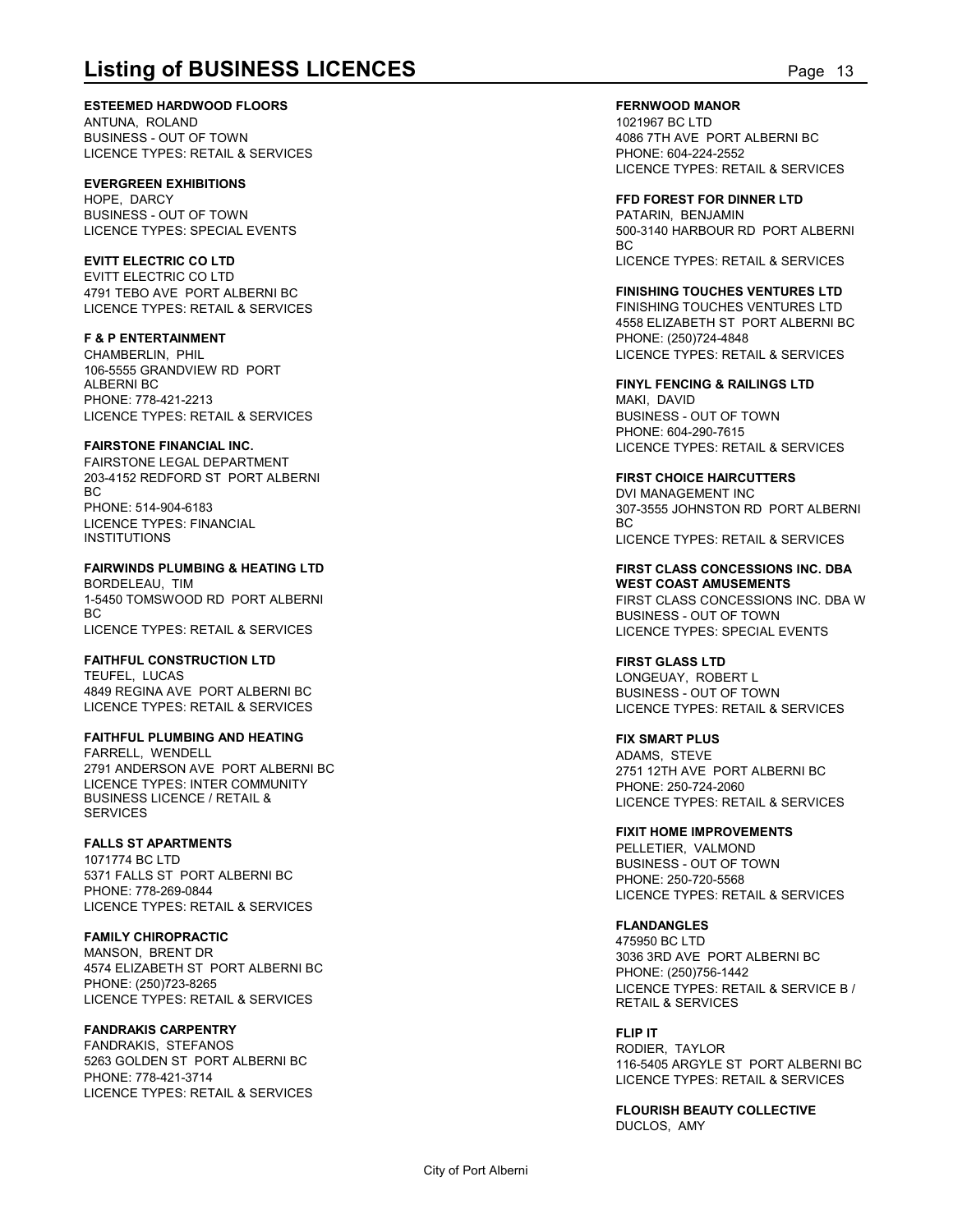## Listing of BUSINESS LICENCES

**ESTEEMED HARDWOOD FLOORS**
ANTUNA, ROLAND
BUSINESS - OUT OF TOWN
LICENCE TYPES: RETAIL & SERVICES

**EVERGREEN EXHIBITIONS**
HOPE, DARCY
BUSINESS - OUT OF TOWN
LICENCE TYPES: SPECIAL EVENTS

**EVITT ELECTRIC CO LTD**
EVITT ELECTRIC CO LTD
4791 TEBO AVE PORT ALBERNI BC
LICENCE TYPES: RETAIL & SERVICES

**F & P ENTERTAINMENT**
CHAMBERLIN, PHIL
106-5555 GRANDVIEW RD PORT ALBERNI BC
PHONE: 778-421-2213
LICENCE TYPES: RETAIL & SERVICES

**FAIRSTONE FINANCIAL INC.**
FAIRSTONE LEGAL DEPARTMENT
203-4152 REDFORD ST PORT ALBERNI BC
PHONE: 514-904-6183
LICENCE TYPES: FINANCIAL INSTITUTIONS

**FAIRWINDS PLUMBING & HEATING LTD**
BORDELEAU, TIM
1-5450 TOMSWOOD RD PORT ALBERNI BC
LICENCE TYPES: RETAIL & SERVICES

**FAITHFUL CONSTRUCTION LTD**
TEUFEL, LUCAS
4849 REGINA AVE PORT ALBERNI BC
LICENCE TYPES: RETAIL & SERVICES

**FAITHFUL PLUMBING AND HEATING**
FARRELL, WENDELL
2791 ANDERSON AVE PORT ALBERNI BC
LICENCE TYPES: INTER COMMUNITY BUSINESS LICENCE / RETAIL & SERVICES

**FALLS ST APARTMENTS**
1071774 BC LTD
5371 FALLS ST PORT ALBERNI BC
PHONE: 778-269-0844
LICENCE TYPES: RETAIL & SERVICES

**FAMILY CHIROPRACTIC**
MANSON, BRENT DR
4574 ELIZABETH ST PORT ALBERNI BC
PHONE: (250)723-8265
LICENCE TYPES: RETAIL & SERVICES

**FANDRAKIS CARPENTRY**
FANDRAKIS, STEFANOS
5263 GOLDEN ST PORT ALBERNI BC
PHONE: 778-421-3714
LICENCE TYPES: RETAIL & SERVICES

**FERNWOOD MANOR**
1021967 BC LTD
4086 7TH AVE PORT ALBERNI BC
PHONE: 604-224-2552
LICENCE TYPES: RETAIL & SERVICES

**FFD FOREST FOR DINNER LTD**
PATARIN, BENJAMIN
500-3140 HARBOUR RD PORT ALBERNI BC
LICENCE TYPES: RETAIL & SERVICES

**FINISHING TOUCHES VENTURES LTD**
FINISHING TOUCHES VENTURES LTD
4558 ELIZABETH ST PORT ALBERNI BC
PHONE: (250)724-4848
LICENCE TYPES: RETAIL & SERVICES

**FINYL FENCING & RAILINGS LTD**
MAKI, DAVID
BUSINESS - OUT OF TOWN
PHONE: 604-290-7615
LICENCE TYPES: RETAIL & SERVICES

**FIRST CHOICE HAIRCUTTERS**
DVI MANAGEMENT INC
307-3555 JOHNSTON RD PORT ALBERNI BC
LICENCE TYPES: RETAIL & SERVICES

**FIRST CLASS CONCESSIONS INC. DBA WEST COAST AMUSEMENTS**
FIRST CLASS CONCESSIONS INC. DBA W
BUSINESS - OUT OF TOWN
LICENCE TYPES: SPECIAL EVENTS

**FIRST GLASS LTD**
LONGEUAY, ROBERT L
BUSINESS - OUT OF TOWN
LICENCE TYPES: RETAIL & SERVICES

**FIX SMART PLUS**
ADAMS, STEVE
2751 12TH AVE PORT ALBERNI BC
PHONE: 250-724-2060
LICENCE TYPES: RETAIL & SERVICES

**FIXIT HOME IMPROVEMENTS**
PELLETIER, VALMOND
BUSINESS - OUT OF TOWN
PHONE: 250-720-5568
LICENCE TYPES: RETAIL & SERVICES

**FLANDANGLES**
475950 BC LTD
3036 3RD AVE PORT ALBERNI BC
PHONE: (250)756-1442
LICENCE TYPES: RETAIL & SERVICE B / RETAIL & SERVICES

**FLIP IT**
RODIER, TAYLOR
116-5405 ARGYLE ST PORT ALBERNI BC
LICENCE TYPES: RETAIL & SERVICES

**FLOURISH BEAUTY COLLECTIVE**
DUCLOS, AMY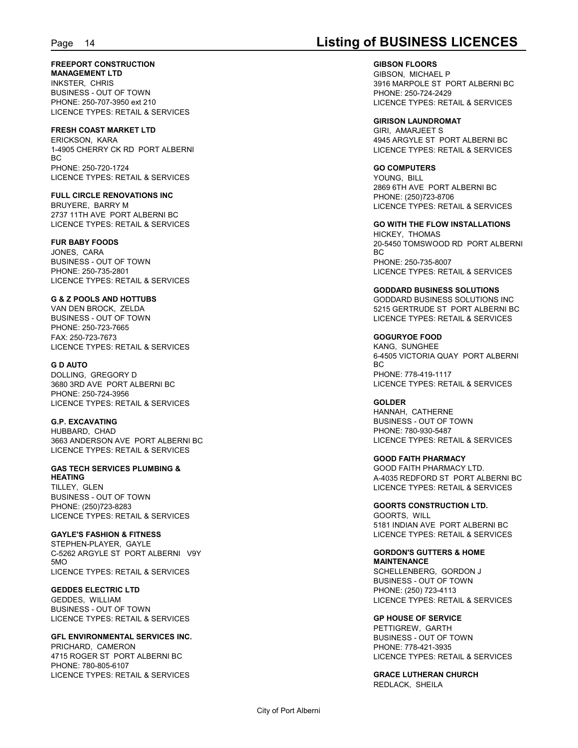**FREEPORT CONSTRUCTION MANAGEMENT LTD**
INKSTER, CHRIS
BUSINESS - OUT OF TOWN
PHONE: 250-707-3950 ext 210
LICENCE TYPES: RETAIL & SERVICES

**FRESH COAST MARKET LTD**
ERICKSON, KARA
1-4905 CHERRY CK RD PORT ALBERNI BC
PHONE: 250-720-1724
LICENCE TYPES: RETAIL & SERVICES

**FULL CIRCLE RENOVATIONS INC**
BRUYERE, BARRY M
2737 11TH AVE PORT ALBERNI BC
LICENCE TYPES: RETAIL & SERVICES

**FUR BABY FOODS**
JONES, CARA
BUSINESS - OUT OF TOWN
PHONE: 250-735-2801
LICENCE TYPES: RETAIL & SERVICES

**G & Z POOLS AND HOTTUBS**
VAN DEN BROCK, ZELDA
BUSINESS - OUT OF TOWN
PHONE: 250-723-7665
FAX: 250-723-7673
LICENCE TYPES: RETAIL & SERVICES

**G D AUTO**
DOLLING, GREGORY D
3680 3RD AVE PORT ALBERNI BC
PHONE: 250-724-3956
LICENCE TYPES: RETAIL & SERVICES

**G.P. EXCAVATING**
HUBBARD, CHAD
3663 ANDERSON AVE PORT ALBERNI BC
LICENCE TYPES: RETAIL & SERVICES

**GAS TECH SERVICES PLUMBING & HEATING**
TILLEY, GLEN
BUSINESS - OUT OF TOWN
PHONE: (250)723-8283
LICENCE TYPES: RETAIL & SERVICES

**GAYLE'S FASHION & FITNESS**
STEPHEN-PLAYER, GAYLE
C-5262 ARGYLE ST PORT ALBERNI V9Y 5MO
LICENCE TYPES: RETAIL & SERVICES

**GEDDES ELECTRIC LTD**
GEDDES, WILLIAM
BUSINESS - OUT OF TOWN
LICENCE TYPES: RETAIL & SERVICES

**GFL ENVIRONMENTAL SERVICES INC.**
PRICHARD, CAMERON
4715 ROGER ST PORT ALBERNI BC
PHONE: 780-805-6107
LICENCE TYPES: RETAIL & SERVICES

**GIBSON FLOORS**
GIBSON, MICHAEL P
3916 MARPOLE ST PORT ALBERNI BC
PHONE: 250-724-2429
LICENCE TYPES: RETAIL & SERVICES

**GIRISON LAUNDROMAT**
GIRI, AMARJEET S
4945 ARGYLE ST PORT ALBERNI BC
LICENCE TYPES: RETAIL & SERVICES

**GO COMPUTERS**
YOUNG, BILL
2869 6TH AVE PORT ALBERNI BC
PHONE: (250)723-8706
LICENCE TYPES: RETAIL & SERVICES

**GO WITH THE FLOW INSTALLATIONS**
HICKEY, THOMAS
20-5450 TOMSWOOD RD PORT ALBERNI BC
PHONE: 250-735-8007
LICENCE TYPES: RETAIL & SERVICES

**GODDARD BUSINESS SOLUTIONS**
GODDARD BUSINESS SOLUTIONS INC
5215 GERTRUDE ST PORT ALBERNI BC
LICENCE TYPES: RETAIL & SERVICES

**GOGURYOE FOOD**
KANG, SUNGHEE
6-4505 VICTORIA QUAY PORT ALBERNI BC
PHONE: 778-419-1117
LICENCE TYPES: RETAIL & SERVICES

**GOLDER**
HANNAH, CATHERNE
BUSINESS - OUT OF TOWN
PHONE: 780-930-5487
LICENCE TYPES: RETAIL & SERVICES

**GOOD FAITH PHARMACY**
GOOD FAITH PHARMACY LTD.
A-4035 REDFORD ST PORT ALBERNI BC
LICENCE TYPES: RETAIL & SERVICES

**GOORTS CONSTRUCTION LTD.**
GOORTS, WILL
5181 INDIAN AVE PORT ALBERNI BC
LICENCE TYPES: RETAIL & SERVICES

**GORDON'S GUTTERS & HOME MAINTENANCE**
SCHELLENBERG, GORDON J
BUSINESS - OUT OF TOWN
PHONE: (250) 723-4113
LICENCE TYPES: RETAIL & SERVICES

**GP HOUSE OF SERVICE**
PETTIGREW, GARTH
BUSINESS - OUT OF TOWN
PHONE: 778-421-3935
LICENCE TYPES: RETAIL & SERVICES

**GRACE LUTHERAN CHURCH**
REDLACK, SHEILA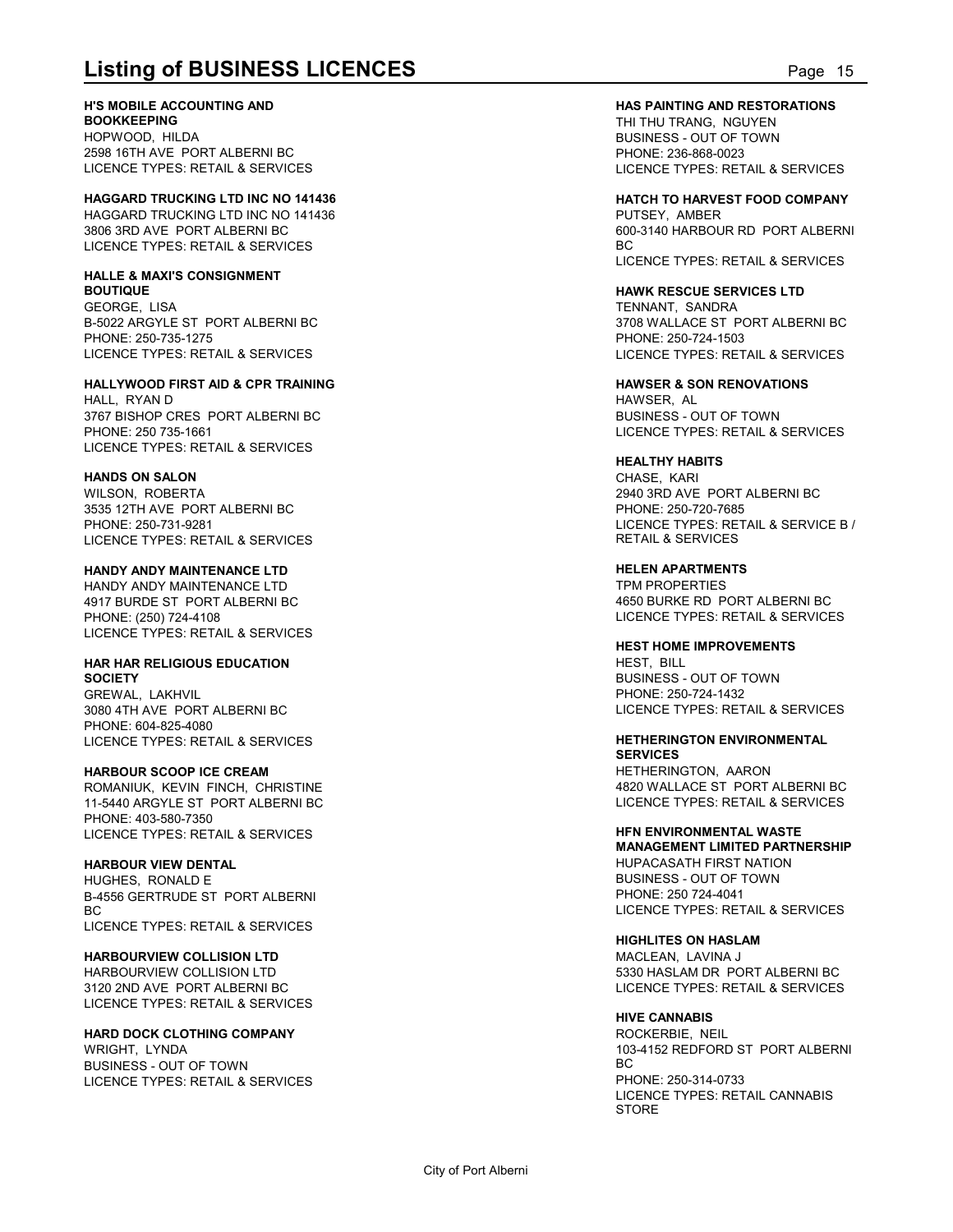# Listing of BUSINESS LICENCES

**H'S MOBILE ACCOUNTING AND BOOKKEEPING**
HOPWOOD, HILDA
2598 16TH AVE PORT ALBERNI BC
LICENCE TYPES: RETAIL & SERVICES

**HAGGARD TRUCKING LTD INC NO 141436**
HAGGARD TRUCKING LTD INC NO 141436
3806 3RD AVE PORT ALBERNI BC
LICENCE TYPES: RETAIL & SERVICES

**HALLE & MAXI'S CONSIGNMENT BOUTIQUE**
GEORGE, LISA
B-5022 ARGYLE ST PORT ALBERNI BC
PHONE: 250-735-1275
LICENCE TYPES: RETAIL & SERVICES

**HALLYWOOD FIRST AID & CPR TRAINING**
HALL, RYAN D
3767 BISHOP CRES PORT ALBERNI BC
PHONE: 250 735-1661
LICENCE TYPES: RETAIL & SERVICES

**HANDS ON SALON**
WILSON, ROBERTA
3535 12TH AVE PORT ALBERNI BC
PHONE: 250-731-9281
LICENCE TYPES: RETAIL & SERVICES

**HANDY ANDY MAINTENANCE LTD**
HANDY ANDY MAINTENANCE LTD
4917 BURDE ST PORT ALBERNI BC
PHONE: (250) 724-4108
LICENCE TYPES: RETAIL & SERVICES

**HAR HAR RELIGIOUS EDUCATION SOCIETY**
GREWAL, LAKHVIL
3080 4TH AVE PORT ALBERNI BC
PHONE: 604-825-4080
LICENCE TYPES: RETAIL & SERVICES

**HARBOUR SCOOP ICE CREAM**
ROMANIUK, KEVIN FINCH, CHRISTINE
11-5440 ARGYLE ST PORT ALBERNI BC
PHONE: 403-580-7350
LICENCE TYPES: RETAIL & SERVICES

**HARBOUR VIEW DENTAL**
HUGHES, RONALD E
B-4556 GERTRUDE ST PORT ALBERNI BC
LICENCE TYPES: RETAIL & SERVICES

**HARBOURVIEW COLLISION LTD**
HARBOURVIEW COLLISION LTD
3120 2ND AVE PORT ALBERNI BC
LICENCE TYPES: RETAIL & SERVICES

**HARD DOCK CLOTHING COMPANY**
WRIGHT, LYNDA
BUSINESS - OUT OF TOWN
LICENCE TYPES: RETAIL & SERVICES

**HAS PAINTING AND RESTORATIONS**
THI THU TRANG, NGUYEN
BUSINESS - OUT OF TOWN
PHONE: 236-868-0023
LICENCE TYPES: RETAIL & SERVICES

**HATCH TO HARVEST FOOD COMPANY**
PUTSEY, AMBER
600-3140 HARBOUR RD PORT ALBERNI BC
LICENCE TYPES: RETAIL & SERVICES

**HAWK RESCUE SERVICES LTD**
TENNANT, SANDRA
3708 WALLACE ST PORT ALBERNI BC
PHONE: 250-724-1503
LICENCE TYPES: RETAIL & SERVICES

**HAWSER & SON RENOVATIONS**
HAWSER, AL
BUSINESS - OUT OF TOWN
LICENCE TYPES: RETAIL & SERVICES

**HEALTHY HABITS**
CHASE, KARI
2940 3RD AVE PORT ALBERNI BC
PHONE: 250-720-7685
LICENCE TYPES: RETAIL & SERVICE B / RETAIL & SERVICES

**HELEN APARTMENTS**
TPM PROPERTIES
4650 BURKE RD PORT ALBERNI BC
LICENCE TYPES: RETAIL & SERVICES

**HEST HOME IMPROVEMENTS**
HEST, BILL
BUSINESS - OUT OF TOWN
PHONE: 250-724-1432
LICENCE TYPES: RETAIL & SERVICES

**HETHERINGTON ENVIRONMENTAL SERVICES**
HETHERINGTON, AARON
4820 WALLACE ST PORT ALBERNI BC
LICENCE TYPES: RETAIL & SERVICES

**HFN ENVIRONMENTAL WASTE MANAGEMENT LIMITED PARTNERSHIP**
HUPACASATH FIRST NATION
BUSINESS - OUT OF TOWN
PHONE: 250 724-4041
LICENCE TYPES: RETAIL & SERVICES

**HIGHLITES ON HASLAM**
MACLEAN, LAVINA J
5330 HASLAM DR PORT ALBERNI BC
LICENCE TYPES: RETAIL & SERVICES

**HIVE CANNABIS**
ROCKERBIE, NEIL
103-4152 REDFORD ST PORT ALBERNI BC
PHONE: 250-314-0733
LICENCE TYPES: RETAIL CANNABIS STORE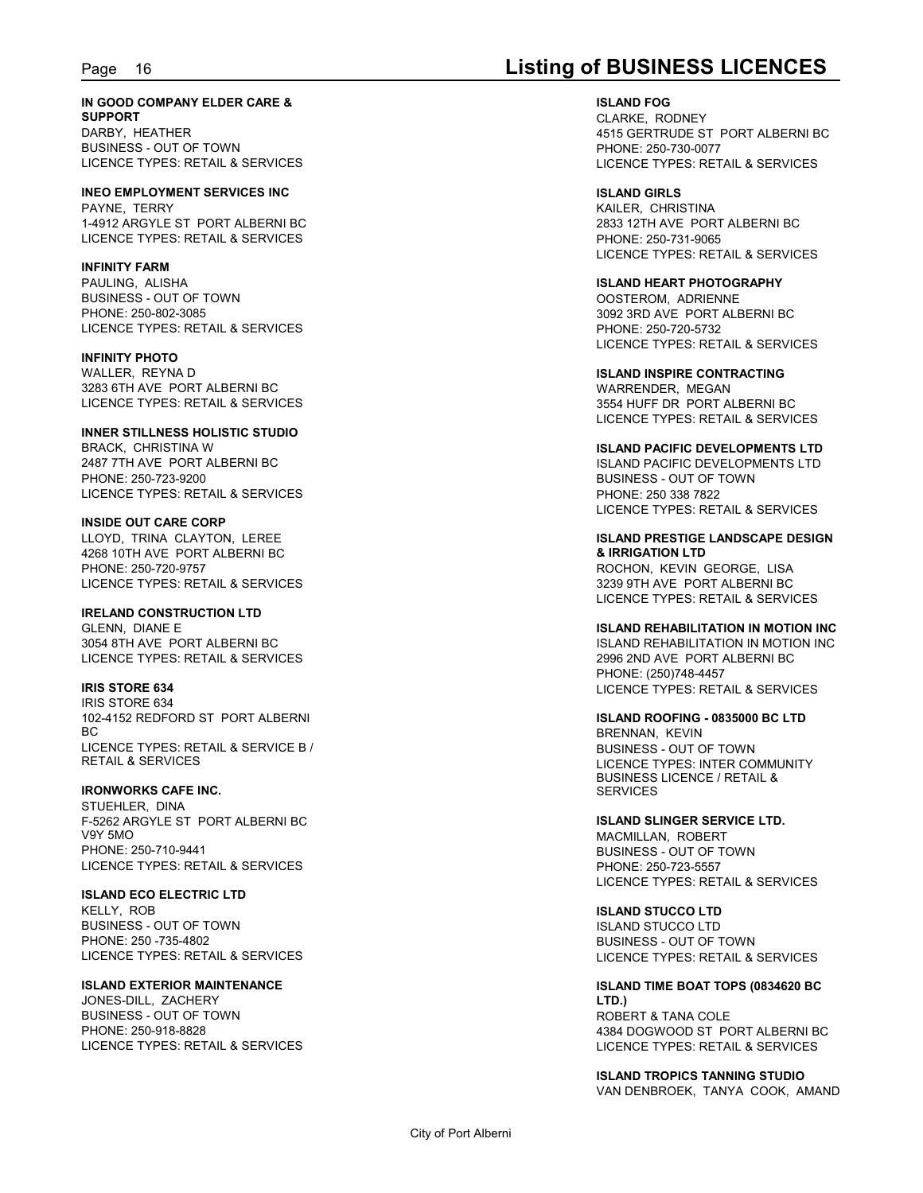**IN GOOD COMPANY ELDER CARE & SUPPORT**
DARBY, HEATHER
BUSINESS - OUT OF TOWN
LICENCE TYPES: RETAIL & SERVICES

**INEO EMPLOYMENT SERVICES INC**
PAYNE, TERRY
1-4912 ARGYLE ST PORT ALBERNI BC
LICENCE TYPES: RETAIL & SERVICES

**INFINITY FARM**
PAULING, ALISHA
BUSINESS - OUT OF TOWN
PHONE: 250-802-3085
LICENCE TYPES: RETAIL & SERVICES

**INFINITY PHOTO**
WALLER, REYNA D
3283 6TH AVE PORT ALBERNI BC
LICENCE TYPES: RETAIL & SERVICES

**INNER STILLNESS HOLISTIC STUDIO**
BRACK, CHRISTINA W
2487 7TH AVE PORT ALBERNI BC
PHONE: 250-723-9200
LICENCE TYPES: RETAIL & SERVICES

**INSIDE OUT CARE CORP**
LLOYD, TRINA CLAYTON, LEREE
4268 10TH AVE PORT ALBERNI BC
PHONE: 250-720-9757
LICENCE TYPES: RETAIL & SERVICES

**IRELAND CONSTRUCTION LTD**
GLENN, DIANE E
3054 8TH AVE PORT ALBERNI BC
LICENCE TYPES: RETAIL & SERVICES

**IRIS STORE 634**
IRIS STORE 634
102-4152 REDFORD ST PORT ALBERNI BC
LICENCE TYPES: RETAIL & SERVICE B / RETAIL & SERVICES

**IRONWORKS CAFE INC.**
STUEHLER, DINA
F-5262 ARGYLE ST PORT ALBERNI BC V9Y 5MO
PHONE: 250-710-9441
LICENCE TYPES: RETAIL & SERVICES

**ISLAND ECO ELECTRIC LTD**
KELLY, ROB
BUSINESS - OUT OF TOWN
PHONE: 250 -735-4802
LICENCE TYPES: RETAIL & SERVICES

**ISLAND EXTERIOR MAINTENANCE**
JONES-DILL, ZACHERY
BUSINESS - OUT OF TOWN
PHONE: 250-918-8828
LICENCE TYPES: RETAIL & SERVICES

**ISLAND FOG**
CLARKE, RODNEY
4515 GERTRUDE ST PORT ALBERNI BC
PHONE: 250-730-0077
LICENCE TYPES: RETAIL & SERVICES

**ISLAND GIRLS**
KAILER, CHRISTINA
2833 12TH AVE PORT ALBERNI BC
PHONE: 250-731-9065
LICENCE TYPES: RETAIL & SERVICES

**ISLAND HEART PHOTOGRAPHY**
OOSTEROM, ADRIENNE
3092 3RD AVE PORT ALBERNI BC
PHONE: 250-720-5732
LICENCE TYPES: RETAIL & SERVICES

**ISLAND INSPIRE CONTRACTING**
WARRENDER, MEGAN
3554 HUFF DR PORT ALBERNI BC
LICENCE TYPES: RETAIL & SERVICES

**ISLAND PACIFIC DEVELOPMENTS LTD**
ISLAND PACIFIC DEVELOPMENTS LTD
BUSINESS - OUT OF TOWN
PHONE: 250 338 7822
LICENCE TYPES: RETAIL & SERVICES

**ISLAND PRESTIGE LANDSCAPE DESIGN & IRRIGATION LTD**
ROCHON, KEVIN GEORGE, LISA
3239 9TH AVE PORT ALBERNI BC
LICENCE TYPES: RETAIL & SERVICES

**ISLAND REHABILITATION IN MOTION INC**
ISLAND REHABILITATION IN MOTION INC
2996 2ND AVE PORT ALBERNI BC
PHONE: (250)748-4457
LICENCE TYPES: RETAIL & SERVICES

**ISLAND ROOFING - 0835000 BC LTD**
BRENNAN, KEVIN
BUSINESS - OUT OF TOWN
LICENCE TYPES: INTER COMMUNITY BUSINESS LICENCE / RETAIL & SERVICES

**ISLAND SLINGER SERVICE LTD.**
MACMILLAN, ROBERT
BUSINESS - OUT OF TOWN
PHONE: 250-723-5557
LICENCE TYPES: RETAIL & SERVICES

**ISLAND STUCCO LTD**
ISLAND STUCCO LTD
BUSINESS - OUT OF TOWN
LICENCE TYPES: RETAIL & SERVICES

**ISLAND TIME BOAT TOPS (0834620 BC LTD.)**
ROBERT & TANA COLE
4384 DOGWOOD ST PORT ALBERNI BC
LICENCE TYPES: RETAIL & SERVICES

**ISLAND TROPICS TANNING STUDIO**
VAN DENBROEK, TANYA COOK, AMAND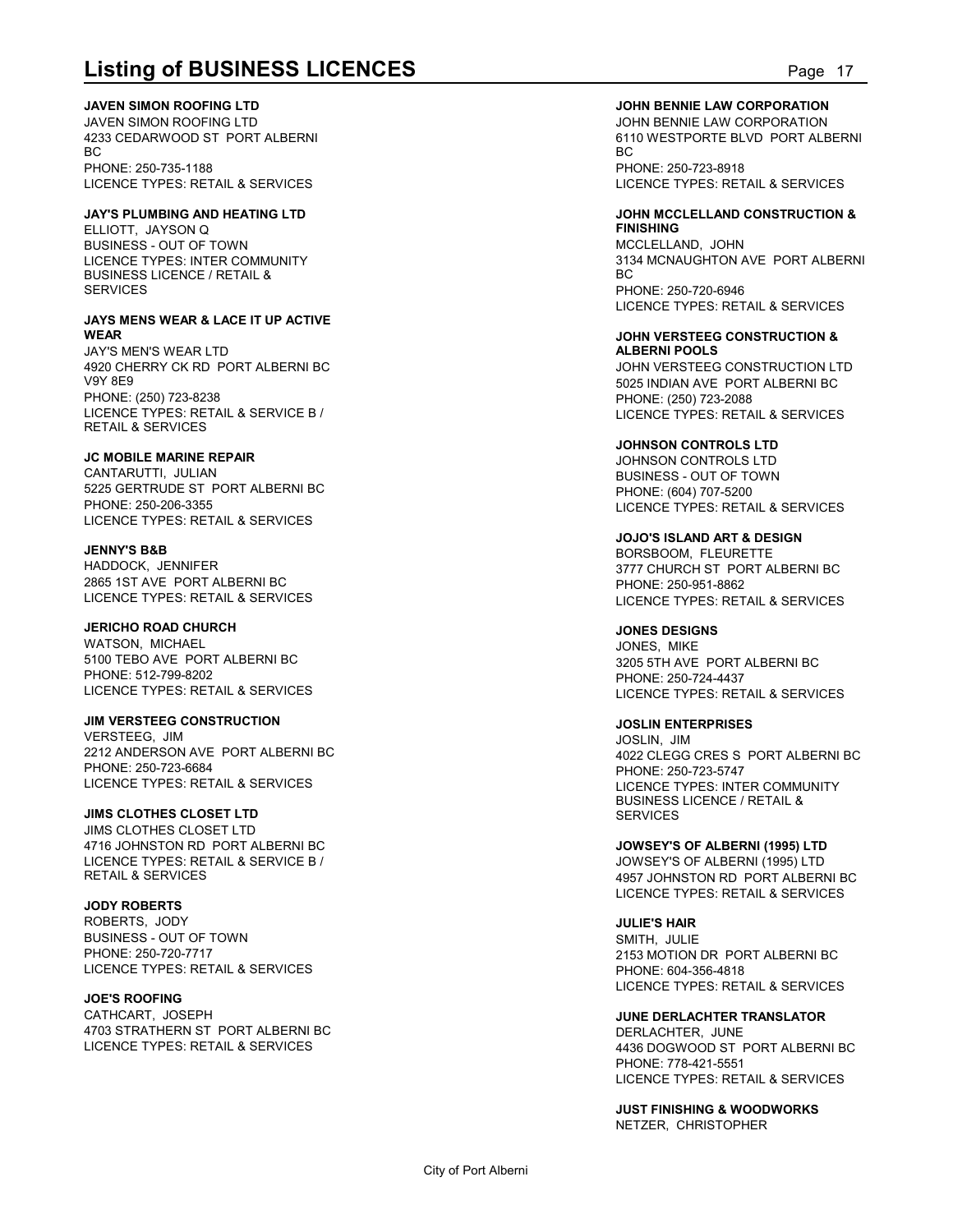# Listing of BUSINESS LICENCES

**JAVEN SIMON ROOFING LTD**
JAVEN SIMON ROOFING LTD
4233 CEDARWOOD ST PORT ALBERNI BC
PHONE: 250-735-1188
LICENCE TYPES: RETAIL & SERVICES

**JAY'S PLUMBING AND HEATING LTD**
ELLIOTT, JAYSON Q
BUSINESS - OUT OF TOWN
LICENCE TYPES: INTER COMMUNITY BUSINESS LICENCE / RETAIL & SERVICES

**JAYS MENS WEAR & LACE IT UP ACTIVE WEAR**
JAY'S MEN'S WEAR LTD
4920 CHERRY CK RD PORT ALBERNI BC V9Y 8E9
PHONE: (250) 723-8238
LICENCE TYPES: RETAIL & SERVICE B / RETAIL & SERVICES

**JC MOBILE MARINE REPAIR**
CANTARUTTI, JULIAN
5225 GERTRUDE ST PORT ALBERNI BC
PHONE: 250-206-3355
LICENCE TYPES: RETAIL & SERVICES

**JENNY'S B&B**
HADDOCK, JENNIFER
2865 1ST AVE PORT ALBERNI BC
LICENCE TYPES: RETAIL & SERVICES

**JERICHO ROAD CHURCH**
WATSON, MICHAEL
5100 TEBO AVE PORT ALBERNI BC
PHONE: 512-799-8202
LICENCE TYPES: RETAIL & SERVICES

**JIM VERSTEEG CONSTRUCTION**
VERSTEEG, JIM
2212 ANDERSON AVE PORT ALBERNI BC
PHONE: 250-723-6684
LICENCE TYPES: RETAIL & SERVICES

**JIMS CLOTHES CLOSET LTD**
JIMS CLOTHES CLOSET LTD
4716 JOHNSTON RD PORT ALBERNI BC
LICENCE TYPES: RETAIL & SERVICE B / RETAIL & SERVICES

**JODY ROBERTS**
ROBERTS, JODY
BUSINESS - OUT OF TOWN
PHONE: 250-720-7717
LICENCE TYPES: RETAIL & SERVICES

**JOE'S ROOFING**
CATHCART, JOSEPH
4703 STRATHERN ST PORT ALBERNI BC
LICENCE TYPES: RETAIL & SERVICES

**JOHN BENNIE LAW CORPORATION**
JOHN BENNIE LAW CORPORATION
6110 WESTPORTE BLVD PORT ALBERNI BC
PHONE: 250-723-8918
LICENCE TYPES: RETAIL & SERVICES

**JOHN MCCLELLAND CONSTRUCTION & FINISHING**
MCCLELLAND, JOHN
3134 MCNAUGHTON AVE PORT ALBERNI BC
PHONE: 250-720-6946
LICENCE TYPES: RETAIL & SERVICES

**JOHN VERSTEEG CONSTRUCTION & ALBERNI POOLS**
JOHN VERSTEEG CONSTRUCTION LTD
5025 INDIAN AVE PORT ALBERNI BC
PHONE: (250) 723-2088
LICENCE TYPES: RETAIL & SERVICES

**JOHNSON CONTROLS LTD**
JOHNSON CONTROLS LTD
BUSINESS - OUT OF TOWN
PHONE: (604) 707-5200
LICENCE TYPES: RETAIL & SERVICES

**JOJO'S ISLAND ART & DESIGN**
BORSBOOM, FLEURETTE
3777 CHURCH ST PORT ALBERNI BC
PHONE: 250-951-8862
LICENCE TYPES: RETAIL & SERVICES

**JONES DESIGNS**
JONES, MIKE
3205 5TH AVE PORT ALBERNI BC
PHONE: 250-724-4437
LICENCE TYPES: RETAIL & SERVICES

**JOSLIN ENTERPRISES**
JOSLIN, JIM
4022 CLEGG CRES S PORT ALBERNI BC
PHONE: 250-723-5747
LICENCE TYPES: INTER COMMUNITY BUSINESS LICENCE / RETAIL & SERVICES

**JOWSEY'S OF ALBERNI (1995) LTD**
JOWSEY'S OF ALBERNI (1995) LTD
4957 JOHNSTON RD PORT ALBERNI BC
LICENCE TYPES: RETAIL & SERVICES

**JULIE'S HAIR**
SMITH, JULIE
2153 MOTION DR PORT ALBERNI BC
PHONE: 604-356-4818
LICENCE TYPES: RETAIL & SERVICES

**JUNE DERLACHTER TRANSLATOR**
DERLACHTER, JUNE
4436 DOGWOOD ST PORT ALBERNI BC
PHONE: 778-421-5551
LICENCE TYPES: RETAIL & SERVICES

**JUST FINISHING & WOODWORKS**
NETZER, CHRISTOPHER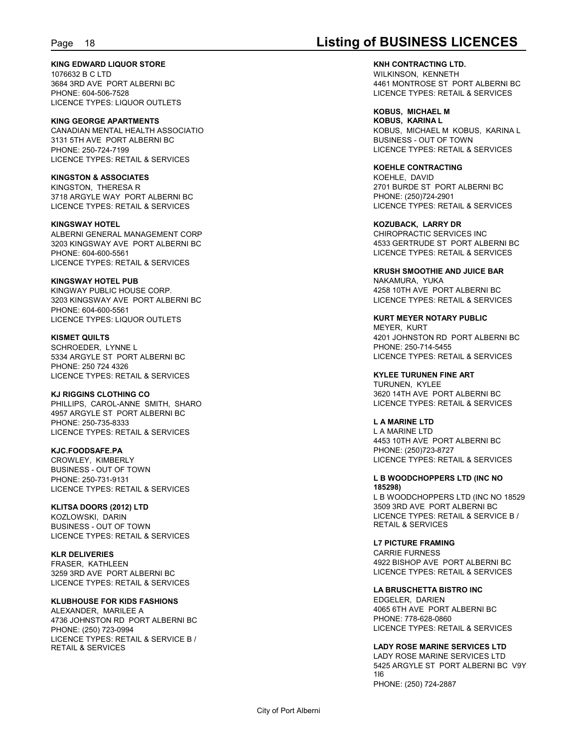**KING EDWARD LIQUOR STORE**
1076632 B C LTD
3684 3RD AVE PORT ALBERNI BC
PHONE: 604-506-7528
LICENCE TYPES: LIQUOR OUTLETS

**KING GEORGE APARTMENTS**
CANADIAN MENTAL HEALTH ASSOCIATIO
3131 5TH AVE PORT ALBERNI BC
PHONE: 250-724-7199
LICENCE TYPES: RETAIL & SERVICES

**KINGSTON & ASSOCIATES**
KINGSTON, THERESA R
3718 ARGYLE WAY PORT ALBERNI BC
LICENCE TYPES: RETAIL & SERVICES

**KINGSWAY HOTEL**
ALBERNI GENERAL MANAGEMENT CORP
3203 KINGSWAY AVE PORT ALBERNI BC
PHONE: 604-600-5561
LICENCE TYPES: RETAIL & SERVICES

**KINGSWAY HOTEL PUB**
KINGWAY PUBLIC HOUSE CORP.
3203 KINGSWAY AVE PORT ALBERNI BC
PHONE: 604-600-5561
LICENCE TYPES: LIQUOR OUTLETS

**KISMET QUILTS**
SCHROEDER, LYNNE L
5334 ARGYLE ST PORT ALBERNI BC
PHONE: 250 724 4326
LICENCE TYPES: RETAIL & SERVICES

**KJ RIGGINS CLOTHING CO**
PHILLIPS, CAROL-ANNE SMITH, SHARO
4957 ARGYLE ST PORT ALBERNI BC
PHONE: 250-735-8333
LICENCE TYPES: RETAIL & SERVICES

**KJC.FOODSAFE.PA**
CROWLEY, KIMBERLY
BUSINESS - OUT OF TOWN
PHONE: 250-731-9131
LICENCE TYPES: RETAIL & SERVICES

**KLITSA DOORS (2012) LTD**
KOZLOWSKI, DARIN
BUSINESS - OUT OF TOWN
LICENCE TYPES: RETAIL & SERVICES

**KLR DELIVERIES**
FRASER, KATHLEEN
3259 3RD AVE PORT ALBERNI BC
LICENCE TYPES: RETAIL & SERVICES

**KLUBHOUSE FOR KIDS FASHIONS**
ALEXANDER, MARILEE A
4736 JOHNSTON RD PORT ALBERNI BC
PHONE: (250) 723-0994
LICENCE TYPES: RETAIL & SERVICE B / RETAIL & SERVICES

**KNH CONTRACTING LTD.**
WILKINSON, KENNETH
4461 MONTROSE ST PORT ALBERNI BC
LICENCE TYPES: RETAIL & SERVICES

**KOBUS, MICHAEL M**
**KOBUS, KARINA L**
KOBUS, MICHAEL M KOBUS, KARINA L
BUSINESS - OUT OF TOWN
LICENCE TYPES: RETAIL & SERVICES

**KOEHLE CONTRACTING**
KOEHLE, DAVID
2701 BURDE ST PORT ALBERNI BC
PHONE: (250)724-2901
LICENCE TYPES: RETAIL & SERVICES

**KOZUBACK, LARRY DR**
CHIROPRACTIC SERVICES INC
4533 GERTRUDE ST PORT ALBERNI BC
LICENCE TYPES: RETAIL & SERVICES

**KRUSH SMOOTHIE AND JUICE BAR**
NAKAMURA, YUKA
4258 10TH AVE PORT ALBERNI BC
LICENCE TYPES: RETAIL & SERVICES

**KURT MEYER NOTARY PUBLIC**
MEYER, KURT
4201 JOHNSTON RD PORT ALBERNI BC
PHONE: 250-714-5455
LICENCE TYPES: RETAIL & SERVICES

**KYLEE TURUNEN FINE ART**
TURUNEN, KYLEE
3620 14TH AVE PORT ALBERNI BC
LICENCE TYPES: RETAIL & SERVICES

**L A MARINE LTD**
L A MARINE LTD
4453 10TH AVE PORT ALBERNI BC
PHONE: (250)723-8727
LICENCE TYPES: RETAIL & SERVICES

**L B WOODCHOPPERS LTD (INC NO 185298)**
L B WOODCHOPPERS LTD (INC NO 18529
3509 3RD AVE PORT ALBERNI BC
LICENCE TYPES: RETAIL & SERVICE B / RETAIL & SERVICES

**L7 PICTURE FRAMING**
CARRIE FURNESS
4922 BISHOP AVE PORT ALBERNI BC
LICENCE TYPES: RETAIL & SERVICES

**LA BRUSCHETTA BISTRO INC**
EDGELER, DARIEN
4065 6TH AVE PORT ALBERNI BC
PHONE: 778-628-0860
LICENCE TYPES: RETAIL & SERVICES

**LADY ROSE MARINE SERVICES LTD**
LADY ROSE MARINE SERVICES LTD
5425 ARGYLE ST PORT ALBERNI BC V9Y 1I6
PHONE: (250) 724-2887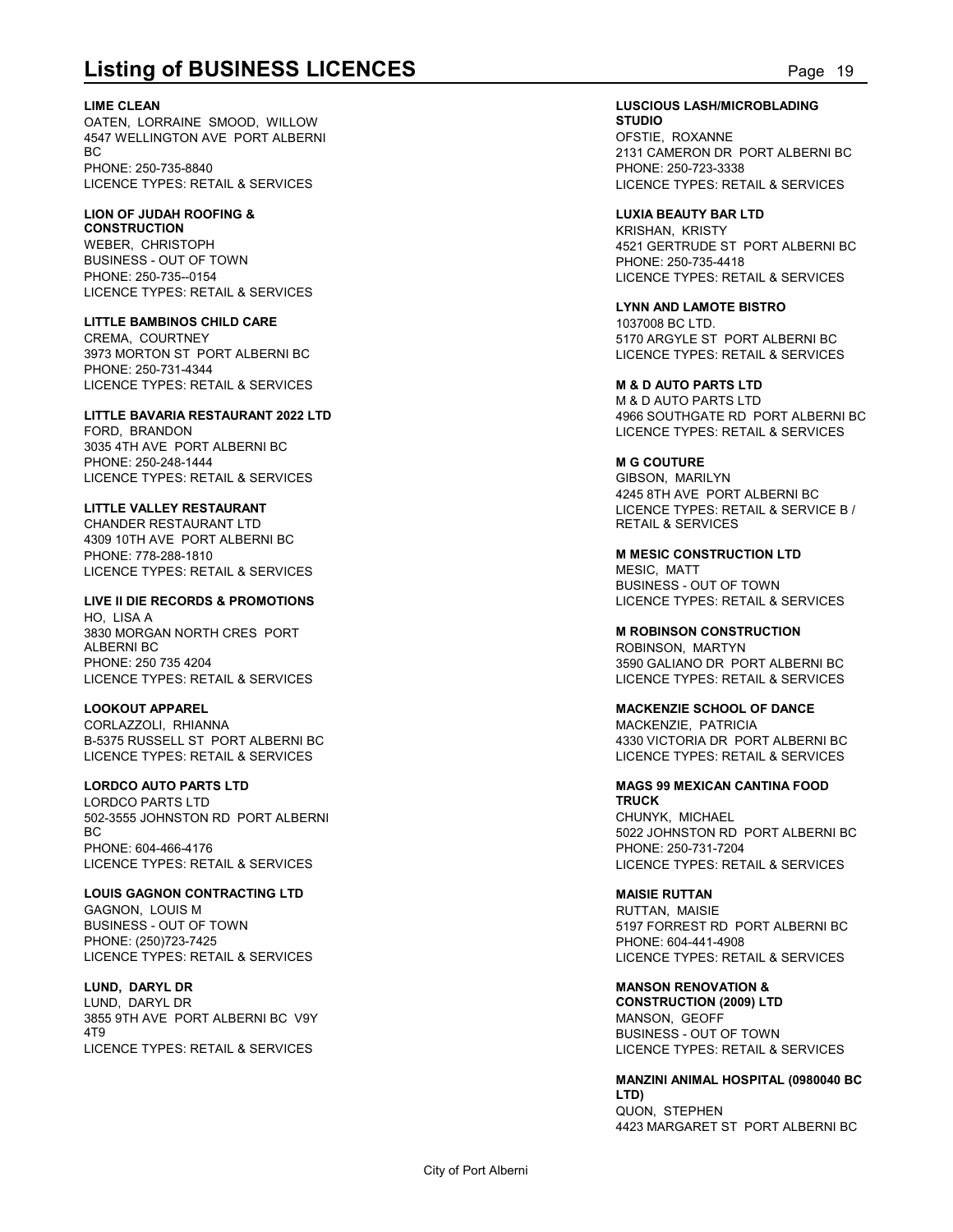# Listing of BUSINESS LICENCES

**LIME CLEAN**
OATEN, LORRAINE SMOOD, WILLOW
4547 WELLINGTON AVE PORT ALBERNI BC
PHONE: 250-735-8840
LICENCE TYPES: RETAIL & SERVICES

**LION OF JUDAH ROOFING & CONSTRUCTION**
WEBER, CHRISTOPH
BUSINESS - OUT OF TOWN
PHONE: 250-735--0154
LICENCE TYPES: RETAIL & SERVICES

**LITTLE BAMBINOS CHILD CARE**
CREMA, COURTNEY
3973 MORTON ST PORT ALBERNI BC
PHONE: 250-731-4344
LICENCE TYPES: RETAIL & SERVICES

**LITTLE BAVARIA RESTAURANT 2022 LTD**
FORD, BRANDON
3035 4TH AVE PORT ALBERNI BC
PHONE: 250-248-1444
LICENCE TYPES: RETAIL & SERVICES

**LITTLE VALLEY RESTAURANT**
CHANDER RESTAURANT LTD
4309 10TH AVE PORT ALBERNI BC
PHONE: 778-288-1810
LICENCE TYPES: RETAIL & SERVICES

**LIVE II DIE RECORDS & PROMOTIONS**
HO, LISA A
3830 MORGAN NORTH CRES PORT ALBERNI BC
PHONE: 250 735 4204
LICENCE TYPES: RETAIL & SERVICES

**LOOKOUT APPAREL**
CORLAZZOLI, RHIANNA
B-5375 RUSSELL ST PORT ALBERNI BC
LICENCE TYPES: RETAIL & SERVICES

**LORDCO AUTO PARTS LTD**
LORDCO PARTS LTD
502-3555 JOHNSTON RD PORT ALBERNI BC
PHONE: 604-466-4176
LICENCE TYPES: RETAIL & SERVICES

**LOUIS GAGNON CONTRACTING LTD**
GAGNON, LOUIS M
BUSINESS - OUT OF TOWN
PHONE: (250)723-7425
LICENCE TYPES: RETAIL & SERVICES

**LUND, DARYL DR**
LUND, DARYL DR
3855 9TH AVE PORT ALBERNI BC V9Y 4T9
LICENCE TYPES: RETAIL & SERVICES

**LUSCIOUS LASH/MICROBLADING STUDIO**
OFSTIE, ROXANNE
2131 CAMERON DR PORT ALBERNI BC
PHONE: 250-723-3338
LICENCE TYPES: RETAIL & SERVICES

**LUXIA BEAUTY BAR LTD**
KRISHAN, KRISTY
4521 GERTRUDE ST PORT ALBERNI BC
PHONE: 250-735-4418
LICENCE TYPES: RETAIL & SERVICES

**LYNN AND LAMOTE BISTRO**
1037008 BC LTD.
5170 ARGYLE ST PORT ALBERNI BC
LICENCE TYPES: RETAIL & SERVICES

**M & D AUTO PARTS LTD**
M & D AUTO PARTS LTD
4966 SOUTHGATE RD PORT ALBERNI BC
LICENCE TYPES: RETAIL & SERVICES

**M G COUTURE**
GIBSON, MARILYN
4245 8TH AVE PORT ALBERNI BC
LICENCE TYPES: RETAIL & SERVICE B / RETAIL & SERVICES

**M MESIC CONSTRUCTION LTD**
MESIC, MATT
BUSINESS - OUT OF TOWN
LICENCE TYPES: RETAIL & SERVICES

**M ROBINSON CONSTRUCTION**
ROBINSON, MARTYN
3590 GALIANO DR PORT ALBERNI BC
LICENCE TYPES: RETAIL & SERVICES

**MACKENZIE SCHOOL OF DANCE**
MACKENZIE, PATRICIA
4330 VICTORIA DR PORT ALBERNI BC
LICENCE TYPES: RETAIL & SERVICES

**MAGS 99 MEXICAN CANTINA FOOD TRUCK**
CHUNYK, MICHAEL
5022 JOHNSTON RD PORT ALBERNI BC
PHONE: 250-731-7204
LICENCE TYPES: RETAIL & SERVICES

**MAISIE RUTTAN**
RUTTAN, MAISIE
5197 FORREST RD PORT ALBERNI BC
PHONE: 604-441-4908
LICENCE TYPES: RETAIL & SERVICES

**MANSON RENOVATION & CONSTRUCTION (2009) LTD**
MANSON, GEOFF
BUSINESS - OUT OF TOWN
LICENCE TYPES: RETAIL & SERVICES

**MANZINI ANIMAL HOSPITAL (0980040 BC LTD)**
QUON, STEPHEN
4423 MARGARET ST PORT ALBERNI BC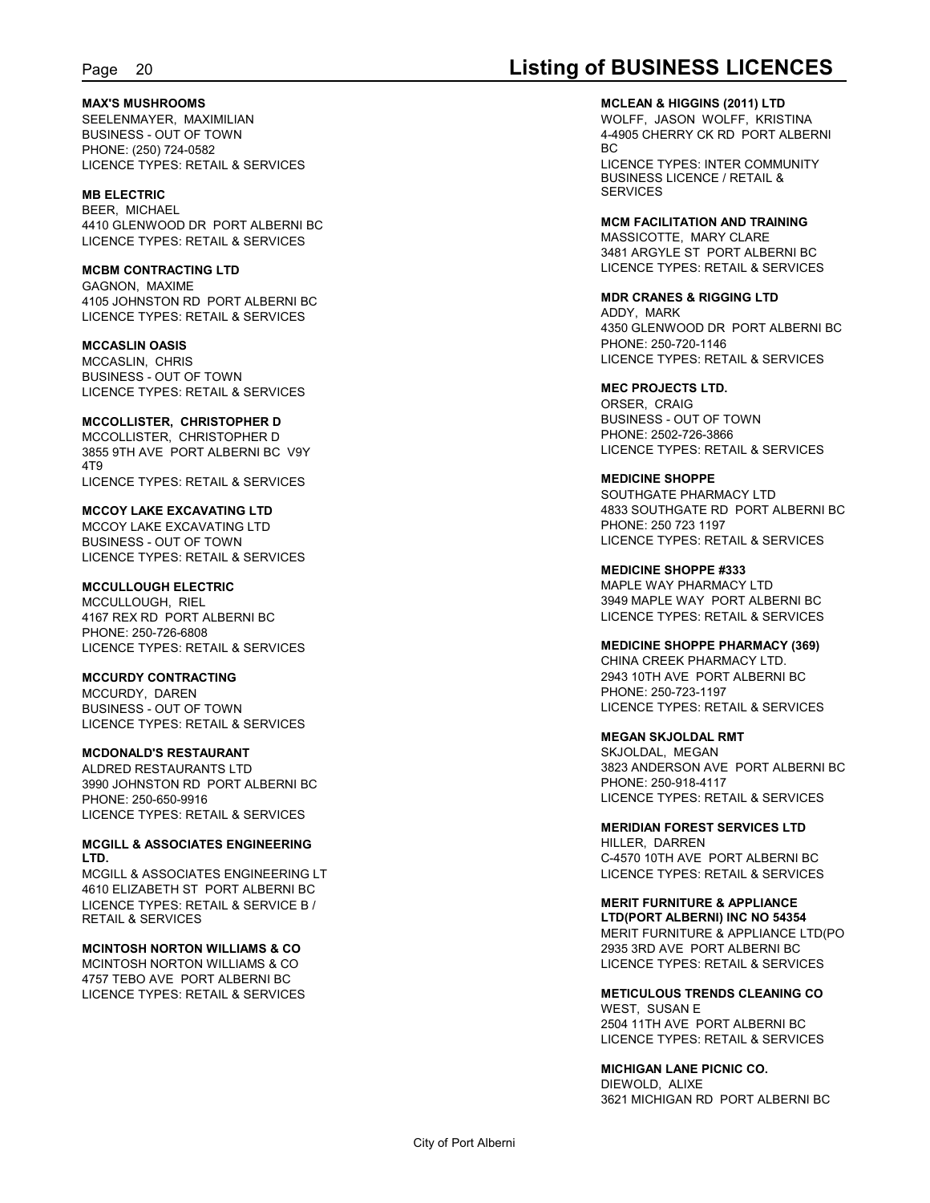**MAX'S MUSHROOMS**
SEELENMAYER, MAXIMILIAN
BUSINESS - OUT OF TOWN
PHONE: (250) 724-0582
LICENCE TYPES: RETAIL & SERVICES

**MB ELECTRIC**
BEER, MICHAEL
4410 GLENWOOD DR PORT ALBERNI BC
LICENCE TYPES: RETAIL & SERVICES

**MCBM CONTRACTING LTD**
GAGNON, MAXIME
4105 JOHNSTON RD PORT ALBERNI BC
LICENCE TYPES: RETAIL & SERVICES

**MCCASLIN OASIS**
MCCASLIN, CHRIS
BUSINESS - OUT OF TOWN
LICENCE TYPES: RETAIL & SERVICES

**MCCOLLISTER, CHRISTOPHER D**
MCCOLLISTER, CHRISTOPHER D
3855 9TH AVE PORT ALBERNI BC V9Y 4T9
LICENCE TYPES: RETAIL & SERVICES

**MCCOY LAKE EXCAVATING LTD**
MCCOY LAKE EXCAVATING LTD
BUSINESS - OUT OF TOWN
LICENCE TYPES: RETAIL & SERVICES

**MCCULLOUGH ELECTRIC**
MCCULLOUGH, RIEL
4167 REX RD PORT ALBERNI BC
PHONE: 250-726-6808
LICENCE TYPES: RETAIL & SERVICES

**MCCURDY CONTRACTING**
MCCURDY, DAREN
BUSINESS - OUT OF TOWN
LICENCE TYPES: RETAIL & SERVICES

**MCDONALD'S RESTAURANT**
ALDRED RESTAURANTS LTD
3990 JOHNSTON RD PORT ALBERNI BC
PHONE: 250-650-9916
LICENCE TYPES: RETAIL & SERVICES

**MCGILL & ASSOCIATES ENGINEERING LTD.**
MCGILL & ASSOCIATES ENGINEERING LT
4610 ELIZABETH ST PORT ALBERNI BC
LICENCE TYPES: RETAIL & SERVICE B / RETAIL & SERVICES

**MCINTOSH NORTON WILLIAMS & CO**
MCINTOSH NORTON WILLIAMS & CO
4757 TEBO AVE PORT ALBERNI BC
LICENCE TYPES: RETAIL & SERVICES

**MCLEAN & HIGGINS (2011) LTD**
WOLFF, JASON WOLFF, KRISTINA
4-4905 CHERRY CK RD PORT ALBERNI BC
LICENCE TYPES: INTER COMMUNITY BUSINESS LICENCE / RETAIL & SERVICES

**MCM FACILITATION AND TRAINING**
MASSICOTTE, MARY CLARE
3481 ARGYLE ST PORT ALBERNI BC
LICENCE TYPES: RETAIL & SERVICES

**MDR CRANES & RIGGING LTD**
ADDY, MARK
4350 GLENWOOD DR PORT ALBERNI BC
PHONE: 250-720-1146
LICENCE TYPES: RETAIL & SERVICES

**MEC PROJECTS LTD.**
ORSER, CRAIG
BUSINESS - OUT OF TOWN
PHONE: 2502-726-3866
LICENCE TYPES: RETAIL & SERVICES

**MEDICINE SHOPPE**
SOUTHGATE PHARMACY LTD
4833 SOUTHGATE RD PORT ALBERNI BC
PHONE: 250 723 1197
LICENCE TYPES: RETAIL & SERVICES

**MEDICINE SHOPPE #333**
MAPLE WAY PHARMACY LTD
3949 MAPLE WAY PORT ALBERNI BC
LICENCE TYPES: RETAIL & SERVICES

**MEDICINE SHOPPE PHARMACY (369)**
CHINA CREEK PHARMACY LTD.
2943 10TH AVE PORT ALBERNI BC
PHONE: 250-723-1197
LICENCE TYPES: RETAIL & SERVICES

**MEGAN SKJOLDAL RMT**
SKJOLDAL, MEGAN
3823 ANDERSON AVE PORT ALBERNI BC
PHONE: 250-918-4117
LICENCE TYPES: RETAIL & SERVICES

**MERIDIAN FOREST SERVICES LTD**
HILLER, DARREN
C-4570 10TH AVE PORT ALBERNI BC
LICENCE TYPES: RETAIL & SERVICES

**MERIT FURNITURE & APPLIANCE LTD(PORT ALBERNI) INC NO 54354**
MERIT FURNITURE & APPLIANCE LTD(PO
2935 3RD AVE PORT ALBERNI BC
LICENCE TYPES: RETAIL & SERVICES

**METICULOUS TRENDS CLEANING CO**
WEST, SUSAN E
2504 11TH AVE PORT ALBERNI BC
LICENCE TYPES: RETAIL & SERVICES

**MICHIGAN LANE PICNIC CO.**
DIEWOLD, ALIXE
3621 MICHIGAN RD PORT ALBERNI BC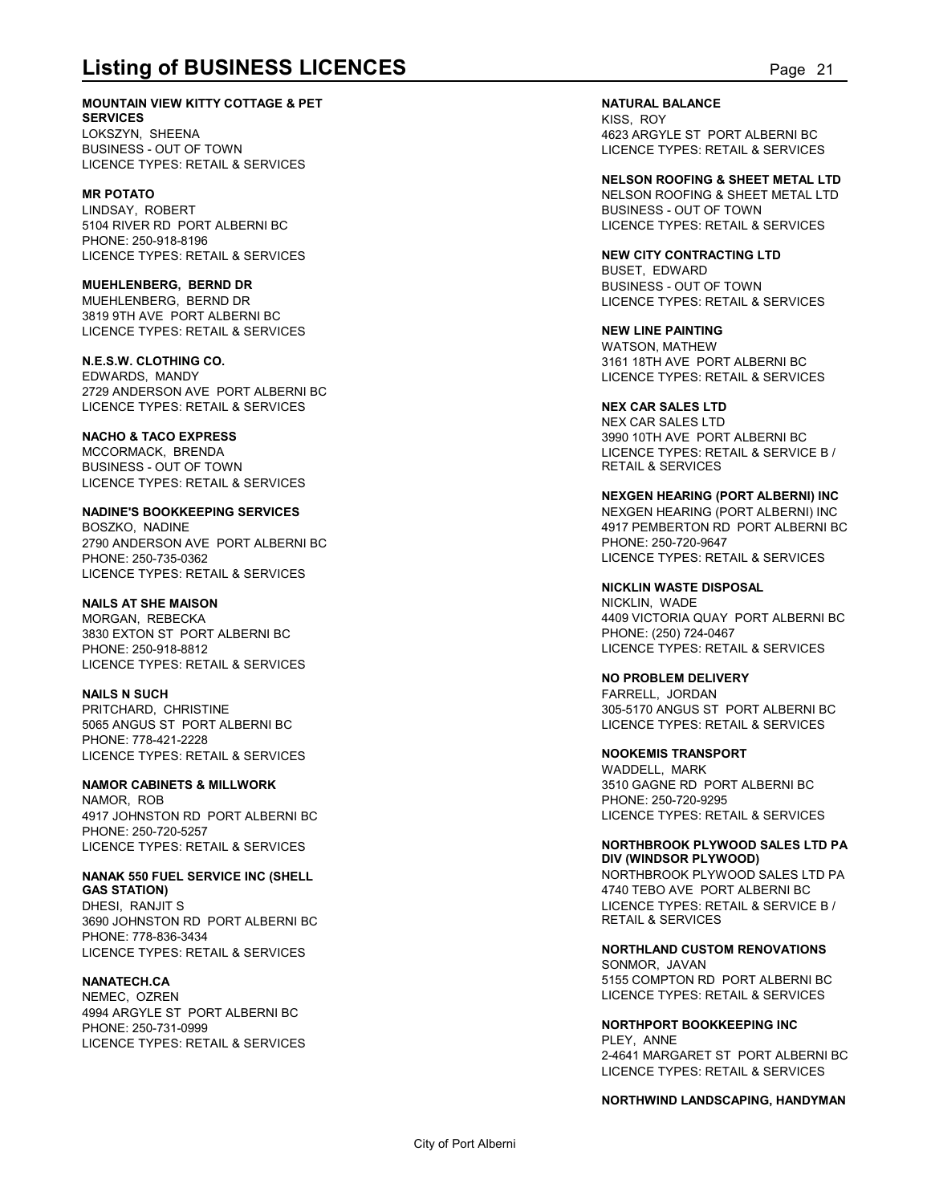**MOUNTAIN VIEW KITTY COTTAGE & PET SERVICES**
LOKSZYN, SHEENA
BUSINESS - OUT OF TOWN
LICENCE TYPES: RETAIL & SERVICES

**MR POTATO**
LINDSAY, ROBERT
5104 RIVER RD PORT ALBERNI BC
PHONE: 250-918-8196
LICENCE TYPES: RETAIL & SERVICES

**MUEHLENBERG, BERND DR**
MUEHLENBERG, BERND DR
3819 9TH AVE PORT ALBERNI BC
LICENCE TYPES: RETAIL & SERVICES

**N.E.S.W. CLOTHING CO.**
EDWARDS, MANDY
2729 ANDERSON AVE PORT ALBERNI BC
LICENCE TYPES: RETAIL & SERVICES

**NACHO & TACO EXPRESS**
MCCORMACK, BRENDA
BUSINESS - OUT OF TOWN
LICENCE TYPES: RETAIL & SERVICES

**NADINE'S BOOKKEEPING SERVICES**
BOSZKO, NADINE
2790 ANDERSON AVE PORT ALBERNI BC
PHONE: 250-735-0362
LICENCE TYPES: RETAIL & SERVICES

**NAILS AT SHE MAISON**
MORGAN, REBECKA
3830 EXTON ST PORT ALBERNI BC
PHONE: 250-918-8812
LICENCE TYPES: RETAIL & SERVICES

**NAILS N SUCH**
PRITCHARD, CHRISTINE
5065 ANGUS ST PORT ALBERNI BC
PHONE: 778-421-2228
LICENCE TYPES: RETAIL & SERVICES

**NAMOR CABINETS & MILLWORK**
NAMOR, ROB
4917 JOHNSTON RD PORT ALBERNI BC
PHONE: 250-720-5257
LICENCE TYPES: RETAIL & SERVICES

**NANAK 550 FUEL SERVICE INC (SHELL GAS STATION)**
DHESI, RANJIT S
3690 JOHNSTON RD PORT ALBERNI BC
PHONE: 778-836-3434
LICENCE TYPES: RETAIL & SERVICES

**NANATECH.CA**
NEMEC, OZREN
4994 ARGYLE ST PORT ALBERNI BC
PHONE: 250-731-0999
LICENCE TYPES: RETAIL & SERVICES

**NATURAL BALANCE**
KISS, ROY
4623 ARGYLE ST PORT ALBERNI BC
LICENCE TYPES: RETAIL & SERVICES

**NELSON ROOFING & SHEET METAL LTD**
NELSON ROOFING & SHEET METAL LTD
BUSINESS - OUT OF TOWN
LICENCE TYPES: RETAIL & SERVICES

**NEW CITY CONTRACTING LTD**
BUSET, EDWARD
BUSINESS - OUT OF TOWN
LICENCE TYPES: RETAIL & SERVICES

**NEW LINE PAINTING**
WATSON, MATHEW
3161 18TH AVE PORT ALBERNI BC
LICENCE TYPES: RETAIL & SERVICES

**NEX CAR SALES LTD**
NEX CAR SALES LTD
3990 10TH AVE PORT ALBERNI BC
LICENCE TYPES: RETAIL & SERVICE B / RETAIL & SERVICES

**NEXGEN HEARING (PORT ALBERNI) INC**
NEXGEN HEARING (PORT ALBERNI) INC
4917 PEMBERTON RD PORT ALBERNI BC
PHONE: 250-720-9647
LICENCE TYPES: RETAIL & SERVICES

**NICKLIN WASTE DISPOSAL**
NICKLIN, WADE
4409 VICTORIA QUAY PORT ALBERNI BC
PHONE: (250) 724-0467
LICENCE TYPES: RETAIL & SERVICES

**NO PROBLEM DELIVERY**
FARRELL, JORDAN
305-5170 ANGUS ST PORT ALBERNI BC
LICENCE TYPES: RETAIL & SERVICES

**NOOKEMIS TRANSPORT**
WADDELL, MARK
3510 GAGNE RD PORT ALBERNI BC
PHONE: 250-720-9295
LICENCE TYPES: RETAIL & SERVICES

**NORTHBROOK PLYWOOD SALES LTD PA DIV (WINDSOR PLYWOOD)**
NORTHBROOK PLYWOOD SALES LTD PA
4740 TEBO AVE PORT ALBERNI BC
LICENCE TYPES: RETAIL & SERVICE B / RETAIL & SERVICES

**NORTHLAND CUSTOM RENOVATIONS**
SONMOR, JAVAN
5155 COMPTON RD PORT ALBERNI BC
LICENCE TYPES: RETAIL & SERVICES

**NORTHPORT BOOKKEEPING INC**
PLEY, ANNE
2-4641 MARGARET ST PORT ALBERNI BC
LICENCE TYPES: RETAIL & SERVICES

**NORTHWIND LANDSCAPING, HANDYMAN**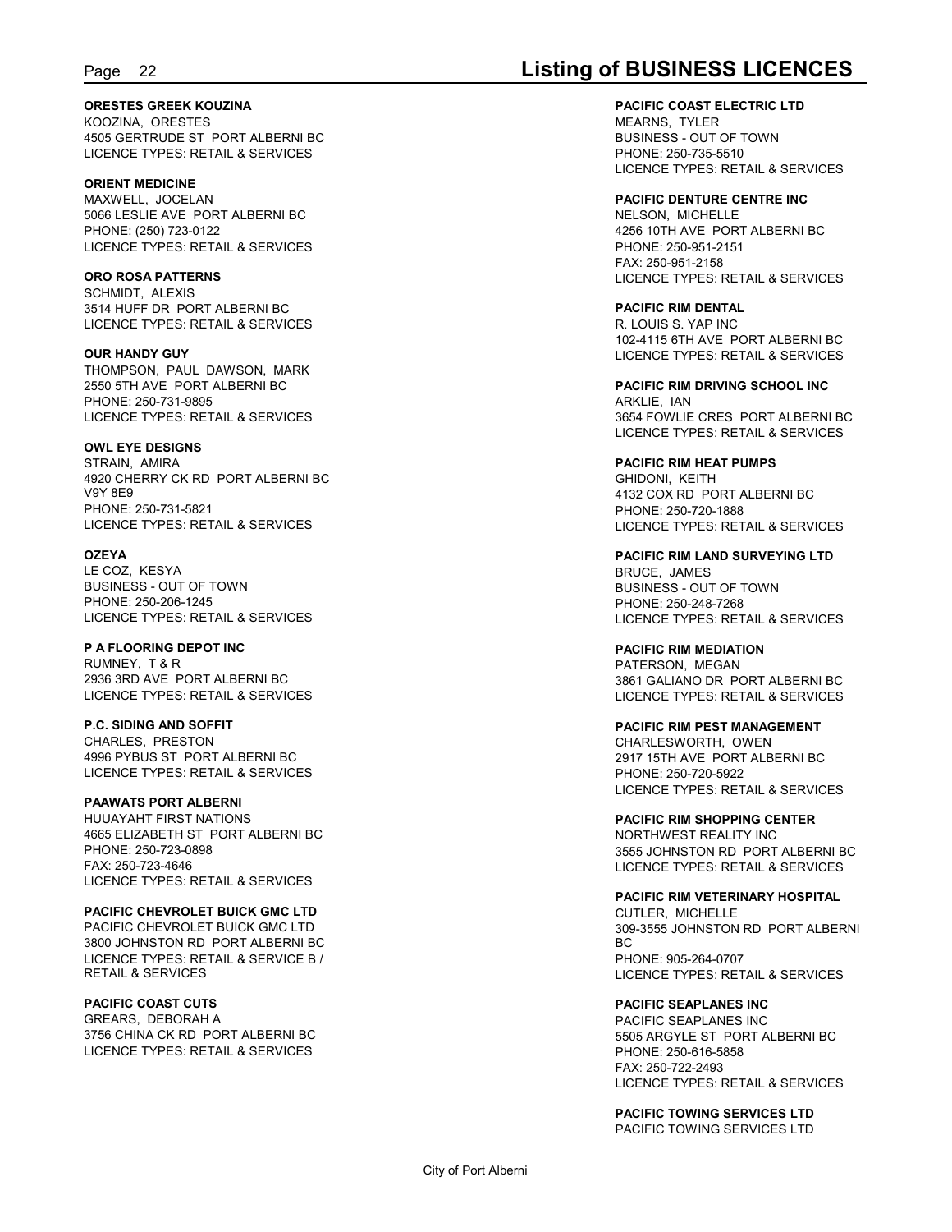**ORESTES GREEK KOUZINA**
KOOZINA, ORESTES
4505 GERTRUDE ST PORT ALBERNI BC
LICENCE TYPES: RETAIL & SERVICES

**ORIENT MEDICINE**
MAXWELL, JOCELAN
5066 LESLIE AVE PORT ALBERNI BC
PHONE: (250) 723-0122
LICENCE TYPES: RETAIL & SERVICES

**ORO ROSA PATTERNS**
SCHMIDT, ALEXIS
3514 HUFF DR PORT ALBERNI BC
LICENCE TYPES: RETAIL & SERVICES

**OUR HANDY GUY**
THOMPSON, PAUL DAWSON, MARK
2550 5TH AVE PORT ALBERNI BC
PHONE: 250-731-9895
LICENCE TYPES: RETAIL & SERVICES

**OWL EYE DESIGNS**
STRAIN, AMIRA
4920 CHERRY CK RD PORT ALBERNI BC
V9Y 8E9
PHONE: 250-731-5821
LICENCE TYPES: RETAIL & SERVICES

**OZEYA**
LE COZ, KESYA
BUSINESS - OUT OF TOWN
PHONE: 250-206-1245
LICENCE TYPES: RETAIL & SERVICES

**P A FLOORING DEPOT INC**
RUMNEY, T & R
2936 3RD AVE PORT ALBERNI BC
LICENCE TYPES: RETAIL & SERVICES

**P.C. SIDING AND SOFFIT**
CHARLES, PRESTON
4996 PYBUS ST PORT ALBERNI BC
LICENCE TYPES: RETAIL & SERVICES

**PAAWATS PORT ALBERNI**
HUUAYAHT FIRST NATIONS
4665 ELIZABETH ST PORT ALBERNI BC
PHONE: 250-723-0898
FAX: 250-723-4646
LICENCE TYPES: RETAIL & SERVICES

**PACIFIC CHEVROLET BUICK GMC LTD**
PACIFIC CHEVROLET BUICK GMC LTD
3800 JOHNSTON RD PORT ALBERNI BC
LICENCE TYPES: RETAIL & SERVICE B / RETAIL & SERVICES

**PACIFIC COAST CUTS**
GREARS, DEBORAH A
3756 CHINA CK RD PORT ALBERNI BC
LICENCE TYPES: RETAIL & SERVICES

**PACIFIC COAST ELECTRIC LTD**
MEARNS, TYLER
BUSINESS - OUT OF TOWN
PHONE: 250-735-5510
LICENCE TYPES: RETAIL & SERVICES

**PACIFIC DENTURE CENTRE INC**
NELSON, MICHELLE
4256 10TH AVE PORT ALBERNI BC
PHONE: 250-951-2151
FAX: 250-951-2158
LICENCE TYPES: RETAIL & SERVICES

**PACIFIC RIM DENTAL**
R. LOUIS S. YAP INC
102-4115 6TH AVE PORT ALBERNI BC
LICENCE TYPES: RETAIL & SERVICES

**PACIFIC RIM DRIVING SCHOOL INC**
ARKLIE, IAN
3654 FOWLIE CRES PORT ALBERNI BC
LICENCE TYPES: RETAIL & SERVICES

**PACIFIC RIM HEAT PUMPS**
GHIDONI, KEITH
4132 COX RD PORT ALBERNI BC
PHONE: 250-720-1888
LICENCE TYPES: RETAIL & SERVICES

**PACIFIC RIM LAND SURVEYING LTD**
BRUCE, JAMES
BUSINESS - OUT OF TOWN
PHONE: 250-248-7268
LICENCE TYPES: RETAIL & SERVICES

**PACIFIC RIM MEDIATION**
PATERSON, MEGAN
3861 GALIANO DR PORT ALBERNI BC
LICENCE TYPES: RETAIL & SERVICES

**PACIFIC RIM PEST MANAGEMENT**
CHARLESWORTH, OWEN
2917 15TH AVE PORT ALBERNI BC
PHONE: 250-720-5922
LICENCE TYPES: RETAIL & SERVICES

**PACIFIC RIM SHOPPING CENTER**
NORTHWEST REALITY INC
3555 JOHNSTON RD PORT ALBERNI BC
LICENCE TYPES: RETAIL & SERVICES

**PACIFIC RIM VETERINARY HOSPITAL**
CUTLER, MICHELLE
309-3555 JOHNSTON RD PORT ALBERNI BC
PHONE: 905-264-0707
LICENCE TYPES: RETAIL & SERVICES

**PACIFIC SEAPLANES INC**
PACIFIC SEAPLANES INC
5505 ARGYLE ST PORT ALBERNI BC
PHONE: 250-616-5858
FAX: 250-722-2493
LICENCE TYPES: RETAIL & SERVICES

**PACIFIC TOWING SERVICES LTD**
PACIFIC TOWING SERVICES LTD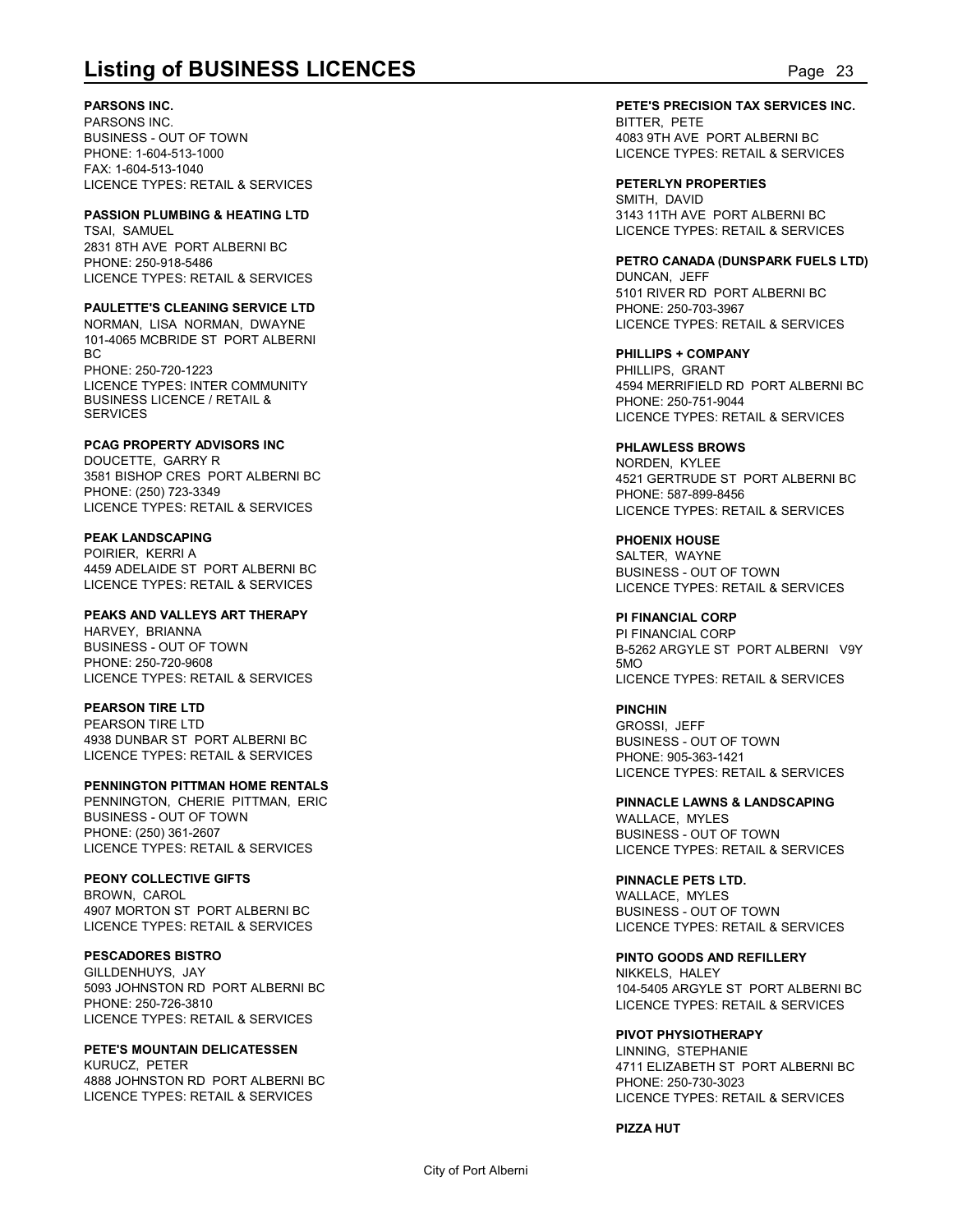# Listing of BUSINESS LICENCES

**PARSONS INC.**
PARSONS INC.
BUSINESS - OUT OF TOWN
PHONE: 1-604-513-1000
FAX: 1-604-513-1040
LICENCE TYPES: RETAIL & SERVICES

**PASSION PLUMBING & HEATING LTD**
TSAI, SAMUEL
2831 8TH AVE PORT ALBERNI BC
PHONE: 250-918-5486
LICENCE TYPES: RETAIL & SERVICES

**PAULETTE'S CLEANING SERVICE LTD**
NORMAN, LISA NORMAN, DWAYNE
101-4065 MCBRIDE ST PORT ALBERNI BC
PHONE: 250-720-1223
LICENCE TYPES: INTER COMMUNITY BUSINESS LICENCE / RETAIL & SERVICES

**PCAG PROPERTY ADVISORS INC**
DOUCETTE, GARRY R
3581 BISHOP CRES PORT ALBERNI BC
PHONE: (250) 723-3349
LICENCE TYPES: RETAIL & SERVICES

**PEAK LANDSCAPING**
POIRIER, KERRI A
4459 ADELAIDE ST PORT ALBERNI BC
LICENCE TYPES: RETAIL & SERVICES

**PEAKS AND VALLEYS ART THERAPY**
HARVEY, BRIANNA
BUSINESS - OUT OF TOWN
PHONE: 250-720-9608
LICENCE TYPES: RETAIL & SERVICES

**PEARSON TIRE LTD**
PEARSON TIRE LTD
4938 DUNBAR ST PORT ALBERNI BC
LICENCE TYPES: RETAIL & SERVICES

**PENNINGTON PITTMAN HOME RENTALS**
PENNINGTON, CHERIE PITTMAN, ERIC
BUSINESS - OUT OF TOWN
PHONE: (250) 361-2607
LICENCE TYPES: RETAIL & SERVICES

**PEONY COLLECTIVE GIFTS**
BROWN, CAROL
4907 MORTON ST PORT ALBERNI BC
LICENCE TYPES: RETAIL & SERVICES

**PESCADORES BISTRO**
GILLDENHUYS, JAY
5093 JOHNSTON RD PORT ALBERNI BC
PHONE: 250-726-3810
LICENCE TYPES: RETAIL & SERVICES

**PETE'S MOUNTAIN DELICATESSEN**
KURUCZ, PETER
4888 JOHNSTON RD PORT ALBERNI BC
LICENCE TYPES: RETAIL & SERVICES

**PETE'S PRECISION TAX SERVICES INC.**
BITTER, PETE
4083 9TH AVE PORT ALBERNI BC
LICENCE TYPES: RETAIL & SERVICES

**PETERLYN PROPERTIES**
SMITH, DAVID
3143 11TH AVE PORT ALBERNI BC
LICENCE TYPES: RETAIL & SERVICES

**PETRO CANADA (DUNSPARK FUELS LTD)**
DUNCAN, JEFF
5101 RIVER RD PORT ALBERNI BC
PHONE: 250-703-3967
LICENCE TYPES: RETAIL & SERVICES

**PHILLIPS + COMPANY**
PHILLIPS, GRANT
4594 MERRIFIELD RD PORT ALBERNI BC
PHONE: 250-751-9044
LICENCE TYPES: RETAIL & SERVICES

**PHLAWLESS BROWS**
NORDEN, KYLEE
4521 GERTRUDE ST PORT ALBERNI BC
PHONE: 587-899-8456
LICENCE TYPES: RETAIL & SERVICES

**PHOENIX HOUSE**
SALTER, WAYNE
BUSINESS - OUT OF TOWN
LICENCE TYPES: RETAIL & SERVICES

**PI FINANCIAL CORP**
PI FINANCIAL CORP
B-5262 ARGYLE ST PORT ALBERNI V9Y 5MO
LICENCE TYPES: RETAIL & SERVICES

**PINCHIN**
GROSSI, JEFF
BUSINESS - OUT OF TOWN
PHONE: 905-363-1421
LICENCE TYPES: RETAIL & SERVICES

**PINNACLE LAWNS & LANDSCAPING**
WALLACE, MYLES
BUSINESS - OUT OF TOWN
LICENCE TYPES: RETAIL & SERVICES

**PINNACLE PETS LTD.**
WALLACE, MYLES
BUSINESS - OUT OF TOWN
LICENCE TYPES: RETAIL & SERVICES

**PINTO GOODS AND REFILLERY**
NIKKELS, HALEY
104-5405 ARGYLE ST PORT ALBERNI BC
LICENCE TYPES: RETAIL & SERVICES

**PIVOT PHYSIOTHERAPY**
LINNING, STEPHANIE
4711 ELIZABETH ST PORT ALBERNI BC
PHONE: 250-730-3023
LICENCE TYPES: RETAIL & SERVICES

**PIZZA HUT**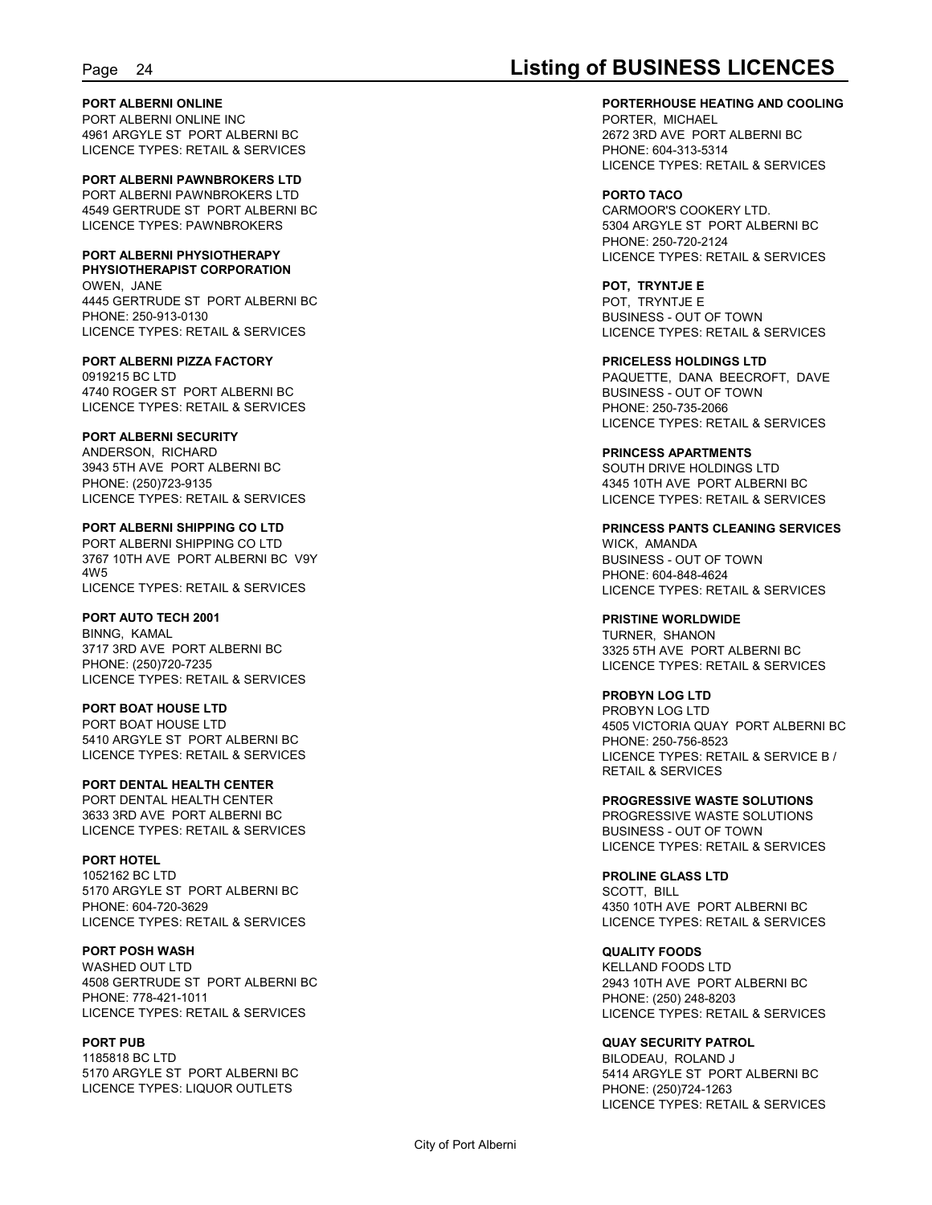**PORT ALBERNI ONLINE**
PORT ALBERNI ONLINE INC
4961 ARGYLE ST PORT ALBERNI BC
LICENCE TYPES: RETAIL & SERVICES

**PORT ALBERNI PAWNBROKERS LTD**
PORT ALBERNI PAWNBROKERS LTD
4549 GERTRUDE ST PORT ALBERNI BC
LICENCE TYPES: PAWNBROKERS

**PORT ALBERNI PHYSIOTHERAPY PHYSIOTHERAPIST CORPORATION**
OWEN, JANE
4445 GERTRUDE ST PORT ALBERNI BC
PHONE: 250-913-0130
LICENCE TYPES: RETAIL & SERVICES

**PORT ALBERNI PIZZA FACTORY**
0919215 BC LTD
4740 ROGER ST PORT ALBERNI BC
LICENCE TYPES: RETAIL & SERVICES

**PORT ALBERNI SECURITY**
ANDERSON, RICHARD
3943 5TH AVE PORT ALBERNI BC
PHONE: (250)723-9135
LICENCE TYPES: RETAIL & SERVICES

**PORT ALBERNI SHIPPING CO LTD**
PORT ALBERNI SHIPPING CO LTD
3767 10TH AVE PORT ALBERNI BC V9Y 4W5
LICENCE TYPES: RETAIL & SERVICES

**PORT AUTO TECH 2001**
BINNG, KAMAL
3717 3RD AVE PORT ALBERNI BC
PHONE: (250)720-7235
LICENCE TYPES: RETAIL & SERVICES

**PORT BOAT HOUSE LTD**
PORT BOAT HOUSE LTD
5410 ARGYLE ST PORT ALBERNI BC
LICENCE TYPES: RETAIL & SERVICES

**PORT DENTAL HEALTH CENTER**
PORT DENTAL HEALTH CENTER
3633 3RD AVE PORT ALBERNI BC
LICENCE TYPES: RETAIL & SERVICES

**PORT HOTEL**
1052162 BC LTD
5170 ARGYLE ST PORT ALBERNI BC
PHONE: 604-720-3629
LICENCE TYPES: RETAIL & SERVICES

**PORT POSH WASH**
WASHED OUT LTD
4508 GERTRUDE ST PORT ALBERNI BC
PHONE: 778-421-1011
LICENCE TYPES: RETAIL & SERVICES

**PORT PUB**
1185818 BC LTD
5170 ARGYLE ST PORT ALBERNI BC
LICENCE TYPES: LIQUOR OUTLETS

**PORTERHOUSE HEATING AND COOLING**
PORTER, MICHAEL
2672 3RD AVE PORT ALBERNI BC
PHONE: 604-313-5314
LICENCE TYPES: RETAIL & SERVICES

**PORTO TACO**
CARMOOR'S COOKERY LTD.
5304 ARGYLE ST PORT ALBERNI BC
PHONE: 250-720-2124
LICENCE TYPES: RETAIL & SERVICES

**POT, TRYNTJE E**
POT, TRYNTJE E
BUSINESS - OUT OF TOWN
LICENCE TYPES: RETAIL & SERVICES

**PRICELESS HOLDINGS LTD**
PAQUETTE, DANA BEECROFT, DAVE
BUSINESS - OUT OF TOWN
PHONE: 250-735-2066
LICENCE TYPES: RETAIL & SERVICES

**PRINCESS APARTMENTS**
SOUTH DRIVE HOLDINGS LTD
4345 10TH AVE PORT ALBERNI BC
LICENCE TYPES: RETAIL & SERVICES

**PRINCESS PANTS CLEANING SERVICES**
WICK, AMANDA
BUSINESS - OUT OF TOWN
PHONE: 604-848-4624
LICENCE TYPES: RETAIL & SERVICES

**PRISTINE WORLDWIDE**
TURNER, SHANON
3325 5TH AVE PORT ALBERNI BC
LICENCE TYPES: RETAIL & SERVICES

**PROBYN LOG LTD**
PROBYN LOG LTD
4505 VICTORIA QUAY PORT ALBERNI BC
PHONE: 250-756-8523
LICENCE TYPES: RETAIL & SERVICE B / RETAIL & SERVICES

**PROGRESSIVE WASTE SOLUTIONS**
PROGRESSIVE WASTE SOLUTIONS
BUSINESS - OUT OF TOWN
LICENCE TYPES: RETAIL & SERVICES

**PROLINE GLASS LTD**
SCOTT, BILL
4350 10TH AVE PORT ALBERNI BC
LICENCE TYPES: RETAIL & SERVICES

**QUALITY FOODS**
KELLAND FOODS LTD
2943 10TH AVE PORT ALBERNI BC
PHONE: (250) 248-8203
LICENCE TYPES: RETAIL & SERVICES

**QUAY SECURITY PATROL**
BILODEAU, ROLAND J
5414 ARGYLE ST PORT ALBERNI BC
PHONE: (250)724-1263
LICENCE TYPES: RETAIL & SERVICES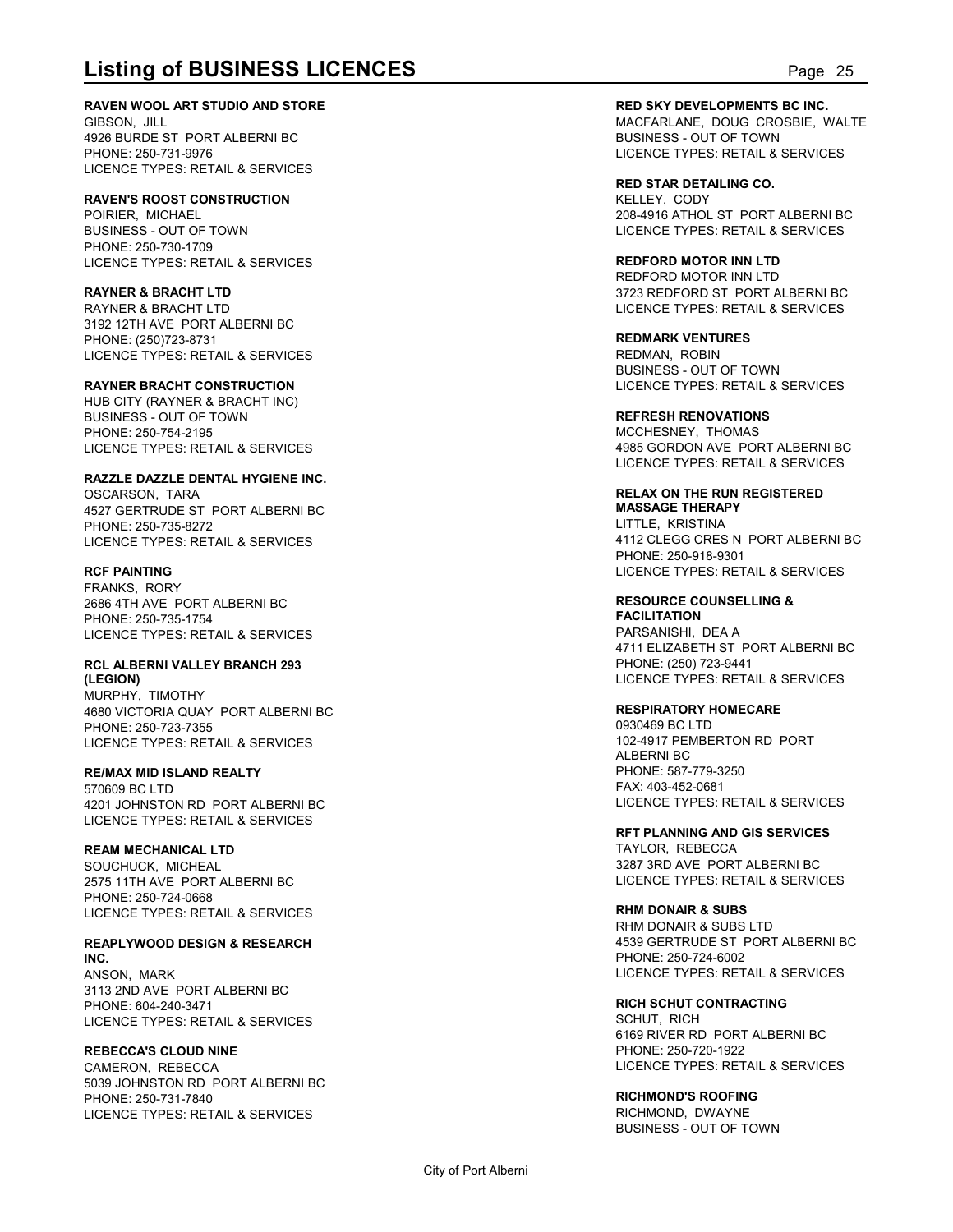# Listing of BUSINESS LICENCES

**RAVEN WOOL ART STUDIO AND STORE**
GIBSON, JILL
4926 BURDE ST PORT ALBERNI BC
PHONE: 250-731-9976
LICENCE TYPES: RETAIL & SERVICES

**RAVEN'S ROOST CONSTRUCTION**
POIRIER, MICHAEL
BUSINESS - OUT OF TOWN
PHONE: 250-730-1709
LICENCE TYPES: RETAIL & SERVICES

**RAYNER & BRACHT LTD**
RAYNER & BRACHT LTD
3192 12TH AVE PORT ALBERNI BC
PHONE: (250)723-8731
LICENCE TYPES: RETAIL & SERVICES

**RAYNER BRACHT CONSTRUCTION**
HUB CITY (RAYNER & BRACHT INC)
BUSINESS - OUT OF TOWN
PHONE: 250-754-2195
LICENCE TYPES: RETAIL & SERVICES

**RAZZLE DAZZLE DENTAL HYGIENE INC.**
OSCARSON, TARA
4527 GERTRUDE ST PORT ALBERNI BC
PHONE: 250-735-8272
LICENCE TYPES: RETAIL & SERVICES

**RCF PAINTING**
FRANKS, RORY
2686 4TH AVE PORT ALBERNI BC
PHONE: 250-735-1754
LICENCE TYPES: RETAIL & SERVICES

**RCL ALBERNI VALLEY BRANCH 293 (LEGION)**
MURPHY, TIMOTHY
4680 VICTORIA QUAY PORT ALBERNI BC
PHONE: 250-723-7355
LICENCE TYPES: RETAIL & SERVICES

**RE/MAX MID ISLAND REALTY**
570609 BC LTD
4201 JOHNSTON RD PORT ALBERNI BC
LICENCE TYPES: RETAIL & SERVICES

**REAM MECHANICAL LTD**
SOUCHUCK, MICHEAL
2575 11TH AVE PORT ALBERNI BC
PHONE: 250-724-0668
LICENCE TYPES: RETAIL & SERVICES

**REAPLYWOOD DESIGN & RESEARCH INC.**
ANSON, MARK
3113 2ND AVE PORT ALBERNI BC
PHONE: 604-240-3471
LICENCE TYPES: RETAIL & SERVICES

**REBECCA'S CLOUD NINE**
CAMERON, REBECCA
5039 JOHNSTON RD PORT ALBERNI BC
PHONE: 250-731-7840
LICENCE TYPES: RETAIL & SERVICES

**RED SKY DEVELOPMENTS BC INC.**
MACFARLANE, DOUG CROSBIE, WALTE
BUSINESS - OUT OF TOWN
LICENCE TYPES: RETAIL & SERVICES

**RED STAR DETAILING CO.**
KELLEY, CODY
208-4916 ATHOL ST PORT ALBERNI BC
LICENCE TYPES: RETAIL & SERVICES

**REDFORD MOTOR INN LTD**
REDFORD MOTOR INN LTD
3723 REDFORD ST PORT ALBERNI BC
LICENCE TYPES: RETAIL & SERVICES

**REDMARK VENTURES**
REDMAN, ROBIN
BUSINESS - OUT OF TOWN
LICENCE TYPES: RETAIL & SERVICES

**REFRESH RENOVATIONS**
MCCHESNEY, THOMAS
4985 GORDON AVE PORT ALBERNI BC
LICENCE TYPES: RETAIL & SERVICES

**RELAX ON THE RUN REGISTERED MASSAGE THERAPY**
LITTLE, KRISTINA
4112 CLEGG CRES N PORT ALBERNI BC
PHONE: 250-918-9301
LICENCE TYPES: RETAIL & SERVICES

**RESOURCE COUNSELLING & FACILITATION**
PARSANISHI, DEA A
4711 ELIZABETH ST PORT ALBERNI BC
PHONE: (250) 723-9441
LICENCE TYPES: RETAIL & SERVICES

**RESPIRATORY HOMECARE**
0930469 BC LTD
102-4917 PEMBERTON RD PORT ALBERNI BC
PHONE: 587-779-3250
FAX: 403-452-0681
LICENCE TYPES: RETAIL & SERVICES

**RFT PLANNING AND GIS SERVICES**
TAYLOR, REBECCA
3287 3RD AVE PORT ALBERNI BC
LICENCE TYPES: RETAIL & SERVICES

**RHM DONAIR & SUBS**
RHM DONAIR & SUBS LTD
4539 GERTRUDE ST PORT ALBERNI BC
PHONE: 250-724-6002
LICENCE TYPES: RETAIL & SERVICES

**RICH SCHUT CONTRACTING**
SCHUT, RICH
6169 RIVER RD PORT ALBERNI BC
PHONE: 250-720-1922
LICENCE TYPES: RETAIL & SERVICES

**RICHMOND'S ROOFING**
RICHMOND, DWAYNE
BUSINESS - OUT OF TOWN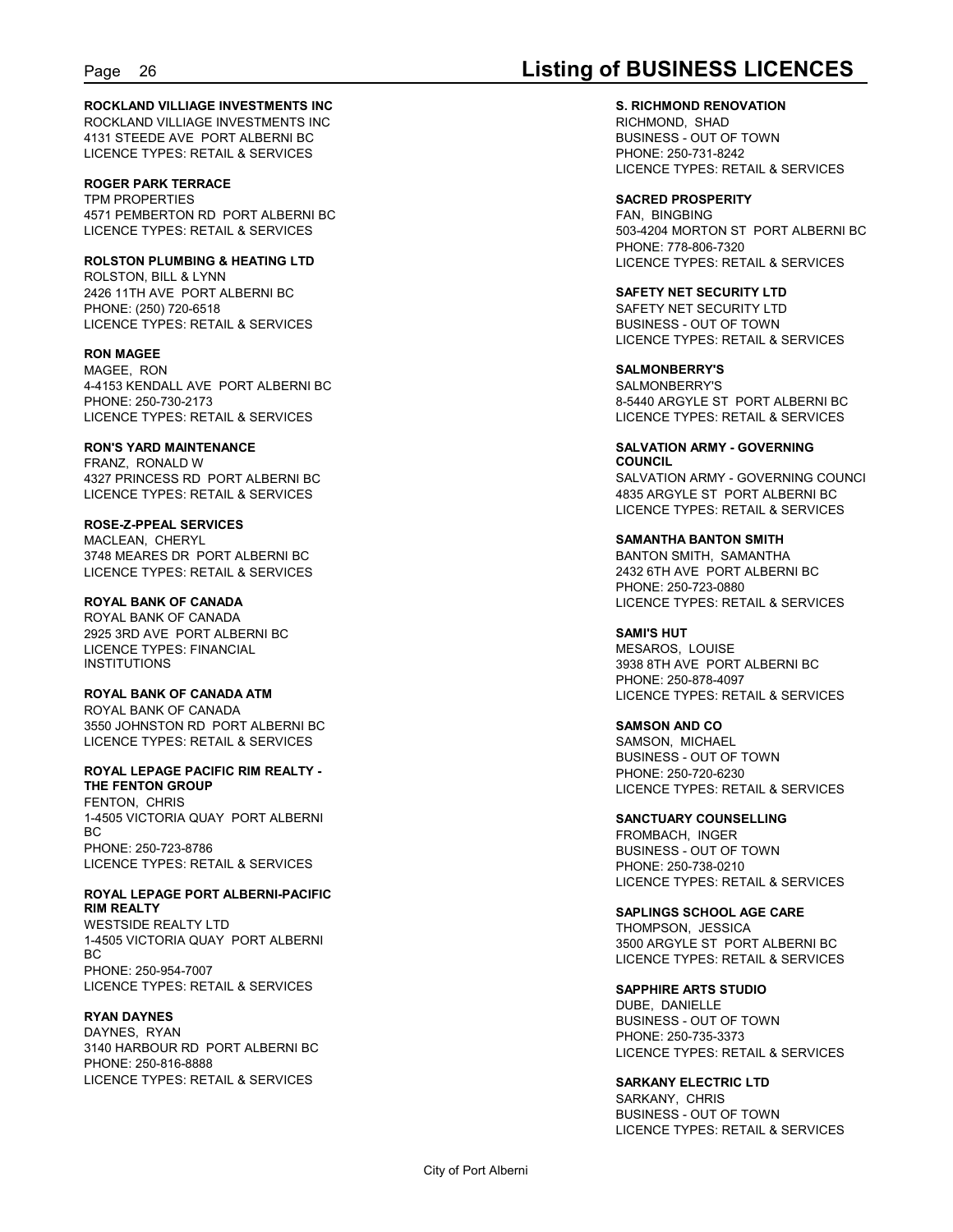**ROCKLAND VILLIAGE INVESTMENTS INC**
ROCKLAND VILLIAGE INVESTMENTS INC
4131 STEEDE AVE PORT ALBERNI BC
LICENCE TYPES: RETAIL & SERVICES

**ROGER PARK TERRACE**
TPM PROPERTIES
4571 PEMBERTON RD PORT ALBERNI BC
LICENCE TYPES: RETAIL & SERVICES

**ROLSTON PLUMBING & HEATING LTD**
ROLSTON, BILL & LYNN
2426 11TH AVE PORT ALBERNI BC
PHONE: (250) 720-6518
LICENCE TYPES: RETAIL & SERVICES

**RON MAGEE**
MAGEE, RON
4-4153 KENDALL AVE PORT ALBERNI BC
PHONE: 250-730-2173
LICENCE TYPES: RETAIL & SERVICES

**RON'S YARD MAINTENANCE**
FRANZ, RONALD W
4327 PRINCESS RD PORT ALBERNI BC
LICENCE TYPES: RETAIL & SERVICES

**ROSE-Z-PPEAL SERVICES**
MACLEAN, CHERYL
3748 MEARES DR PORT ALBERNI BC
LICENCE TYPES: RETAIL & SERVICES

**ROYAL BANK OF CANADA**
ROYAL BANK OF CANADA
2925 3RD AVE PORT ALBERNI BC
LICENCE TYPES: FINANCIAL INSTITUTIONS

**ROYAL BANK OF CANADA ATM**
ROYAL BANK OF CANADA
3550 JOHNSTON RD PORT ALBERNI BC
LICENCE TYPES: RETAIL & SERVICES

**ROYAL LEPAGE PACIFIC RIM REALTY - THE FENTON GROUP**
FENTON, CHRIS
1-4505 VICTORIA QUAY PORT ALBERNI BC
PHONE: 250-723-8786
LICENCE TYPES: RETAIL & SERVICES

**ROYAL LEPAGE PORT ALBERNI-PACIFIC RIM REALTY**
WESTSIDE REALTY LTD
1-4505 VICTORIA QUAY PORT ALBERNI BC
PHONE: 250-954-7007
LICENCE TYPES: RETAIL & SERVICES

**RYAN DAYNES**
DAYNES, RYAN
3140 HARBOUR RD PORT ALBERNI BC
PHONE: 250-816-8888
LICENCE TYPES: RETAIL & SERVICES

**S. RICHMOND RENOVATION**
RICHMOND, SHAD
BUSINESS - OUT OF TOWN
PHONE: 250-731-8242
LICENCE TYPES: RETAIL & SERVICES

**SACRED PROSPERITY**
FAN, BINGBING
503-4204 MORTON ST PORT ALBERNI BC
PHONE: 778-806-7320
LICENCE TYPES: RETAIL & SERVICES

**SAFETY NET SECURITY LTD**
SAFETY NET SECURITY LTD
BUSINESS - OUT OF TOWN
LICENCE TYPES: RETAIL & SERVICES

**SALMONBERRY'S**
SALMONBERRY'S
8-5440 ARGYLE ST PORT ALBERNI BC
LICENCE TYPES: RETAIL & SERVICES

**SALVATION ARMY - GOVERNING COUNCIL**
SALVATION ARMY - GOVERNING COUNCI
4835 ARGYLE ST PORT ALBERNI BC
LICENCE TYPES: RETAIL & SERVICES

**SAMANTHA BANTON SMITH**
BANTON SMITH, SAMANTHA
2432 6TH AVE PORT ALBERNI BC
PHONE: 250-723-0880
LICENCE TYPES: RETAIL & SERVICES

**SAMI'S HUT**
MESAROS, LOUISE
3938 8TH AVE PORT ALBERNI BC
PHONE: 250-878-4097
LICENCE TYPES: RETAIL & SERVICES

**SAMSON AND CO**
SAMSON, MICHAEL
BUSINESS - OUT OF TOWN
PHONE: 250-720-6230
LICENCE TYPES: RETAIL & SERVICES

**SANCTUARY COUNSELLING**
FROMBACH, INGER
BUSINESS - OUT OF TOWN
PHONE: 250-738-0210
LICENCE TYPES: RETAIL & SERVICES

**SAPLINGS SCHOOL AGE CARE**
THOMPSON, JESSICA
3500 ARGYLE ST PORT ALBERNI BC
LICENCE TYPES: RETAIL & SERVICES

**SAPPHIRE ARTS STUDIO**
DUBE, DANIELLE
BUSINESS - OUT OF TOWN
PHONE: 250-735-3373
LICENCE TYPES: RETAIL & SERVICES

**SARKANY ELECTRIC LTD**
SARKANY, CHRIS
BUSINESS - OUT OF TOWN
LICENCE TYPES: RETAIL & SERVICES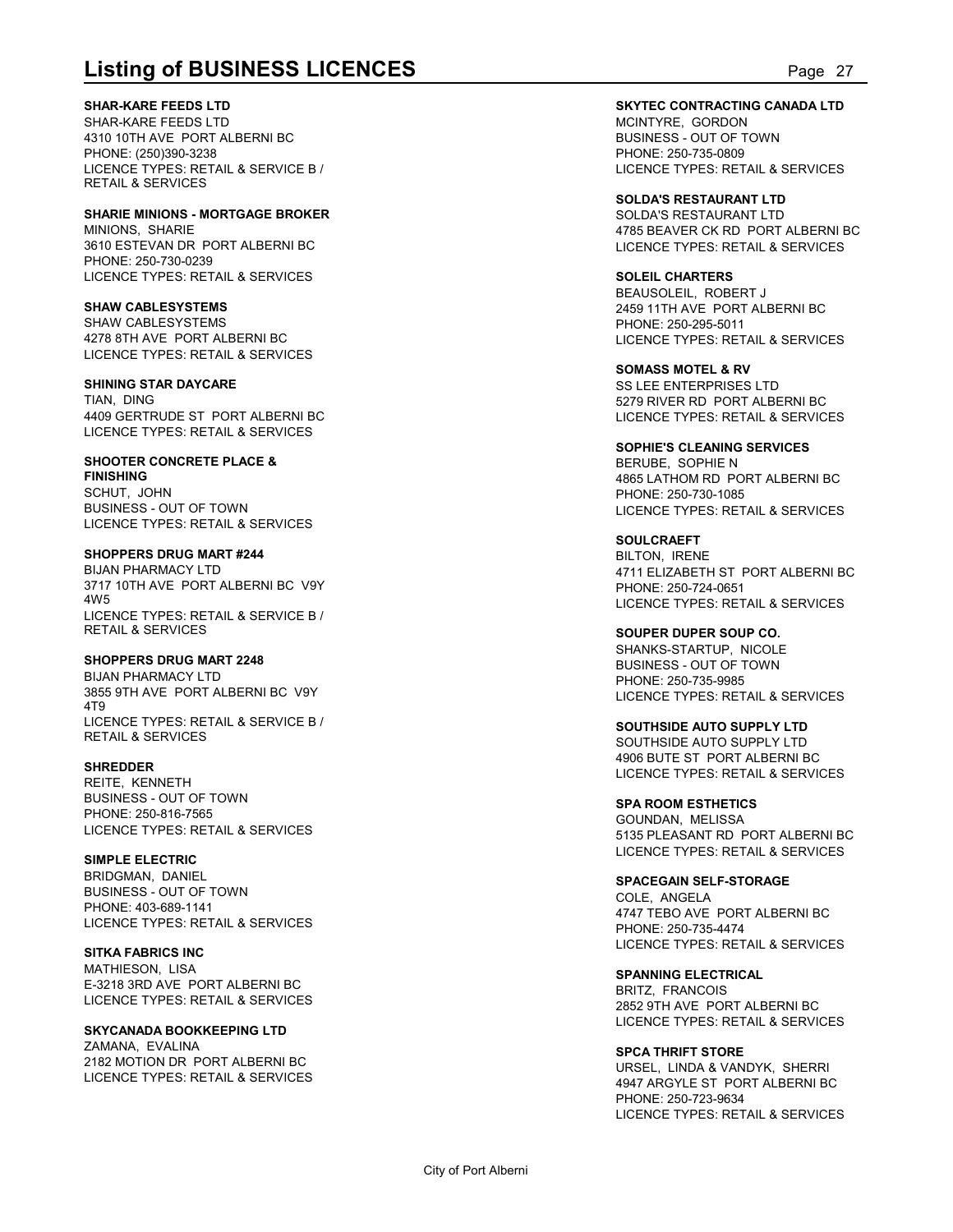# Listing of BUSINESS LICENCES

**SHAR-KARE FEEDS LTD**
SHAR-KARE FEEDS LTD
4310 10TH AVE PORT ALBERNI BC
PHONE: (250)390-3238
LICENCE TYPES: RETAIL & SERVICE B / RETAIL & SERVICES

**SHARIE MINIONS - MORTGAGE BROKER**
MINIONS, SHARIE
3610 ESTEVAN DR PORT ALBERNI BC
PHONE: 250-730-0239
LICENCE TYPES: RETAIL & SERVICES

**SHAW CABLESYSTEMS**
SHAW CABLESYSTEMS
4278 8TH AVE PORT ALBERNI BC
LICENCE TYPES: RETAIL & SERVICES

**SHINING STAR DAYCARE**
TIAN, DING
4409 GERTRUDE ST PORT ALBERNI BC
LICENCE TYPES: RETAIL & SERVICES

**SHOOTER CONCRETE PLACE & FINISHING**
SCHUT, JOHN
BUSINESS - OUT OF TOWN
LICENCE TYPES: RETAIL & SERVICES

**SHOPPERS DRUG MART #244**
BIJAN PHARMACY LTD
3717 10TH AVE PORT ALBERNI BC V9Y 4W5
LICENCE TYPES: RETAIL & SERVICE B / RETAIL & SERVICES

**SHOPPERS DRUG MART 2248**
BIJAN PHARMACY LTD
3855 9TH AVE PORT ALBERNI BC V9Y 4T9
LICENCE TYPES: RETAIL & SERVICE B / RETAIL & SERVICES

**SHREDDER**
REITE, KENNETH
BUSINESS - OUT OF TOWN
PHONE: 250-816-7565
LICENCE TYPES: RETAIL & SERVICES

**SIMPLE ELECTRIC**
BRIDGMAN, DANIEL
BUSINESS - OUT OF TOWN
PHONE: 403-689-1141
LICENCE TYPES: RETAIL & SERVICES

**SITKA FABRICS INC**
MATHIESON, LISA
E-3218 3RD AVE PORT ALBERNI BC
LICENCE TYPES: RETAIL & SERVICES

**SKYCANADA BOOKKEEPING LTD**
ZAMANA, EVALINA
2182 MOTION DR PORT ALBERNI BC
LICENCE TYPES: RETAIL & SERVICES

**SKYTEC CONTRACTING CANADA LTD**
MCINTYRE, GORDON
BUSINESS - OUT OF TOWN
PHONE: 250-735-0809
LICENCE TYPES: RETAIL & SERVICES

**SOLDA'S RESTAURANT LTD**
SOLDA'S RESTAURANT LTD
4785 BEAVER CK RD PORT ALBERNI BC
LICENCE TYPES: RETAIL & SERVICES

**SOLEIL CHARTERS**
BEAUSOLEIL, ROBERT J
2459 11TH AVE PORT ALBERNI BC
PHONE: 250-295-5011
LICENCE TYPES: RETAIL & SERVICES

**SOMASS MOTEL & RV**
SS LEE ENTERPRISES LTD
5279 RIVER RD PORT ALBERNI BC
LICENCE TYPES: RETAIL & SERVICES

**SOPHIE'S CLEANING SERVICES**
BERUBE, SOPHIE N
4865 LATHOM RD PORT ALBERNI BC
PHONE: 250-730-1085
LICENCE TYPES: RETAIL & SERVICES

**SOULCRAEFT**
BILTON, IRENE
4711 ELIZABETH ST PORT ALBERNI BC
PHONE: 250-724-0651
LICENCE TYPES: RETAIL & SERVICES

**SOUPER DUPER SOUP CO.**
SHANKS-STARTUP, NICOLE
BUSINESS - OUT OF TOWN
PHONE: 250-735-9985
LICENCE TYPES: RETAIL & SERVICES

**SOUTHSIDE AUTO SUPPLY LTD**
SOUTHSIDE AUTO SUPPLY LTD
4906 BUTE ST PORT ALBERNI BC
LICENCE TYPES: RETAIL & SERVICES

**SPA ROOM ESTHETICS**
GOUNDAN, MELISSA
5135 PLEASANT RD PORT ALBERNI BC
LICENCE TYPES: RETAIL & SERVICES

**SPACEGAIN SELF-STORAGE**
COLE, ANGELA
4747 TEBO AVE PORT ALBERNI BC
PHONE: 250-735-4474
LICENCE TYPES: RETAIL & SERVICES

**SPANNING ELECTRICAL**
BRITZ, FRANCOIS
2852 9TH AVE PORT ALBERNI BC
LICENCE TYPES: RETAIL & SERVICES

**SPCA THRIFT STORE**
URSEL, LINDA & VANDYK, SHERRI
4947 ARGYLE ST PORT ALBERNI BC
PHONE: 250-723-9634
LICENCE TYPES: RETAIL & SERVICES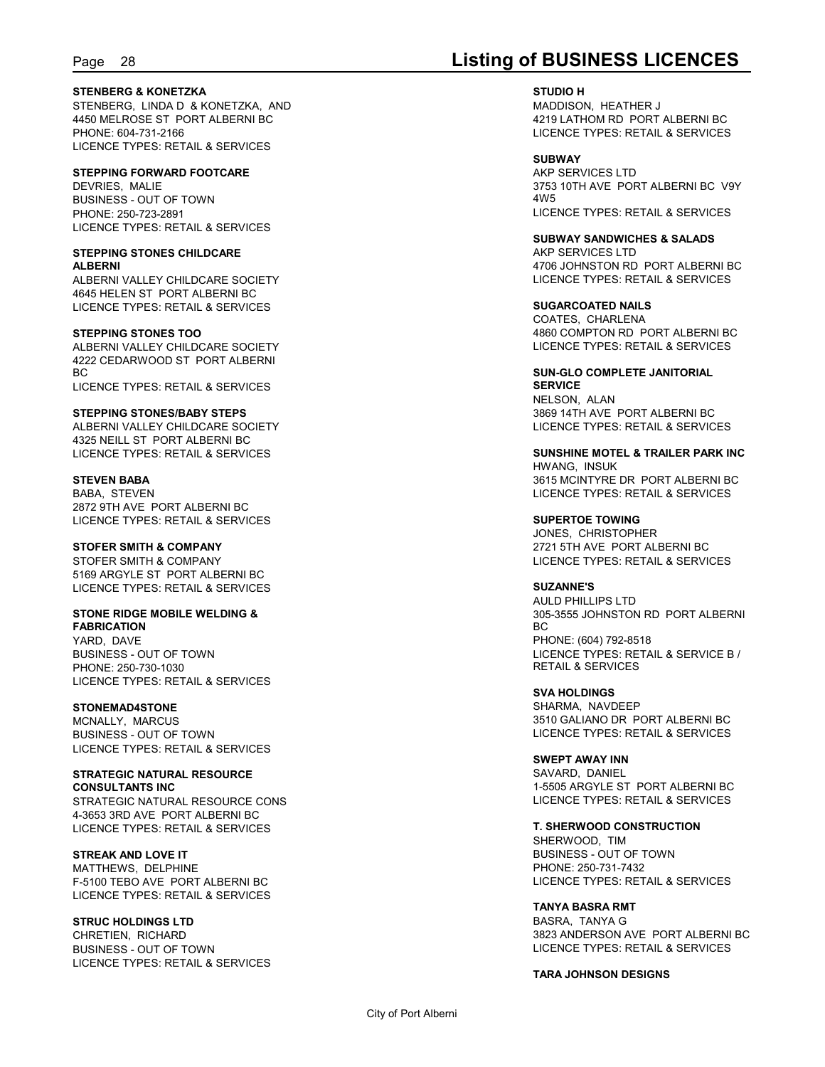**STENBERG & KONETZKA**
STENBERG, LINDA D & KONETZKA, AND
4450 MELROSE ST PORT ALBERNI BC
PHONE: 604-731-2166
LICENCE TYPES: RETAIL & SERVICES

**STEPPING FORWARD FOOTCARE**
DEVRIES, MALIE
BUSINESS - OUT OF TOWN
PHONE: 250-723-2891
LICENCE TYPES: RETAIL & SERVICES

**STEPPING STONES CHILDCARE ALBERNI**
ALBERNI VALLEY CHILDCARE SOCIETY
4645 HELEN ST PORT ALBERNI BC
LICENCE TYPES: RETAIL & SERVICES

**STEPPING STONES TOO**
ALBERNI VALLEY CHILDCARE SOCIETY
4222 CEDARWOOD ST PORT ALBERNI BC
LICENCE TYPES: RETAIL & SERVICES

**STEPPING STONES/BABY STEPS**
ALBERNI VALLEY CHILDCARE SOCIETY
4325 NEILL ST PORT ALBERNI BC
LICENCE TYPES: RETAIL & SERVICES

**STEVEN BABA**
BABA, STEVEN
2872 9TH AVE PORT ALBERNI BC
LICENCE TYPES: RETAIL & SERVICES

**STOFER SMITH & COMPANY**
STOFER SMITH & COMPANY
5169 ARGYLE ST PORT ALBERNI BC
LICENCE TYPES: RETAIL & SERVICES

**STONE RIDGE MOBILE WELDING & FABRICATION**
YARD, DAVE
BUSINESS - OUT OF TOWN
PHONE: 250-730-1030
LICENCE TYPES: RETAIL & SERVICES

**STONEMAD4STONE**
MCNALLY, MARCUS
BUSINESS - OUT OF TOWN
LICENCE TYPES: RETAIL & SERVICES

**STRATEGIC NATURAL RESOURCE CONSULTANTS INC**
STRATEGIC NATURAL RESOURCE CONS
4-3653 3RD AVE PORT ALBERNI BC
LICENCE TYPES: RETAIL & SERVICES

**STREAK AND LOVE IT**
MATTHEWS, DELPHINE
F-5100 TEBO AVE PORT ALBERNI BC
LICENCE TYPES: RETAIL & SERVICES

**STRUC HOLDINGS LTD**
CHRETIEN, RICHARD
BUSINESS - OUT OF TOWN
LICENCE TYPES: RETAIL & SERVICES

**STUDIO H**
MADDISON, HEATHER J
4219 LATHOM RD PORT ALBERNI BC
LICENCE TYPES: RETAIL & SERVICES

**SUBWAY**
AKP SERVICES LTD
3753 10TH AVE PORT ALBERNI BC V9Y 4W5
LICENCE TYPES: RETAIL & SERVICES

**SUBWAY SANDWICHES & SALADS**
AKP SERVICES LTD
4706 JOHNSTON RD PORT ALBERNI BC
LICENCE TYPES: RETAIL & SERVICES

**SUGARCOATED NAILS**
COATES, CHARLENA
4860 COMPTON RD PORT ALBERNI BC
LICENCE TYPES: RETAIL & SERVICES

**SUN-GLO COMPLETE JANITORIAL SERVICE**
NELSON, ALAN
3869 14TH AVE PORT ALBERNI BC
LICENCE TYPES: RETAIL & SERVICES

**SUNSHINE MOTEL & TRAILER PARK INC**
HWANG, INSUK
3615 MCINTYRE DR PORT ALBERNI BC
LICENCE TYPES: RETAIL & SERVICES

**SUPERTOE TOWING**
JONES, CHRISTOPHER
2721 5TH AVE PORT ALBERNI BC
LICENCE TYPES: RETAIL & SERVICES

**SUZANNE'S**
AULD PHILLIPS LTD
305-3555 JOHNSTON RD PORT ALBERNI BC
PHONE: (604) 792-8518
LICENCE TYPES: RETAIL & SERVICE B / RETAIL & SERVICES

**SVA HOLDINGS**
SHARMA, NAVDEEP
3510 GALIANO DR PORT ALBERNI BC
LICENCE TYPES: RETAIL & SERVICES

**SWEPT AWAY INN**
SAVARD, DANIEL
1-5505 ARGYLE ST PORT ALBERNI BC
LICENCE TYPES: RETAIL & SERVICES

**T. SHERWOOD CONSTRUCTION**
SHERWOOD, TIM
BUSINESS - OUT OF TOWN
PHONE: 250-731-7432
LICENCE TYPES: RETAIL & SERVICES

**TANYA BASRA RMT**
BASRA, TANYA G
3823 ANDERSON AVE PORT ALBERNI BC
LICENCE TYPES: RETAIL & SERVICES

**TARA JOHNSON DESIGNS**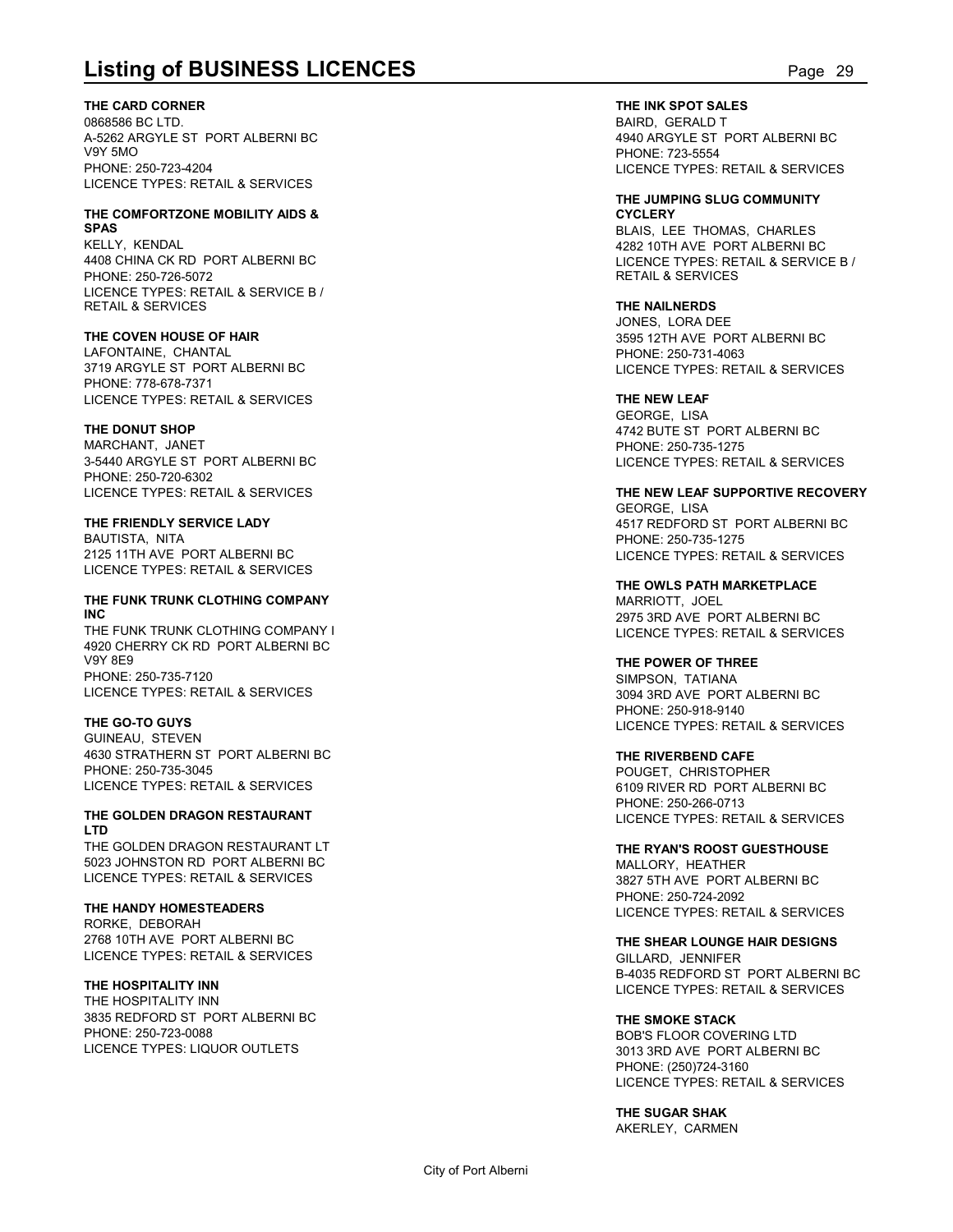# Listing of BUSINESS LICENCES

**THE CARD CORNER**
0868586 BC LTD.
A-5262 ARGYLE ST PORT ALBERNI BC
V9Y 5MO
PHONE: 250-723-4204
LICENCE TYPES: RETAIL & SERVICES

**THE COMFORTZONE MOBILITY AIDS & SPAS**
KELLY, KENDAL
4408 CHINA CK RD PORT ALBERNI BC
PHONE: 250-726-5072
LICENCE TYPES: RETAIL & SERVICE B / RETAIL & SERVICES

**THE COVEN HOUSE OF HAIR**
LAFONTAINE, CHANTAL
3719 ARGYLE ST PORT ALBERNI BC
PHONE: 778-678-7371
LICENCE TYPES: RETAIL & SERVICES

**THE DONUT SHOP**
MARCHANT, JANET
3-5440 ARGYLE ST PORT ALBERNI BC
PHONE: 250-720-6302
LICENCE TYPES: RETAIL & SERVICES

**THE FRIENDLY SERVICE LADY**
BAUTISTA, NITA
2125 11TH AVE PORT ALBERNI BC
LICENCE TYPES: RETAIL & SERVICES

**THE FUNK TRUNK CLOTHING COMPANY INC**
THE FUNK TRUNK CLOTHING COMPANY I
4920 CHERRY CK RD PORT ALBERNI BC
V9Y 8E9
PHONE: 250-735-7120
LICENCE TYPES: RETAIL & SERVICES

**THE GO-TO GUYS**
GUINEAU, STEVEN
4630 STRATHERN ST PORT ALBERNI BC
PHONE: 250-735-3045
LICENCE TYPES: RETAIL & SERVICES

**THE GOLDEN DRAGON RESTAURANT LTD**
THE GOLDEN DRAGON RESTAURANT LT
5023 JOHNSTON RD PORT ALBERNI BC
LICENCE TYPES: RETAIL & SERVICES

**THE HANDY HOMESTEADERS**
RORKE, DEBORAH
2768 10TH AVE PORT ALBERNI BC
LICENCE TYPES: RETAIL & SERVICES

**THE HOSPITALITY INN**
THE HOSPITALITY INN
3835 REDFORD ST PORT ALBERNI BC
PHONE: 250-723-0088
LICENCE TYPES: LIQUOR OUTLETS

**THE INK SPOT SALES**
BAIRD, GERALD T
4940 ARGYLE ST PORT ALBERNI BC
PHONE: 723-5554
LICENCE TYPES: RETAIL & SERVICES

**THE JUMPING SLUG COMMUNITY CYCLERY**
BLAIS, LEE THOMAS, CHARLES
4282 10TH AVE PORT ALBERNI BC
LICENCE TYPES: RETAIL & SERVICE B / RETAIL & SERVICES

**THE NAILNERDS**
JONES, LORA DEE
3595 12TH AVE PORT ALBERNI BC
PHONE: 250-731-4063
LICENCE TYPES: RETAIL & SERVICES

**THE NEW LEAF**
GEORGE, LISA
4742 BUTE ST PORT ALBERNI BC
PHONE: 250-735-1275
LICENCE TYPES: RETAIL & SERVICES

**THE NEW LEAF SUPPORTIVE RECOVERY**
GEORGE, LISA
4517 REDFORD ST PORT ALBERNI BC
PHONE: 250-735-1275
LICENCE TYPES: RETAIL & SERVICES

**THE OWLS PATH MARKETPLACE**
MARRIOTT, JOEL
2975 3RD AVE PORT ALBERNI BC
LICENCE TYPES: RETAIL & SERVICES

**THE POWER OF THREE**
SIMPSON, TATIANA
3094 3RD AVE PORT ALBERNI BC
PHONE: 250-918-9140
LICENCE TYPES: RETAIL & SERVICES

**THE RIVERBEND CAFE**
POUGET, CHRISTOPHER
6109 RIVER RD PORT ALBERNI BC
PHONE: 250-266-0713
LICENCE TYPES: RETAIL & SERVICES

**THE RYAN'S ROOST GUESTHOUSE**
MALLORY, HEATHER
3827 5TH AVE PORT ALBERNI BC
PHONE: 250-724-2092
LICENCE TYPES: RETAIL & SERVICES

**THE SHEAR LOUNGE HAIR DESIGNS**
GILLARD, JENNIFER
B-4035 REDFORD ST PORT ALBERNI BC
LICENCE TYPES: RETAIL & SERVICES

**THE SMOKE STACK**
BOB'S FLOOR COVERING LTD
3013 3RD AVE PORT ALBERNI BC
PHONE: (250)724-3160
LICENCE TYPES: RETAIL & SERVICES

**THE SUGAR SHAK**
AKERLEY, CARMEN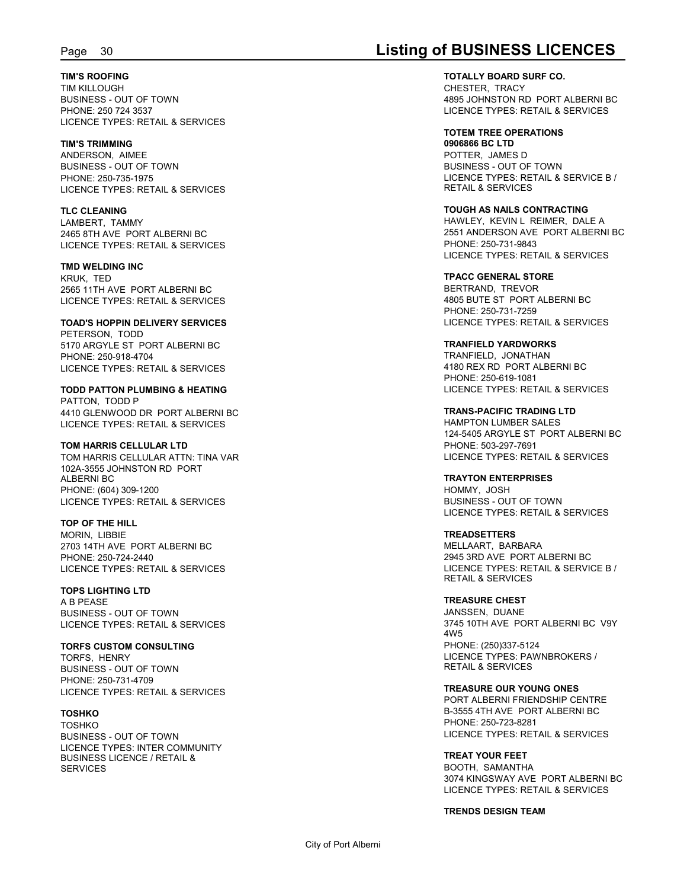**TIM'S ROOFING**
TIM KILLOUGH
BUSINESS - OUT OF TOWN
PHONE: 250 724 3537
LICENCE TYPES: RETAIL & SERVICES

**TIM'S TRIMMING**
ANDERSON, AIMEE
BUSINESS - OUT OF TOWN
PHONE: 250-735-1975
LICENCE TYPES: RETAIL & SERVICES

**TLC CLEANING**
LAMBERT, TAMMY
2465 8TH AVE PORT ALBERNI BC
LICENCE TYPES: RETAIL & SERVICES

**TMD WELDING INC**
KRUK, TED
2565 11TH AVE PORT ALBERNI BC
LICENCE TYPES: RETAIL & SERVICES

**TOAD'S HOPPIN DELIVERY SERVICES**
PETERSON, TODD
5170 ARGYLE ST PORT ALBERNI BC
PHONE: 250-918-4704
LICENCE TYPES: RETAIL & SERVICES

**TODD PATTON PLUMBING & HEATING**
PATTON, TODD P
4410 GLENWOOD DR PORT ALBERNI BC
LICENCE TYPES: RETAIL & SERVICES

**TOM HARRIS CELLULAR LTD**
TOM HARRIS CELLULAR ATTN: TINA VAR
102A-3555 JOHNSTON RD PORT ALBERNI BC
PHONE: (604) 309-1200
LICENCE TYPES: RETAIL & SERVICES

**TOP OF THE HILL**
MORIN, LIBBIE
2703 14TH AVE PORT ALBERNI BC
PHONE: 250-724-2440
LICENCE TYPES: RETAIL & SERVICES

**TOPS LIGHTING LTD**
A B PEASE
BUSINESS - OUT OF TOWN
LICENCE TYPES: RETAIL & SERVICES

**TORFS CUSTOM CONSULTING**
TORFS, HENRY
BUSINESS - OUT OF TOWN
PHONE: 250-731-4709
LICENCE TYPES: RETAIL & SERVICES

**TOSHKO**
TOSHKO
BUSINESS - OUT OF TOWN
LICENCE TYPES: INTER COMMUNITY BUSINESS LICENCE / RETAIL & SERVICES

**TOTALLY BOARD SURF CO.**
CHESTER, TRACY
4895 JOHNSTON RD PORT ALBERNI BC
LICENCE TYPES: RETAIL & SERVICES

**TOTEM TREE OPERATIONS**
**0906866 BC LTD**
POTTER, JAMES D
BUSINESS - OUT OF TOWN
LICENCE TYPES: RETAIL & SERVICE B / RETAIL & SERVICES

**TOUGH AS NAILS CONTRACTING**
HAWLEY, KEVIN L REIMER, DALE A
2551 ANDERSON AVE PORT ALBERNI BC
PHONE: 250-731-9843
LICENCE TYPES: RETAIL & SERVICES

**TPACC GENERAL STORE**
BERTRAND, TREVOR
4805 BUTE ST PORT ALBERNI BC
PHONE: 250-731-7259
LICENCE TYPES: RETAIL & SERVICES

**TRANFIELD YARDWORKS**
TRANFIELD, JONATHAN
4180 REX RD PORT ALBERNI BC
PHONE: 250-619-1081
LICENCE TYPES: RETAIL & SERVICES

**TRANS-PACIFIC TRADING LTD**
HAMPTON LUMBER SALES
124-5405 ARGYLE ST PORT ALBERNI BC
PHONE: 503-297-7691
LICENCE TYPES: RETAIL & SERVICES

**TRAYTON ENTERPRISES**
HOMMY, JOSH
BUSINESS - OUT OF TOWN
LICENCE TYPES: RETAIL & SERVICES

**TREADSETTERS**
MELLAART, BARBARA
2945 3RD AVE PORT ALBERNI BC
LICENCE TYPES: RETAIL & SERVICE B / RETAIL & SERVICES

**TREASURE CHEST**
JANSSEN, DUANE
3745 10TH AVE PORT ALBERNI BC V9Y 4W5
PHONE: (250)337-5124
LICENCE TYPES: PAWNBROKERS / RETAIL & SERVICES

**TREASURE OUR YOUNG ONES**
PORT ALBERNI FRIENDSHIP CENTRE
B-3555 4TH AVE PORT ALBERNI BC
PHONE: 250-723-8281
LICENCE TYPES: RETAIL & SERVICES

**TREAT YOUR FEET**
BOOTH, SAMANTHA
3074 KINGSWAY AVE PORT ALBERNI BC
LICENCE TYPES: RETAIL & SERVICES

**TRENDS DESIGN TEAM**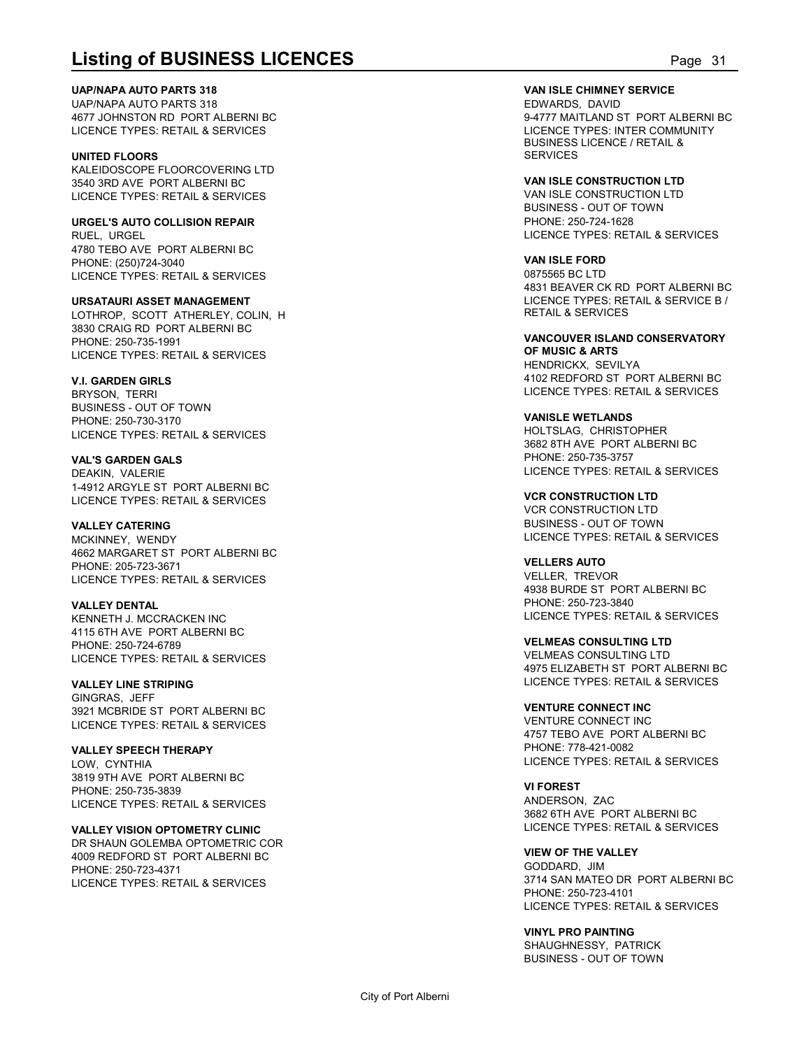## Listing of BUSINESS LICENCES

**UAP/NAPA AUTO PARTS 318**
UAP/NAPA AUTO PARTS 318
4677 JOHNSTON RD PORT ALBERNI BC
LICENCE TYPES: RETAIL & SERVICES

**UNITED FLOORS**
KALEIDOSCOPE FLOORCOVERING LTD
3540 3RD AVE PORT ALBERNI BC
LICENCE TYPES: RETAIL & SERVICES

**URGEL'S AUTO COLLISION REPAIR**
RUEL, URGEL
4780 TEBO AVE PORT ALBERNI BC
PHONE: (250)724-3040
LICENCE TYPES: RETAIL & SERVICES

**URSATAURI ASSET MANAGEMENT**
LOTHROP, SCOTT ATHERLEY, COLIN, H
3830 CRAIG RD PORT ALBERNI BC
PHONE: 250-735-1991
LICENCE TYPES: RETAIL & SERVICES

**V.I. GARDEN GIRLS**
BRYSON, TERRI
BUSINESS - OUT OF TOWN
PHONE: 250-730-3170
LICENCE TYPES: RETAIL & SERVICES

**VAL'S GARDEN GALS**
DEAKIN, VALERIE
1-4912 ARGYLE ST PORT ALBERNI BC
LICENCE TYPES: RETAIL & SERVICES

**VALLEY CATERING**
MCKINNEY, WENDY
4662 MARGARET ST PORT ALBERNI BC
PHONE: 205-723-3671
LICENCE TYPES: RETAIL & SERVICES

**VALLEY DENTAL**
KENNETH J. MCCRACKEN INC
4115 6TH AVE PORT ALBERNI BC
PHONE: 250-724-6789
LICENCE TYPES: RETAIL & SERVICES

**VALLEY LINE STRIPING**
GINGRAS, JEFF
3921 MCBRIDE ST PORT ALBERNI BC
LICENCE TYPES: RETAIL & SERVICES

**VALLEY SPEECH THERAPY**
LOW, CYNTHIA
3819 9TH AVE PORT ALBERNI BC
PHONE: 250-735-3839
LICENCE TYPES: RETAIL & SERVICES

**VALLEY VISION OPTOMETRY CLINIC**
DR SHAUN GOLEMBA OPTOMETRIC COR
4009 REDFORD ST PORT ALBERNI BC
PHONE: 250-723-4371
LICENCE TYPES: RETAIL & SERVICES

**VAN ISLE CHIMNEY SERVICE**
EDWARDS, DAVID
9-4777 MAITLAND ST PORT ALBERNI BC
LICENCE TYPES: INTER COMMUNITY BUSINESS LICENCE / RETAIL & SERVICES

**VAN ISLE CONSTRUCTION LTD**
VAN ISLE CONSTRUCTION LTD
BUSINESS - OUT OF TOWN
PHONE: 250-724-1628
LICENCE TYPES: RETAIL & SERVICES

**VAN ISLE FORD**
0875565 BC LTD
4831 BEAVER CK RD PORT ALBERNI BC
LICENCE TYPES: RETAIL & SERVICE B / RETAIL & SERVICES

**VANCOUVER ISLAND CONSERVATORY OF MUSIC & ARTS**
HENDRICKX, SEVILYA
4102 REDFORD ST PORT ALBERNI BC
LICENCE TYPES: RETAIL & SERVICES

**VANISLE WETLANDS**
HOLTSLAG, CHRISTOPHER
3682 8TH AVE PORT ALBERNI BC
PHONE: 250-735-3757
LICENCE TYPES: RETAIL & SERVICES

**VCR CONSTRUCTION LTD**
VCR CONSTRUCTION LTD
BUSINESS - OUT OF TOWN
LICENCE TYPES: RETAIL & SERVICES

**VELLERS AUTO**
VELLER, TREVOR
4938 BURDE ST PORT ALBERNI BC
PHONE: 250-723-3840
LICENCE TYPES: RETAIL & SERVICES

**VELMEAS CONSULTING LTD**
VELMEAS CONSULTING LTD
4975 ELIZABETH ST PORT ALBERNI BC
LICENCE TYPES: RETAIL & SERVICES

**VENTURE CONNECT INC**
VENTURE CONNECT INC
4757 TEBO AVE PORT ALBERNI BC
PHONE: 778-421-0082
LICENCE TYPES: RETAIL & SERVICES

**VI FOREST**
ANDERSON, ZAC
3682 6TH AVE PORT ALBERNI BC
LICENCE TYPES: RETAIL & SERVICES

**VIEW OF THE VALLEY**
GODDARD, JIM
3714 SAN MATEO DR PORT ALBERNI BC
PHONE: 250-723-4101
LICENCE TYPES: RETAIL & SERVICES

**VINYL PRO PAINTING**
SHAUGHNESSY, PATRICK
BUSINESS - OUT OF TOWN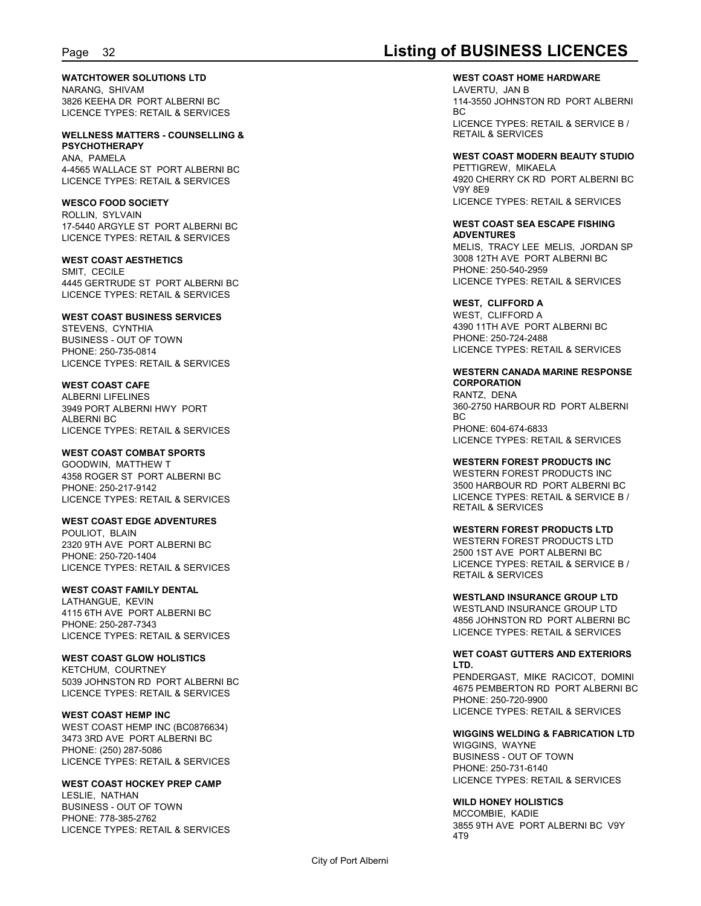**WATCHTOWER SOLUTIONS LTD**
NARANG, SHIVAM
3826 KEEHA DR PORT ALBERNI BC
LICENCE TYPES: RETAIL & SERVICES

**WELLNESS MATTERS - COUNSELLING & PSYCHOTHERAPY**
ANA, PAMELA
4-4565 WALLACE ST PORT ALBERNI BC
LICENCE TYPES: RETAIL & SERVICES

**WESCO FOOD SOCIETY**
ROLLIN, SYLVAIN
17-5440 ARGYLE ST PORT ALBERNI BC
LICENCE TYPES: RETAIL & SERVICES

**WEST COAST AESTHETICS**
SMIT, CECILE
4445 GERTRUDE ST PORT ALBERNI BC
LICENCE TYPES: RETAIL & SERVICES

**WEST COAST BUSINESS SERVICES**
STEVENS, CYNTHIA
BUSINESS - OUT OF TOWN
PHONE: 250-735-0814
LICENCE TYPES: RETAIL & SERVICES

**WEST COAST CAFE**
ALBERNI LIFELINES
3949 PORT ALBERNI HWY PORT ALBERNI BC
LICENCE TYPES: RETAIL & SERVICES

**WEST COAST COMBAT SPORTS**
GOODWIN, MATTHEW T
4358 ROGER ST PORT ALBERNI BC
PHONE: 250-217-9142
LICENCE TYPES: RETAIL & SERVICES

**WEST COAST EDGE ADVENTURES**
POULIOT, BLAIN
2320 9TH AVE PORT ALBERNI BC
PHONE: 250-720-1404
LICENCE TYPES: RETAIL & SERVICES

**WEST COAST FAMILY DENTAL**
LATHANGUE, KEVIN
4115 6TH AVE PORT ALBERNI BC
PHONE: 250-287-7343
LICENCE TYPES: RETAIL & SERVICES

**WEST COAST GLOW HOLISTICS**
KETCHUM, COURTNEY
5039 JOHNSTON RD PORT ALBERNI BC
LICENCE TYPES: RETAIL & SERVICES

**WEST COAST HEMP INC**
WEST COAST HEMP INC (BC0876634)
3473 3RD AVE PORT ALBERNI BC
PHONE: (250) 287-5086
LICENCE TYPES: RETAIL & SERVICES

**WEST COAST HOCKEY PREP CAMP**
LESLIE, NATHAN
BUSINESS - OUT OF TOWN
PHONE: 778-385-2762
LICENCE TYPES: RETAIL & SERVICES

**WEST COAST HOME HARDWARE**
LAVERTU, JAN B
114-3550 JOHNSTON RD PORT ALBERNI BC
LICENCE TYPES: RETAIL & SERVICE B / RETAIL & SERVICES

**WEST COAST MODERN BEAUTY STUDIO**
PETTIGREW, MIKAELA
4920 CHERRY CK RD PORT ALBERNI BC V9Y 8E9
LICENCE TYPES: RETAIL & SERVICES

**WEST COAST SEA ESCAPE FISHING ADVENTURES**
MELIS, TRACY LEE MELIS, JORDAN SP
3008 12TH AVE PORT ALBERNI BC
PHONE: 250-540-2959
LICENCE TYPES: RETAIL & SERVICES

**WEST, CLIFFORD A**
WEST, CLIFFORD A
4390 11TH AVE PORT ALBERNI BC
PHONE: 250-724-2488
LICENCE TYPES: RETAIL & SERVICES

**WESTERN CANADA MARINE RESPONSE CORPORATION**
RANTZ, DENA
360-2750 HARBOUR RD PORT ALBERNI BC
PHONE: 604-674-6833
LICENCE TYPES: RETAIL & SERVICES

**WESTERN FOREST PRODUCTS INC**
WESTERN FOREST PRODUCTS INC
3500 HARBOUR RD PORT ALBERNI BC
LICENCE TYPES: RETAIL & SERVICE B / RETAIL & SERVICES

**WESTERN FOREST PRODUCTS LTD**
WESTERN FOREST PRODUCTS LTD
2500 1ST AVE PORT ALBERNI BC
LICENCE TYPES: RETAIL & SERVICE B / RETAIL & SERVICES

**WESTLAND INSURANCE GROUP LTD**
WESTLAND INSURANCE GROUP LTD
4856 JOHNSTON RD PORT ALBERNI BC
LICENCE TYPES: RETAIL & SERVICES

**WET COAST GUTTERS AND EXTERIORS LTD.**
PENDERGAST, MIKE RACICOT, DOMINI
4675 PEMBERTON RD PORT ALBERNI BC
PHONE: 250-720-9900
LICENCE TYPES: RETAIL & SERVICES

**WIGGINS WELDING & FABRICATION LTD**
WIGGINS, WAYNE
BUSINESS - OUT OF TOWN
PHONE: 250-731-6140
LICENCE TYPES: RETAIL & SERVICES

**WILD HONEY HOLISTICS**
MCCOMBIE, KADIE
3855 9TH AVE PORT ALBERNI BC V9Y 4T9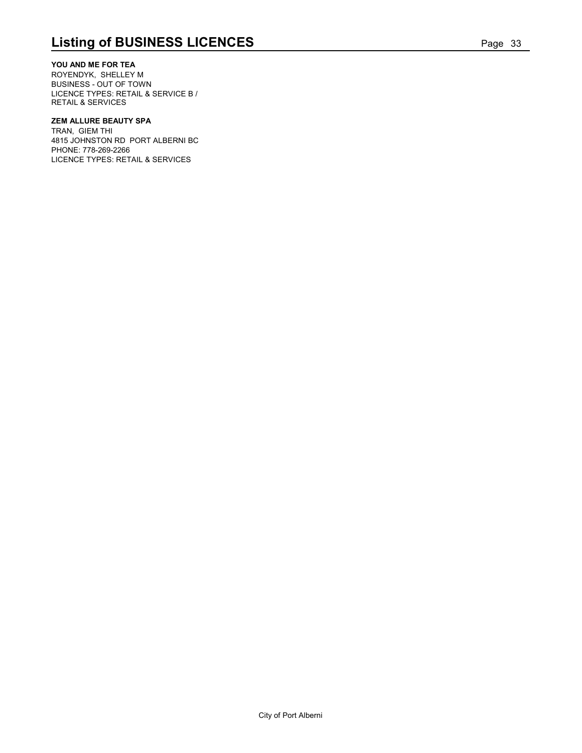**YOU AND ME FOR TEA**
ROYENDYK, SHELLEY M
BUSINESS - OUT OF TOWN
LICENCE TYPES: RETAIL & SERVICE B /
RETAIL & SERVICES

**ZEM ALLURE BEAUTY SPA**
TRAN, GIEM THI
4815 JOHNSTON RD PORT ALBERNI BC
PHONE: 778-269-2266
LICENCE TYPES: RETAIL & SERVICES